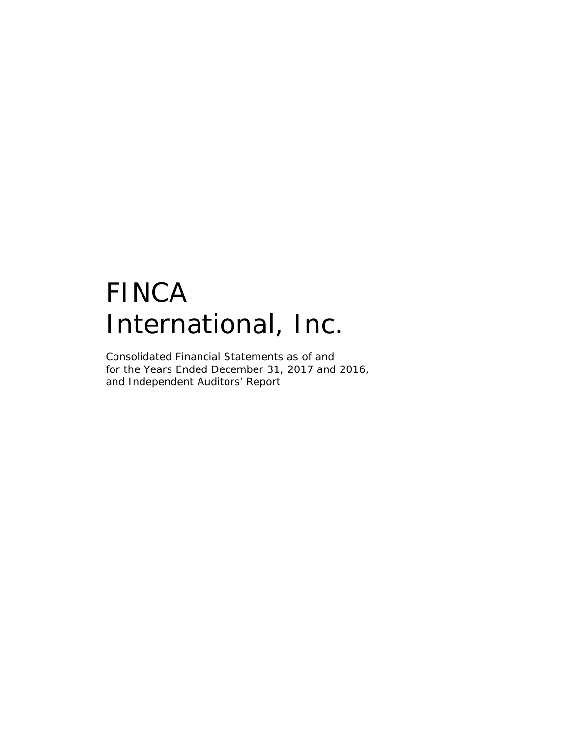# FINCA International, Inc.

Consolidated Financial Statements as of and for the Years Ended December 31, 2017 and 2016, and Independent Auditors' Report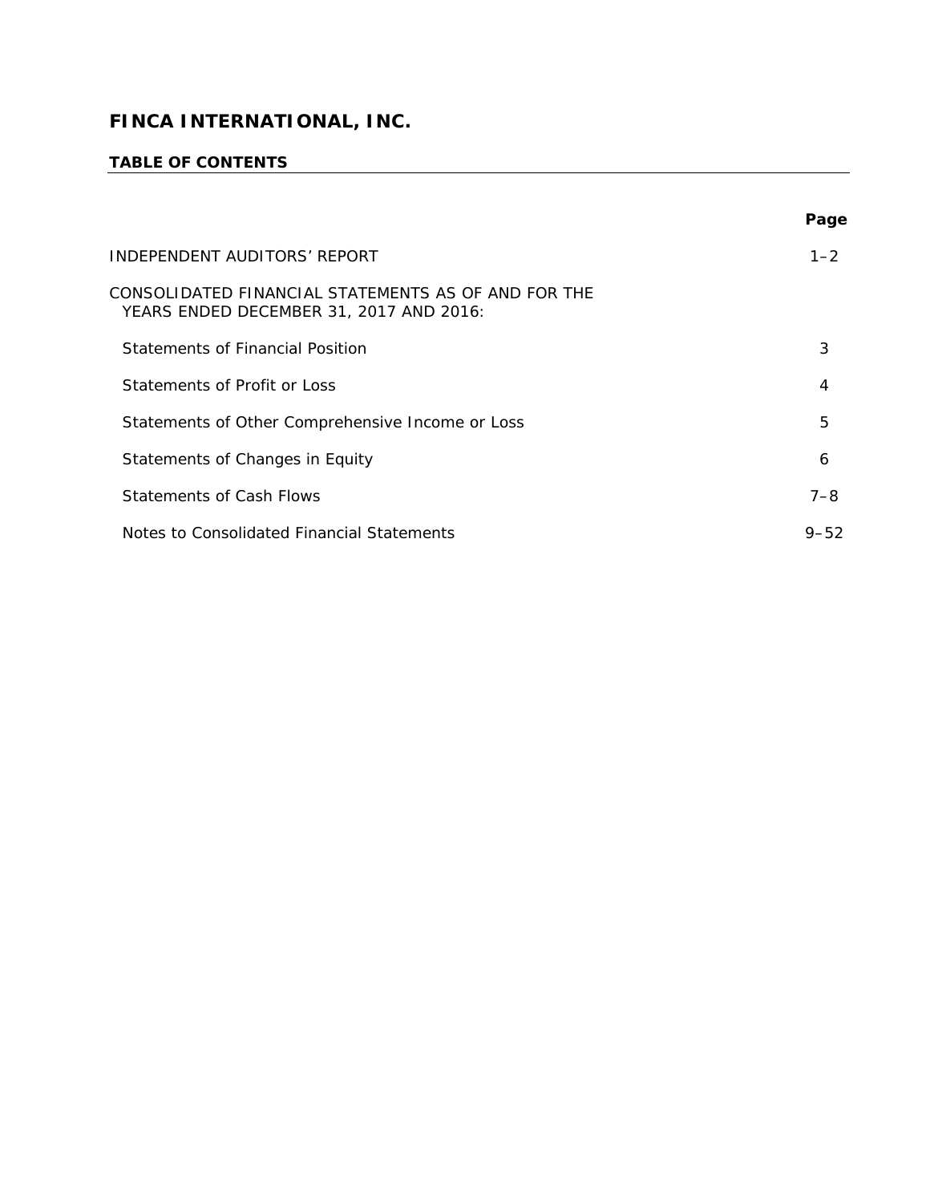# FINCA INTERNATIONAL, INC.

## TABLE OF CONTENTS

| | Page |
|---|---|
| INDEPENDENT AUDITORS' REPORT | 1–2 |
| CONSOLIDATED FINANCIAL STATEMENTS AS OF AND FOR THE YEARS ENDED DECEMBER 31, 2017 AND 2016: | |
| Statements of Financial Position | 3 |
| Statements of Profit or Loss | 4 |
| Statements of Other Comprehensive Income or Loss | 5 |
| Statements of Changes in Equity | 6 |
| Statements of Cash Flows | 7–8 |
| Notes to Consolidated Financial Statements | 9–52 |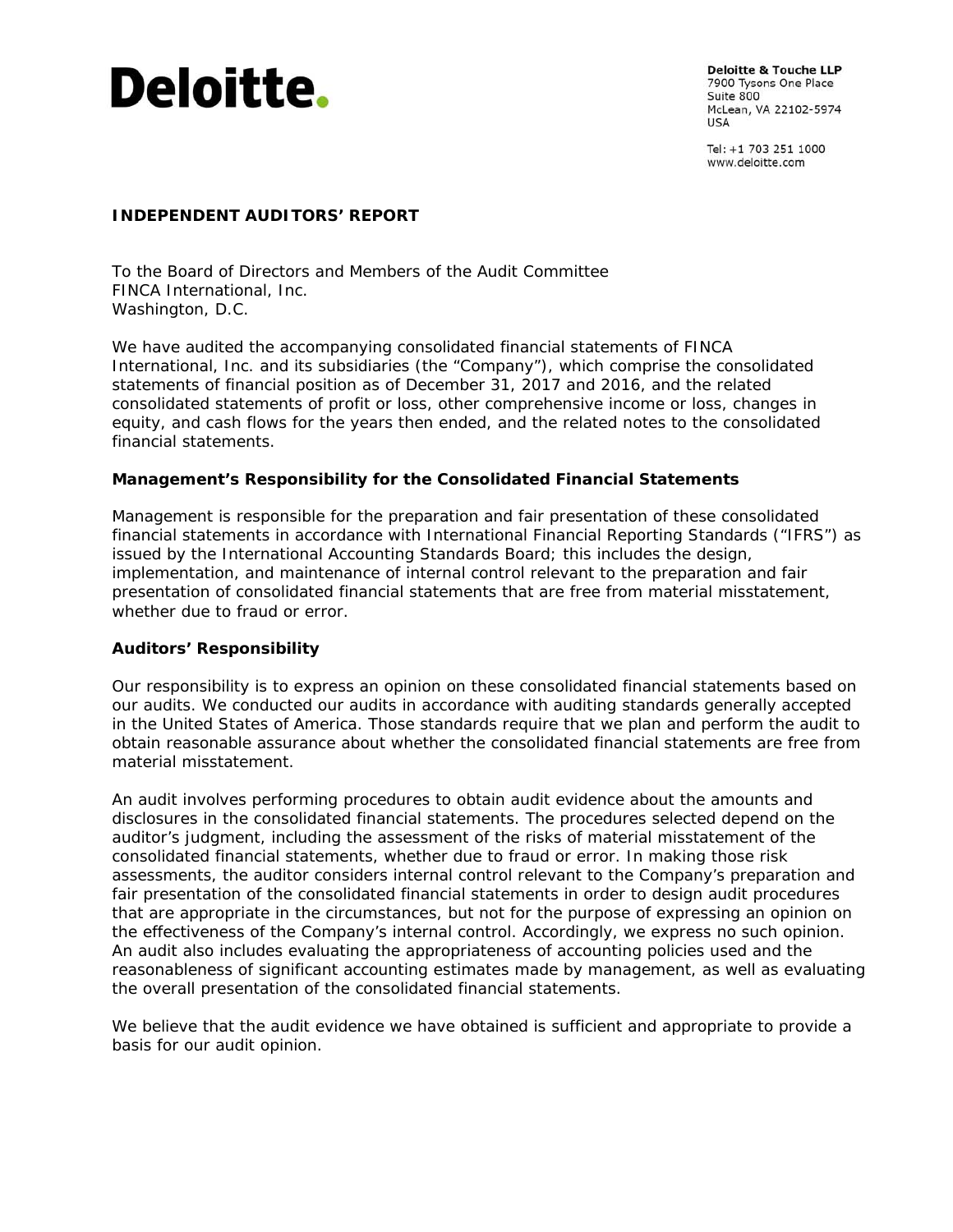Deloitte.

Deloitte & Touche LLP
7900 Tysons One Place
Suite 800
McLean, VA 22102-5974
USA

Tel: +1 703 251 1000
www.deloitte.com

## INDEPENDENT AUDITORS' REPORT

To the Board of Directors and Members of the Audit Committee
FINCA International, Inc.
Washington, D.C.

We have audited the accompanying consolidated financial statements of FINCA International, Inc. and its subsidiaries (the "Company"), which comprise the consolidated statements of financial position as of December 31, 2017 and 2016, and the related consolidated statements of profit or loss, other comprehensive income or loss, changes in equity, and cash flows for the years then ended, and the related notes to the consolidated financial statements.

### Management's Responsibility for the Consolidated Financial Statements

Management is responsible for the preparation and fair presentation of these consolidated financial statements in accordance with International Financial Reporting Standards ("IFRS") as issued by the International Accounting Standards Board; this includes the design, implementation, and maintenance of internal control relevant to the preparation and fair presentation of consolidated financial statements that are free from material misstatement, whether due to fraud or error.

### Auditors' Responsibility

Our responsibility is to express an opinion on these consolidated financial statements based on our audits. We conducted our audits in accordance with auditing standards generally accepted in the United States of America. Those standards require that we plan and perform the audit to obtain reasonable assurance about whether the consolidated financial statements are free from material misstatement.

An audit involves performing procedures to obtain audit evidence about the amounts and disclosures in the consolidated financial statements. The procedures selected depend on the auditor's judgment, including the assessment of the risks of material misstatement of the consolidated financial statements, whether due to fraud or error. In making those risk assessments, the auditor considers internal control relevant to the Company's preparation and fair presentation of the consolidated financial statements in order to design audit procedures that are appropriate in the circumstances, but not for the purpose of expressing an opinion on the effectiveness of the Company's internal control. Accordingly, we express no such opinion. An audit also includes evaluating the appropriateness of accounting policies used and the reasonableness of significant accounting estimates made by management, as well as evaluating the overall presentation of the consolidated financial statements.

We believe that the audit evidence we have obtained is sufficient and appropriate to provide a basis for our audit opinion.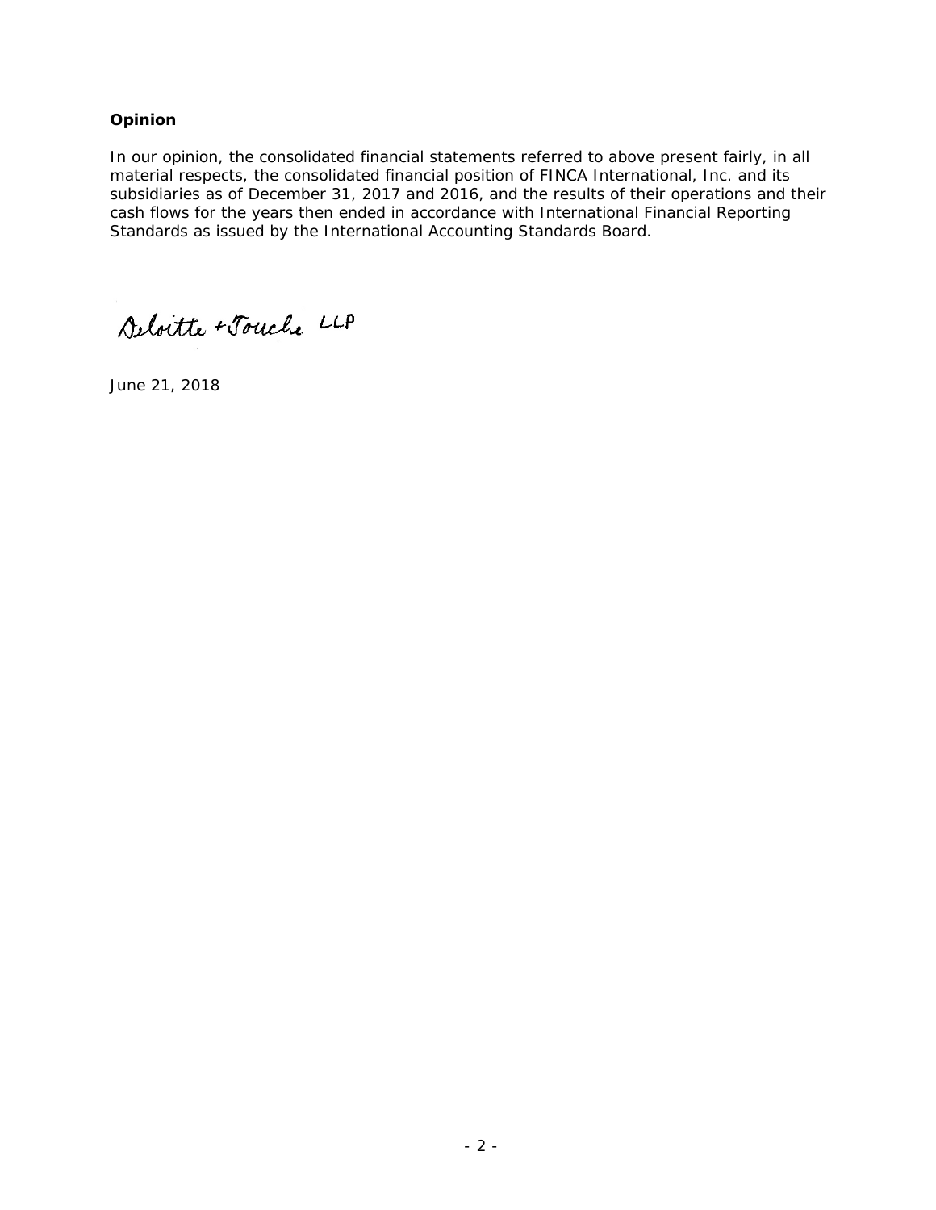**Opinion**

In our opinion, the consolidated financial statements referred to above present fairly, in all material respects, the consolidated financial position of FINCA International, Inc. and its subsidiaries as of December 31, 2017 and 2016, and the results of their operations and their cash flows for the years then ended in accordance with International Financial Reporting Standards as issued by the International Accounting Standards Board.

Deloitte & Touche LLP

June 21, 2018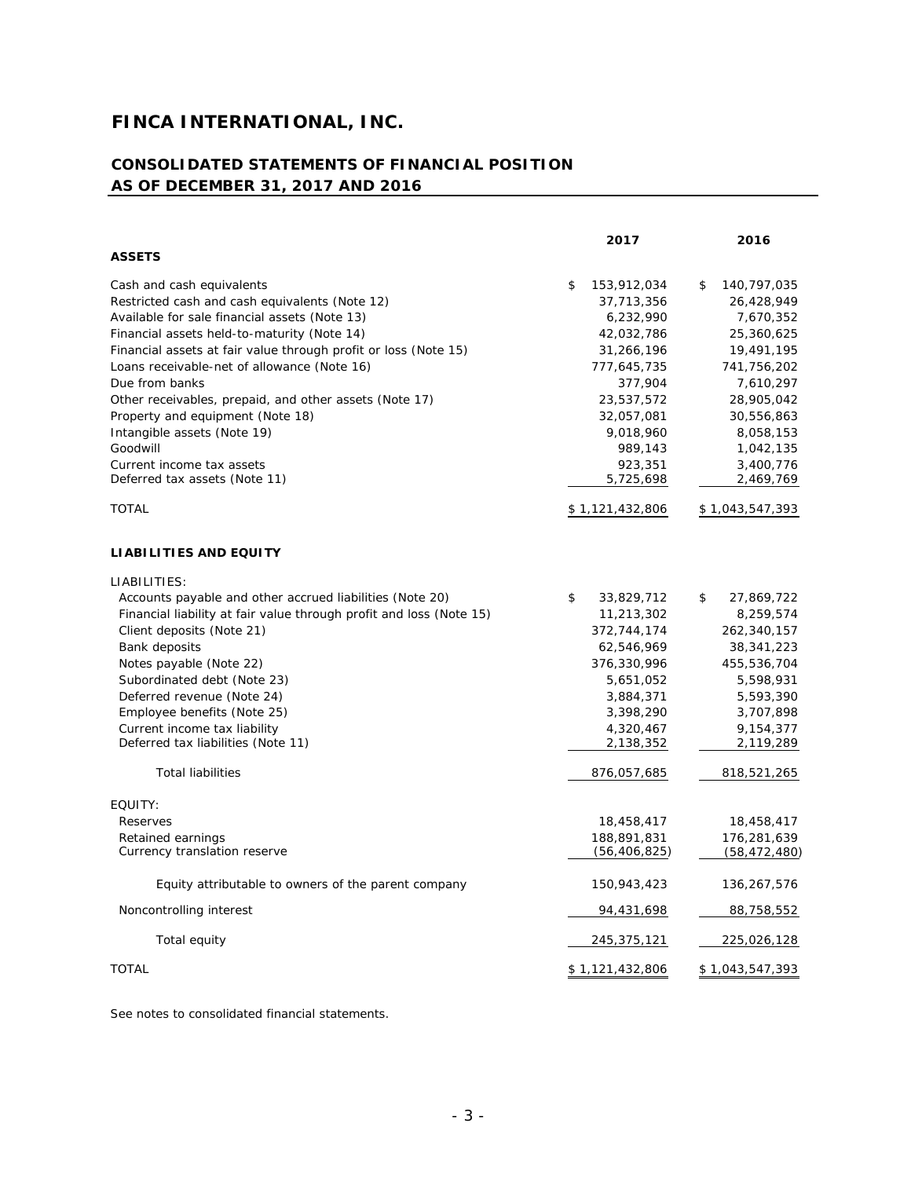# FINCA INTERNATIONAL, INC.

## CONSOLIDATED STATEMENTS OF FINANCIAL POSITION
## AS OF DECEMBER 31, 2017 AND 2016

| | 2017 | 2016 |
|---|---|---|
| **ASSETS** | | |
| Cash and cash equivalents | $ 153,912,034 | $ 140,797,035 |
| Restricted cash and cash equivalents (Note 12) | 37,713,356 | 26,428,949 |
| Available for sale financial assets (Note 13) | 6,232,990 | 7,670,352 |
| Financial assets held-to-maturity (Note 14) | 42,032,786 | 25,360,625 |
| Financial assets at fair value through profit or loss (Note 15) | 31,266,196 | 19,491,195 |
| Loans receivable-net of allowance (Note 16) | 777,645,735 | 741,756,202 |
| Due from banks | 377,904 | 7,610,297 |
| Other receivables, prepaid, and other assets (Note 17) | 23,537,572 | 28,905,042 |
| Property and equipment (Note 18) | 32,057,081 | 30,556,863 |
| Intangible assets (Note 19) | 9,018,960 | 8,058,153 |
| Goodwill | 989,143 | 1,042,135 |
| Current income tax assets | 923,351 | 3,400,776 |
| Deferred tax assets (Note 11) | 5,725,698 | 2,469,769 |
| TOTAL | $ 1,121,432,806 | $ 1,043,547,393 |
| **LIABILITIES AND EQUITY** | | |
| LIABILITIES: | | |
| Accounts payable and other accrued liabilities (Note 20) | $ 33,829,712 | $ 27,869,722 |
| Financial liability at fair value through profit and loss (Note 15) | 11,213,302 | 8,259,574 |
| Client deposits (Note 21) | 372,744,174 | 262,340,157 |
| Bank deposits | 62,546,969 | 38,341,223 |
| Notes payable (Note 22) | 376,330,996 | 455,536,704 |
| Subordinated debt (Note 23) | 5,651,052 | 5,598,931 |
| Deferred revenue (Note 24) | 3,884,371 | 5,593,390 |
| Employee benefits (Note 25) | 3,398,290 | 3,707,898 |
| Current income tax liability | 4,320,467 | 9,154,377 |
| Deferred tax liabilities (Note 11) | 2,138,352 | 2,119,289 |
| Total liabilities | 876,057,685 | 818,521,265 |
| EQUITY: | | |
| Reserves | 18,458,417 | 18,458,417 |
| Retained earnings | 188,891,831 | 176,281,639 |
| Currency translation reserve | (56,406,825) | (58,472,480) |
| Equity attributable to owners of the parent company | 150,943,423 | 136,267,576 |
| Noncontrolling interest | 94,431,698 | 88,758,552 |
| Total equity | 245,375,121 | 225,026,128 |
| TOTAL | $ 1,121,432,806 | $ 1,043,547,393 |

See notes to consolidated financial statements.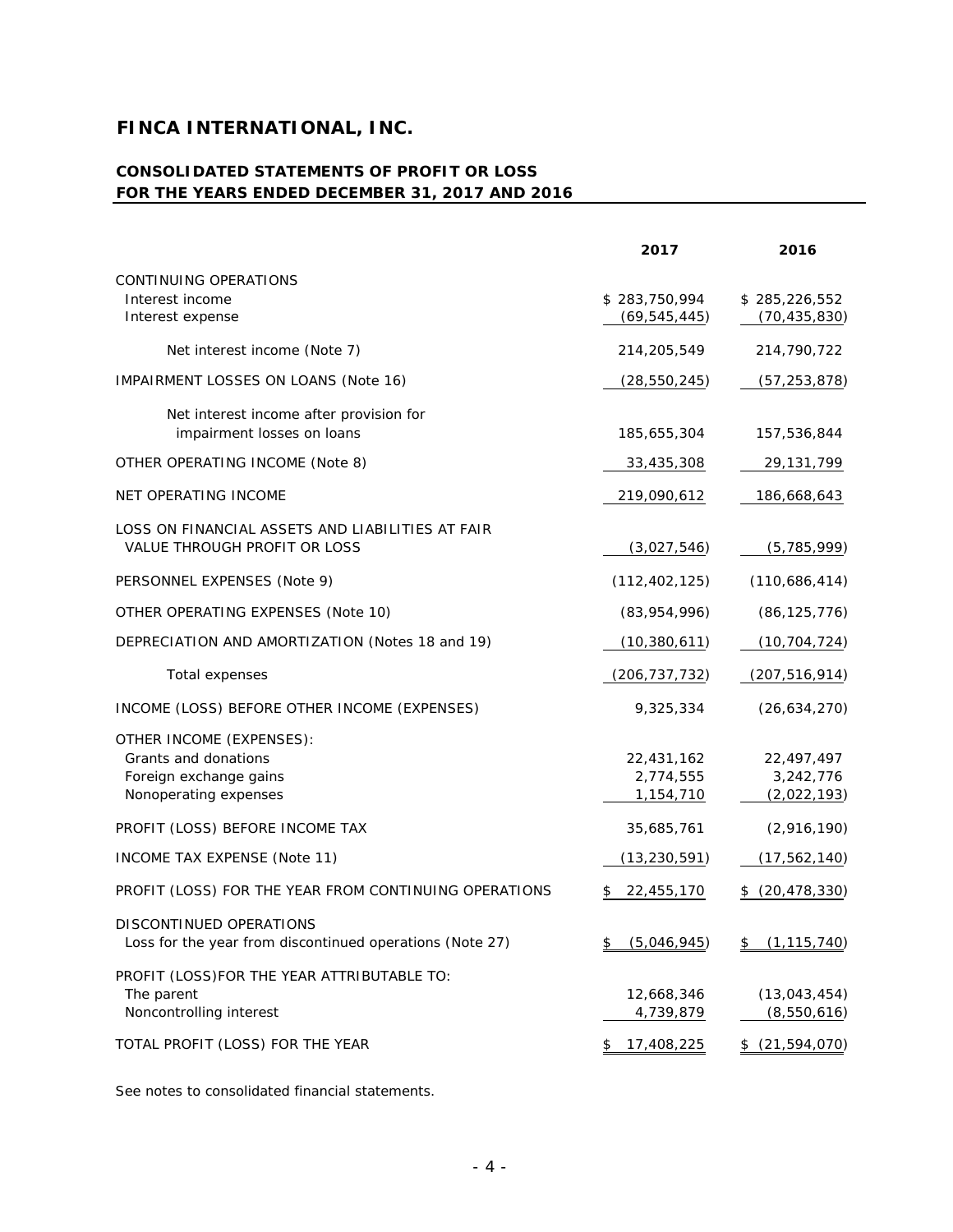# FINCA INTERNATIONAL, INC.

## CONSOLIDATED STATEMENTS OF PROFIT OR LOSS
## FOR THE YEARS ENDED DECEMBER 31, 2017 AND 2016

| | 2017 | 2016 |
|---|---|---|
| CONTINUING OPERATIONS | | |
| Interest income | $ 283,750,994 | $ 285,226,552 |
| Interest expense | (69,545,445) | (70,435,830) |
| Net interest income (Note 7) | 214,205,549 | 214,790,722 |
| IMPAIRMENT LOSSES ON LOANS (Note 16) | (28,550,245) | (57,253,878) |
| Net interest income after provision for impairment losses on loans | 185,655,304 | 157,536,844 |
| OTHER OPERATING INCOME (Note 8) | 33,435,308 | 29,131,799 |
| NET OPERATING INCOME | 219,090,612 | 186,668,643 |
| LOSS ON FINANCIAL ASSETS AND LIABILITIES AT FAIR VALUE THROUGH PROFIT OR LOSS | (3,027,546) | (5,785,999) |
| PERSONNEL EXPENSES (Note 9) | (112,402,125) | (110,686,414) |
| OTHER OPERATING EXPENSES (Note 10) | (83,954,996) | (86,125,776) |
| DEPRECIATION AND AMORTIZATION (Notes 18 and 19) | (10,380,611) | (10,704,724) |
| Total expenses | (206,737,732) | (207,516,914) |
| INCOME (LOSS) BEFORE OTHER INCOME (EXPENSES) | 9,325,334 | (26,634,270) |
| OTHER INCOME (EXPENSES): | | |
| Grants and donations | 22,431,162 | 22,497,497 |
| Foreign exchange gains | 2,774,555 | 3,242,776 |
| Nonoperating expenses | 1,154,710 | (2,022,193) |
| PROFIT (LOSS) BEFORE INCOME TAX | 35,685,761 | (2,916,190) |
| INCOME TAX EXPENSE (Note 11) | (13,230,591) | (17,562,140) |
| PROFIT (LOSS) FOR THE YEAR FROM CONTINUING OPERATIONS | $ 22,455,170 | $ (20,478,330) |
| DISCONTINUED OPERATIONS | | |
| Loss for the year from discontinued operations (Note 27) | $ (5,046,945) | $ (1,115,740) |
| PROFIT (LOSS)FOR THE YEAR ATTRIBUTABLE TO: | | |
| The parent | 12,668,346 | (13,043,454) |
| Noncontrolling interest | 4,739,879 | (8,550,616) |
| TOTAL PROFIT (LOSS) FOR THE YEAR | $ 17,408,225 | $ (21,594,070) |

See notes to consolidated financial statements.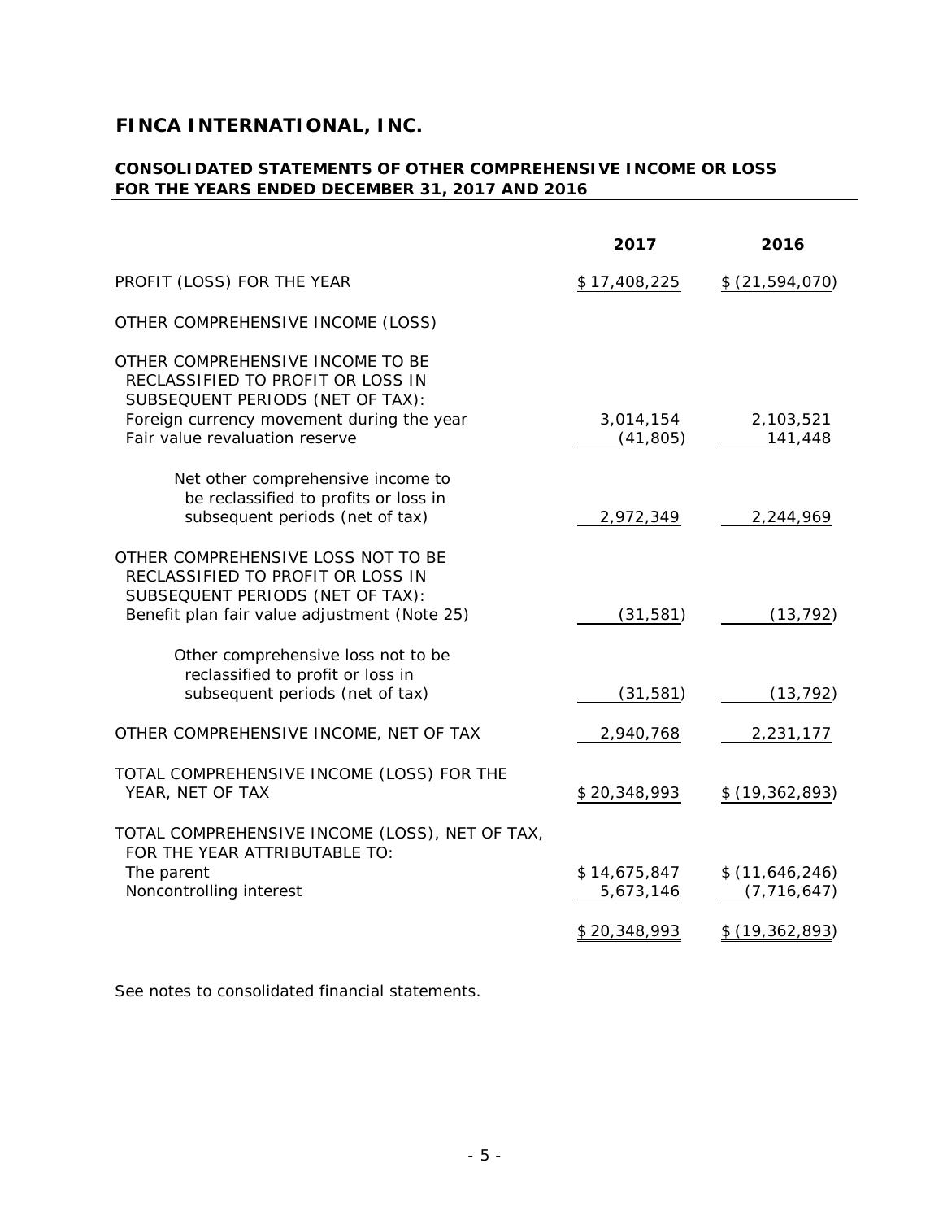# FINCA INTERNATIONAL, INC.

## CONSOLIDATED STATEMENTS OF OTHER COMPREHENSIVE INCOME OR LOSS FOR THE YEARS ENDED DECEMBER 31, 2017 AND 2016

| | 2017 | 2016 |
|---|---|---|
| PROFIT (LOSS) FOR THE YEAR | $ 17,408,225 | $ (21,594,070) |
| OTHER COMPREHENSIVE INCOME (LOSS) | | |
| OTHER COMPREHENSIVE INCOME TO BE RECLASSIFIED TO PROFIT OR LOSS IN SUBSEQUENT PERIODS (NET OF TAX): | | |
| Foreign currency movement during the year | 3,014,154 | 2,103,521 |
| Fair value revaluation reserve | (41,805) | 141,448 |
| Net other comprehensive income to be reclassified to profits or loss in subsequent periods (net of tax) | 2,972,349 | 2,244,969 |
| OTHER COMPREHENSIVE LOSS NOT TO BE RECLASSIFIED TO PROFIT OR LOSS IN SUBSEQUENT PERIODS (NET OF TAX): | | |
| Benefit plan fair value adjustment (Note 25) | (31,581) | (13,792) |
| Other comprehensive loss not to be reclassified to profit or loss in subsequent periods (net of tax) | (31,581) | (13,792) |
| OTHER COMPREHENSIVE INCOME, NET OF TAX | 2,940,768 | 2,231,177 |
| TOTAL COMPREHENSIVE INCOME (LOSS) FOR THE YEAR, NET OF TAX | $ 20,348,993 | $ (19,362,893) |
| TOTAL COMPREHENSIVE INCOME (LOSS), NET OF TAX, FOR THE YEAR ATTRIBUTABLE TO: | | |
| The parent | $ 14,675,847 | $ (11,646,246) |
| Noncontrolling interest | 5,673,146 | (7,716,647) |
| | $ 20,348,993 | $ (19,362,893) |

See notes to consolidated financial statements.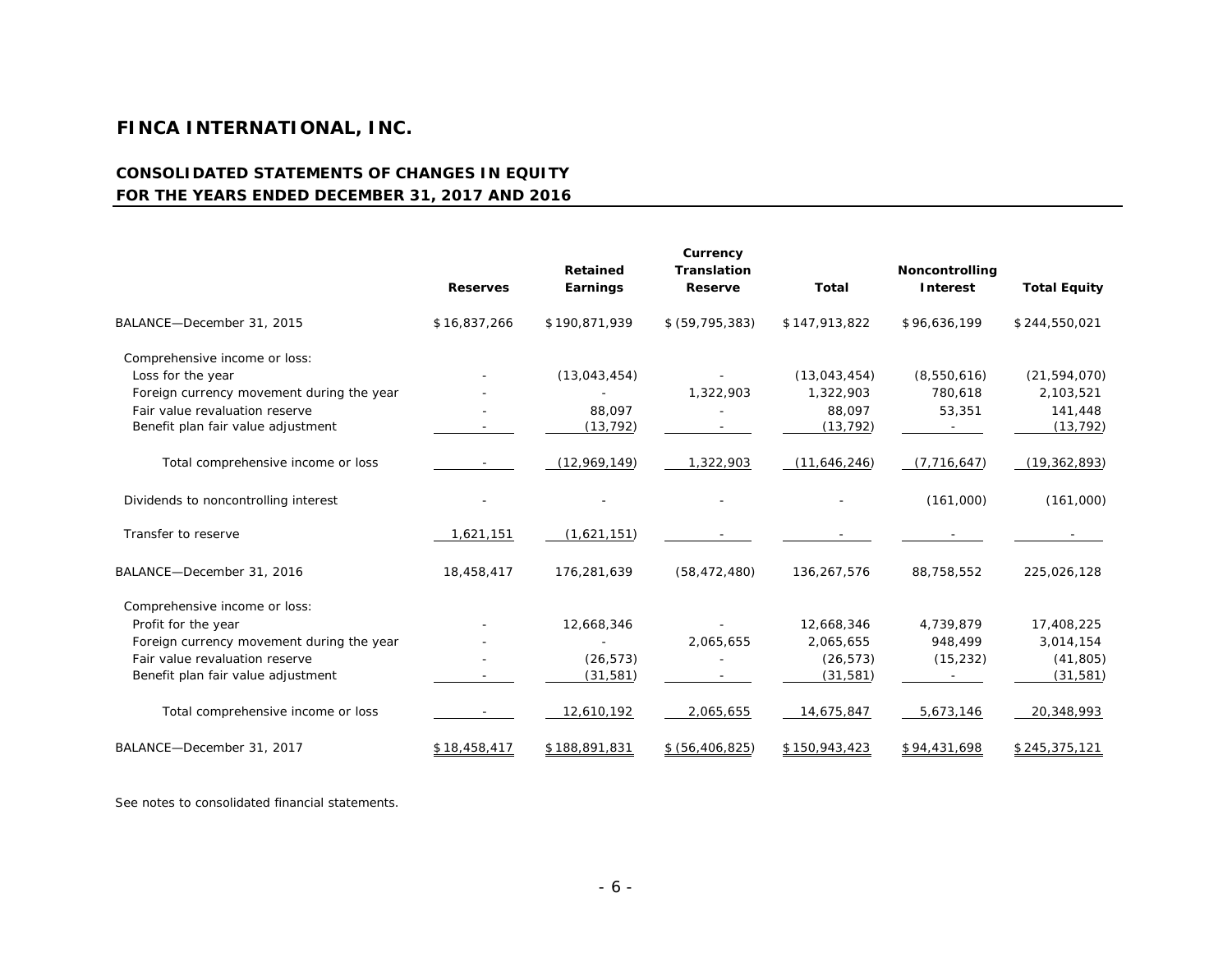# FINCA INTERNATIONAL, INC.

## CONSOLIDATED STATEMENTS OF CHANGES IN EQUITY
## FOR THE YEARS ENDED DECEMBER 31, 2017 AND 2016

| | Reserves | Retained Earnings | Currency Translation Reserve | Total | Noncontrolling Interest | Total Equity |
|---|---|---|---|---|---|---|
| BALANCE—December 31, 2015 | $ 16,837,266 | $ 190,871,939 | $ (59,795,383) | $ 147,913,822 | $ 96,636,199 | $ 244,550,021 |
| Comprehensive income or loss: | | | | | | |
| Loss for the year | - | (13,043,454) | - | (13,043,454) | (8,550,616) | (21,594,070) |
| Foreign currency movement during the year | - | - | 1,322,903 | 1,322,903 | 780,618 | 2,103,521 |
| Fair value revaluation reserve | - | 88,097 | - | 88,097 | 53,351 | 141,448 |
| Benefit plan fair value adjustment | - | (13,792) | - | (13,792) | - | (13,792) |
| Total comprehensive income or loss | - | (12,969,149) | 1,322,903 | (11,646,246) | (7,716,647) | (19,362,893) |
| Dividends to noncontrolling interest | - | - | - | - | (161,000) | (161,000) |
| Transfer to reserve | 1,621,151 | (1,621,151) | - | - | - | - |
| BALANCE—December 31, 2016 | 18,458,417 | 176,281,639 | (58,472,480) | 136,267,576 | 88,758,552 | 225,026,128 |
| Comprehensive income or loss: | | | | | | |
| Profit for the year | - | 12,668,346 | - | 12,668,346 | 4,739,879 | 17,408,225 |
| Foreign currency movement during the year | - | - | 2,065,655 | 2,065,655 | 948,499 | 3,014,154 |
| Fair value revaluation reserve | - | (26,573) | - | (26,573) | (15,232) | (41,805) |
| Benefit plan fair value adjustment | - | (31,581) | - | (31,581) | - | (31,581) |
| Total comprehensive income or loss | - | 12,610,192 | 2,065,655 | 14,675,847 | 5,673,146 | 20,348,993 |
| BALANCE—December 31, 2017 | $ 18,458,417 | $ 188,891,831 | $ (56,406,825) | $ 150,943,423 | $ 94,431,698 | $ 245,375,121 |

See notes to consolidated financial statements.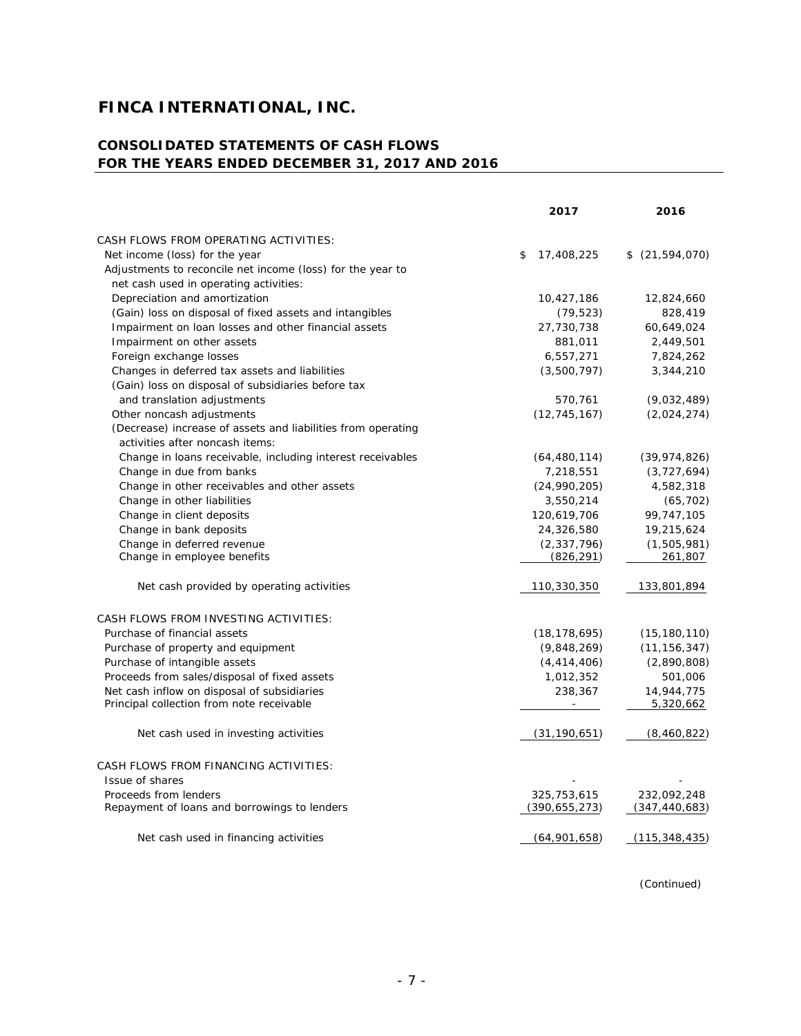# FINCA INTERNATIONAL, INC.

## CONSOLIDATED STATEMENTS OF CASH FLOWS
## FOR THE YEARS ENDED DECEMBER 31, 2017 AND 2016

| | 2017 | 2016 |
|---|---|---|
| CASH FLOWS FROM OPERATING ACTIVITIES: | | |
| Net income (loss) for the year | $ 17,408,225 | $ (21,594,070) |
| Adjustments to reconcile net income (loss) for the year to net cash used in operating activities: | | |
| Depreciation and amortization | 10,427,186 | 12,824,660 |
| (Gain) loss on disposal of fixed assets and intangibles | (79,523) | 828,419 |
| Impairment on loan losses and other financial assets | 27,730,738 | 60,649,024 |
| Impairment on other assets | 881,011 | 2,449,501 |
| Foreign exchange losses | 6,557,271 | 7,824,262 |
| Changes in deferred tax assets and liabilities | (3,500,797) | 3,344,210 |
| (Gain) loss on disposal of subsidiaries before tax and translation adjustments | 570,761 | (9,032,489) |
| Other noncash adjustments | (12,745,167) | (2,024,274) |
| (Decrease) increase of assets and liabilities from operating activities after noncash items: | | |
| Change in loans receivable, including interest receivables | (64,480,114) | (39,974,826) |
| Change in due from banks | 7,218,551 | (3,727,694) |
| Change in other receivables and other assets | (24,990,205) | 4,582,318 |
| Change in other liabilities | 3,550,214 | (65,702) |
| Change in client deposits | 120,619,706 | 99,747,105 |
| Change in bank deposits | 24,326,580 | 19,215,624 |
| Change in deferred revenue | (2,337,796) | (1,505,981) |
| Change in employee benefits | (826,291) | 261,807 |
| Net cash provided by operating activities | 110,330,350 | 133,801,894 |
| CASH FLOWS FROM INVESTING ACTIVITIES: | | |
| Purchase of financial assets | (18,178,695) | (15,180,110) |
| Purchase of property and equipment | (9,848,269) | (11,156,347) |
| Purchase of intangible assets | (4,414,406) | (2,890,808) |
| Proceeds from sales/disposal of fixed assets | 1,012,352 | 501,006 |
| Net cash inflow on disposal of subsidiaries | 238,367 | 14,944,775 |
| Principal collection from note receivable | - | 5,320,662 |
| Net cash used in investing activities | (31,190,651) | (8,460,822) |
| CASH FLOWS FROM FINANCING ACTIVITIES: | | |
| Issue of shares | - | - |
| Proceeds from lenders | 325,753,615 | 232,092,248 |
| Repayment of loans and borrowings to lenders | (390,655,273) | (347,440,683) |
| Net cash used in financing activities | (64,901,658) | (115,348,435) |

(Continued)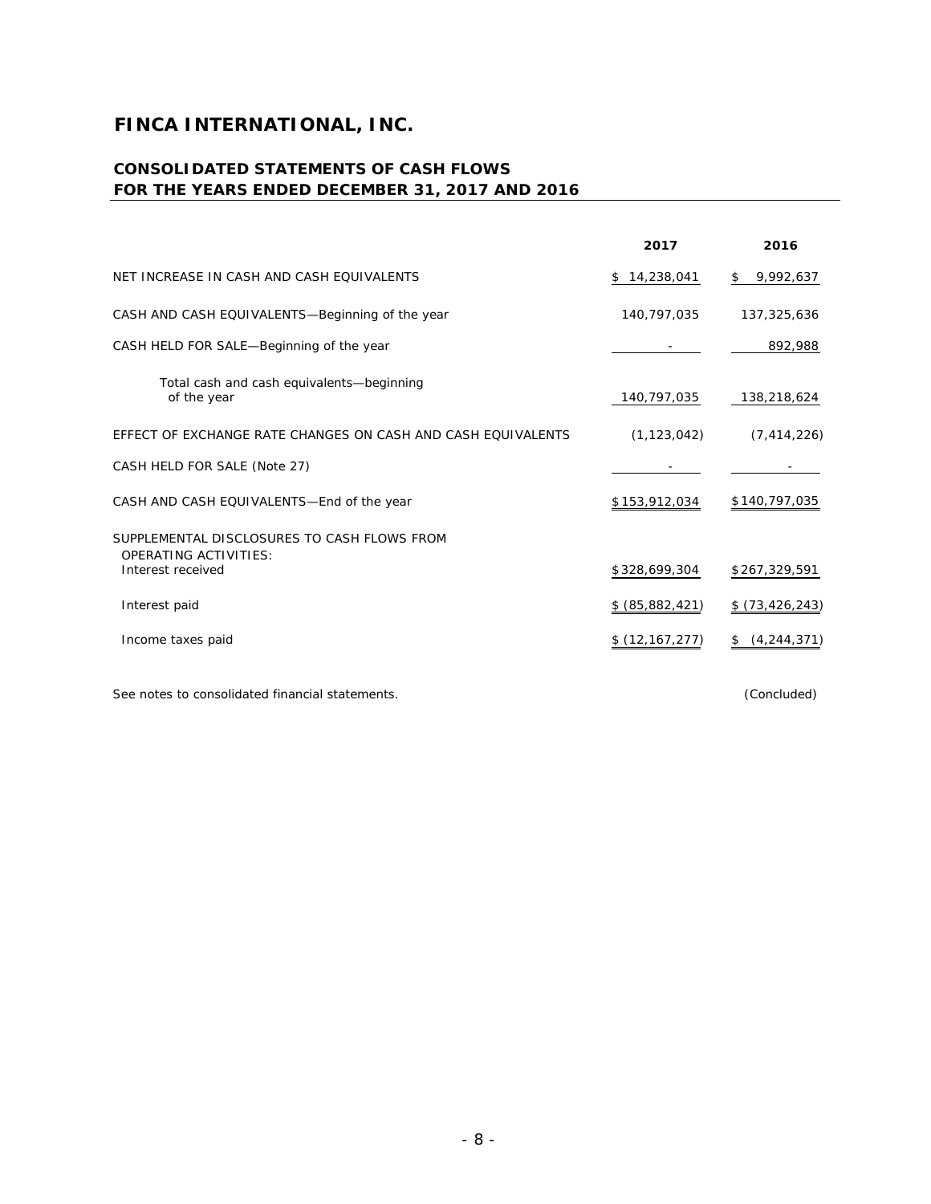# FINCA INTERNATIONAL, INC.

## CONSOLIDATED STATEMENTS OF CASH FLOWS
## FOR THE YEARS ENDED DECEMBER 31, 2017 AND 2016

| | 2017 | 2016 |
|---|---|---|
| NET INCREASE IN CASH AND CASH EQUIVALENTS | $ 14,238,041 | $ 9,992,637 |
| CASH AND CASH EQUIVALENTS—Beginning of the year | 140,797,035 | 137,325,636 |
| CASH HELD FOR SALE—Beginning of the year | - | 892,988 |
| Total cash and cash equivalents—beginning of the year | 140,797,035 | 138,218,624 |
| EFFECT OF EXCHANGE RATE CHANGES ON CASH AND CASH EQUIVALENTS | (1,123,042) | (7,414,226) |
| CASH HELD FOR SALE (Note 27) | - | - |
| CASH AND CASH EQUIVALENTS—End of the year | $153,912,034 | $140,797,035 |
| SUPPLEMENTAL DISCLOSURES TO CASH FLOWS FROM OPERATING ACTIVITIES: | | |
| Interest received | $328,699,304 | $267,329,591 |
| Interest paid | $ (85,882,421) | $ (73,426,243) |
| Income taxes paid | $ (12,167,277) | $ (4,244,371) |

See notes to consolidated financial statements.

(Concluded)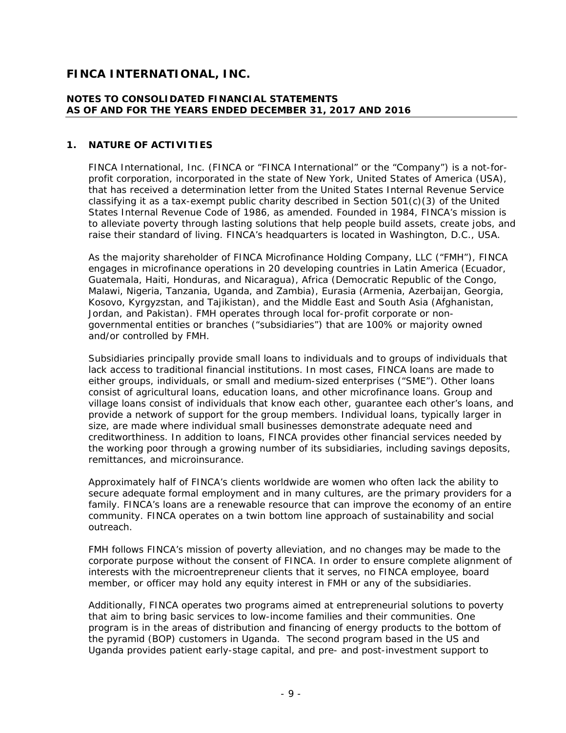# FINCA INTERNATIONAL, INC.

## NOTES TO CONSOLIDATED FINANCIAL STATEMENTS AS OF AND FOR THE YEARS ENDED DECEMBER 31, 2017 AND 2016

### 1. NATURE OF ACTIVITIES

FINCA International, Inc. (FINCA or "FINCA International" or the "Company") is a not-for-profit corporation, incorporated in the state of New York, United States of America (USA), that has received a determination letter from the United States Internal Revenue Service classifying it as a tax-exempt public charity described in Section 501(c)(3) of the United States Internal Revenue Code of 1986, as amended. Founded in 1984, FINCA's mission is to alleviate poverty through lasting solutions that help people build assets, create jobs, and raise their standard of living. FINCA's headquarters is located in Washington, D.C., USA.

As the majority shareholder of FINCA Microfinance Holding Company, LLC ("FMH"), FINCA engages in microfinance operations in 20 developing countries in Latin America (Ecuador, Guatemala, Haiti, Honduras, and Nicaragua), Africa (Democratic Republic of the Congo, Malawi, Nigeria, Tanzania, Uganda, and Zambia), Eurasia (Armenia, Azerbaijan, Georgia, Kosovo, Kyrgyzstan, and Tajikistan), and the Middle East and South Asia (Afghanistan, Jordan, and Pakistan). FMH operates through local for-profit corporate or non-governmental entities or branches ("subsidiaries") that are 100% or majority owned and/or controlled by FMH.

Subsidiaries principally provide small loans to individuals and to groups of individuals that lack access to traditional financial institutions. In most cases, FINCA loans are made to either groups, individuals, or small and medium-sized enterprises ("SME"). Other loans consist of agricultural loans, education loans, and other microfinance loans. Group and village loans consist of individuals that know each other, guarantee each other's loans, and provide a network of support for the group members. Individual loans, typically larger in size, are made where individual small businesses demonstrate adequate need and creditworthiness. In addition to loans, FINCA provides other financial services needed by the working poor through a growing number of its subsidiaries, including savings deposits, remittances, and microinsurance.

Approximately half of FINCA's clients worldwide are women who often lack the ability to secure adequate formal employment and in many cultures, are the primary providers for a family. FINCA's loans are a renewable resource that can improve the economy of an entire community. FINCA operates on a twin bottom line approach of sustainability and social outreach.

FMH follows FINCA's mission of poverty alleviation, and no changes may be made to the corporate purpose without the consent of FINCA. In order to ensure complete alignment of interests with the microentrepreneur clients that it serves, no FINCA employee, board member, or officer may hold any equity interest in FMH or any of the subsidiaries.

Additionally, FINCA operates two programs aimed at entrepreneurial solutions to poverty that aim to bring basic services to low-income families and their communities. One program is in the areas of distribution and financing of energy products to the bottom of the pyramid (BOP) customers in Uganda. The second program based in the US and Uganda provides patient early-stage capital, and pre- and post-investment support to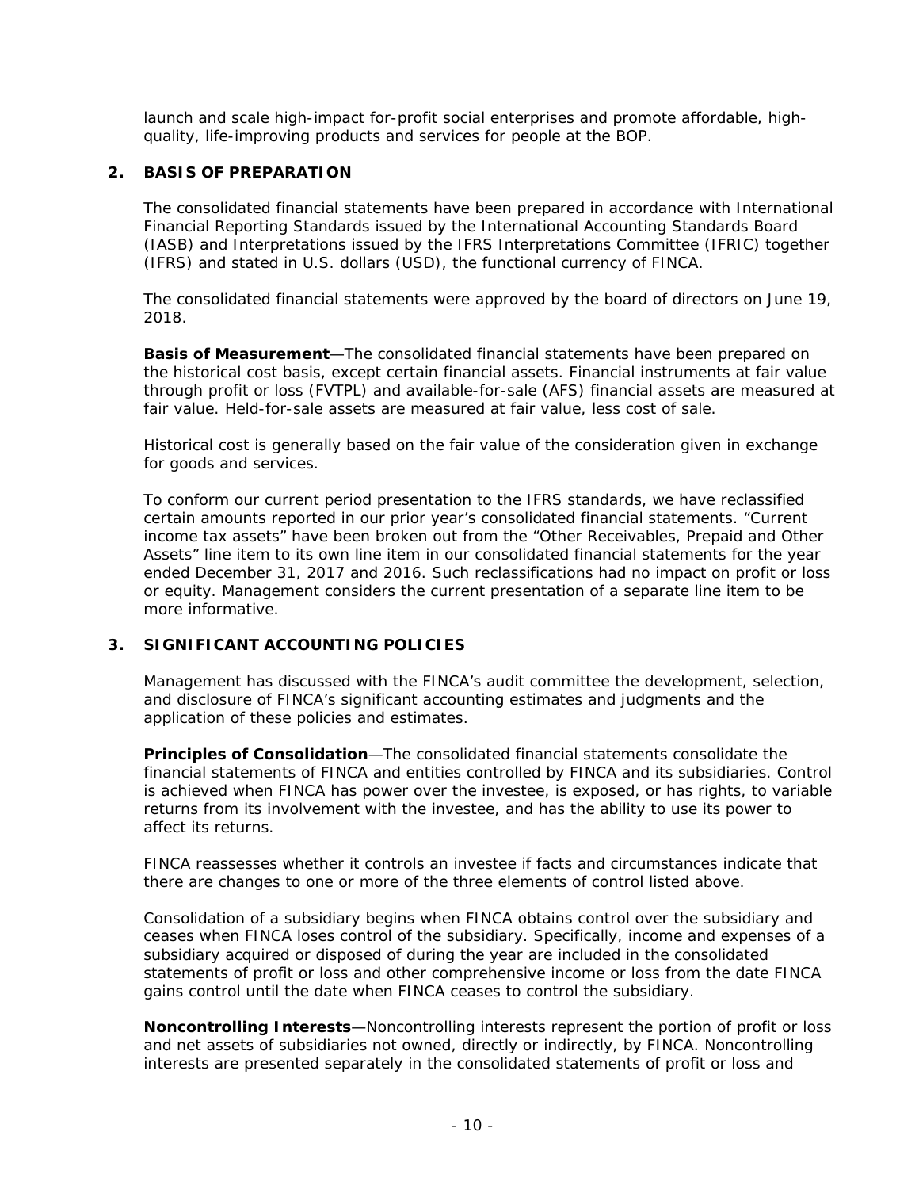launch and scale high-impact for-profit social enterprises and promote affordable, high-quality, life-improving products and services for people at the BOP.

## 2. BASIS OF PREPARATION

The consolidated financial statements have been prepared in accordance with International Financial Reporting Standards issued by the International Accounting Standards Board (IASB) and Interpretations issued by the IFRS Interpretations Committee (IFRIC) together (IFRS) and stated in U.S. dollars (USD), the functional currency of FINCA.

The consolidated financial statements were approved by the board of directors on June 19, 2018.

**Basis of Measurement**—The consolidated financial statements have been prepared on the historical cost basis, except certain financial assets. Financial instruments at fair value through profit or loss (FVTPL) and available-for-sale (AFS) financial assets are measured at fair value. Held-for-sale assets are measured at fair value, less cost of sale.

Historical cost is generally based on the fair value of the consideration given in exchange for goods and services.

To conform our current period presentation to the IFRS standards, we have reclassified certain amounts reported in our prior year's consolidated financial statements. "Current income tax assets" have been broken out from the "Other Receivables, Prepaid and Other Assets" line item to its own line item in our consolidated financial statements for the year ended December 31, 2017 and 2016. Such reclassifications had no impact on profit or loss or equity. Management considers the current presentation of a separate line item to be more informative.

## 3. SIGNIFICANT ACCOUNTING POLICIES

Management has discussed with the FINCA's audit committee the development, selection, and disclosure of FINCA's significant accounting estimates and judgments and the application of these policies and estimates.

**Principles of Consolidation**—The consolidated financial statements consolidate the financial statements of FINCA and entities controlled by FINCA and its subsidiaries. Control is achieved when FINCA has power over the investee, is exposed, or has rights, to variable returns from its involvement with the investee, and has the ability to use its power to affect its returns.

FINCA reassesses whether it controls an investee if facts and circumstances indicate that there are changes to one or more of the three elements of control listed above.

Consolidation of a subsidiary begins when FINCA obtains control over the subsidiary and ceases when FINCA loses control of the subsidiary. Specifically, income and expenses of a subsidiary acquired or disposed of during the year are included in the consolidated statements of profit or loss and other comprehensive income or loss from the date FINCA gains control until the date when FINCA ceases to control the subsidiary.

**Noncontrolling Interests**—Noncontrolling interests represent the portion of profit or loss and net assets of subsidiaries not owned, directly or indirectly, by FINCA. Noncontrolling interests are presented separately in the consolidated statements of profit or loss and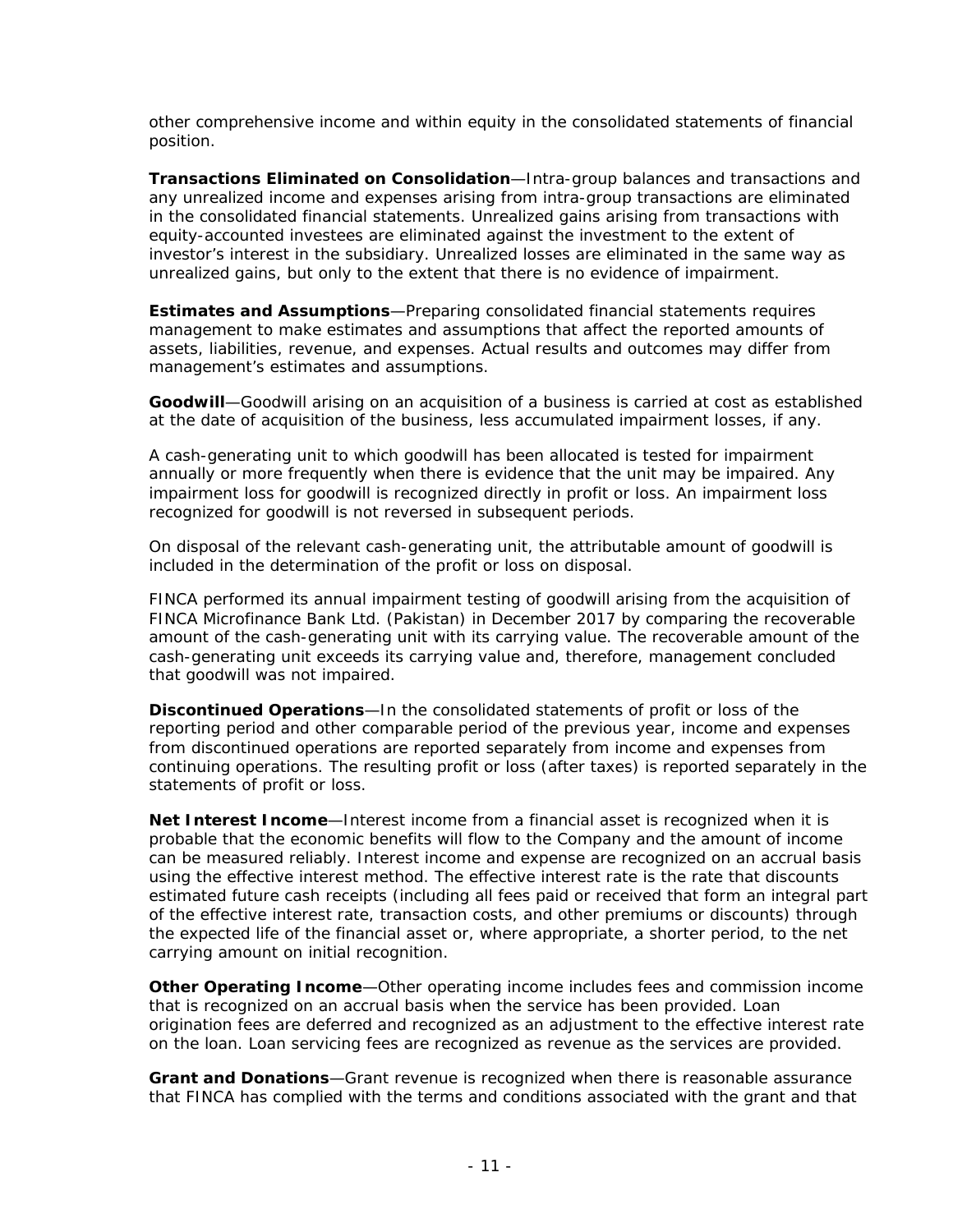other comprehensive income and within equity in the consolidated statements of financial position.

**Transactions Eliminated on Consolidation**—Intra-group balances and transactions and any unrealized income and expenses arising from intra-group transactions are eliminated in the consolidated financial statements. Unrealized gains arising from transactions with equity-accounted investees are eliminated against the investment to the extent of investor's interest in the subsidiary. Unrealized losses are eliminated in the same way as unrealized gains, but only to the extent that there is no evidence of impairment.

**Estimates and Assumptions**—Preparing consolidated financial statements requires management to make estimates and assumptions that affect the reported amounts of assets, liabilities, revenue, and expenses. Actual results and outcomes may differ from management's estimates and assumptions.

**Goodwill**—Goodwill arising on an acquisition of a business is carried at cost as established at the date of acquisition of the business, less accumulated impairment losses, if any.

A cash-generating unit to which goodwill has been allocated is tested for impairment annually or more frequently when there is evidence that the unit may be impaired. Any impairment loss for goodwill is recognized directly in profit or loss. An impairment loss recognized for goodwill is not reversed in subsequent periods.

On disposal of the relevant cash-generating unit, the attributable amount of goodwill is included in the determination of the profit or loss on disposal.

FINCA performed its annual impairment testing of goodwill arising from the acquisition of FINCA Microfinance Bank Ltd. (Pakistan) in December 2017 by comparing the recoverable amount of the cash-generating unit with its carrying value. The recoverable amount of the cash-generating unit exceeds its carrying value and, therefore, management concluded that goodwill was not impaired.

**Discontinued Operations**—In the consolidated statements of profit or loss of the reporting period and other comparable period of the previous year, income and expenses from discontinued operations are reported separately from income and expenses from continuing operations. The resulting profit or loss (after taxes) is reported separately in the statements of profit or loss.

**Net Interest Income**—Interest income from a financial asset is recognized when it is probable that the economic benefits will flow to the Company and the amount of income can be measured reliably. Interest income and expense are recognized on an accrual basis using the effective interest method. The effective interest rate is the rate that discounts estimated future cash receipts (including all fees paid or received that form an integral part of the effective interest rate, transaction costs, and other premiums or discounts) through the expected life of the financial asset or, where appropriate, a shorter period, to the net carrying amount on initial recognition.

**Other Operating Income**—Other operating income includes fees and commission income that is recognized on an accrual basis when the service has been provided. Loan origination fees are deferred and recognized as an adjustment to the effective interest rate on the loan. Loan servicing fees are recognized as revenue as the services are provided.

**Grant and Donations**—Grant revenue is recognized when there is reasonable assurance that FINCA has complied with the terms and conditions associated with the grant and that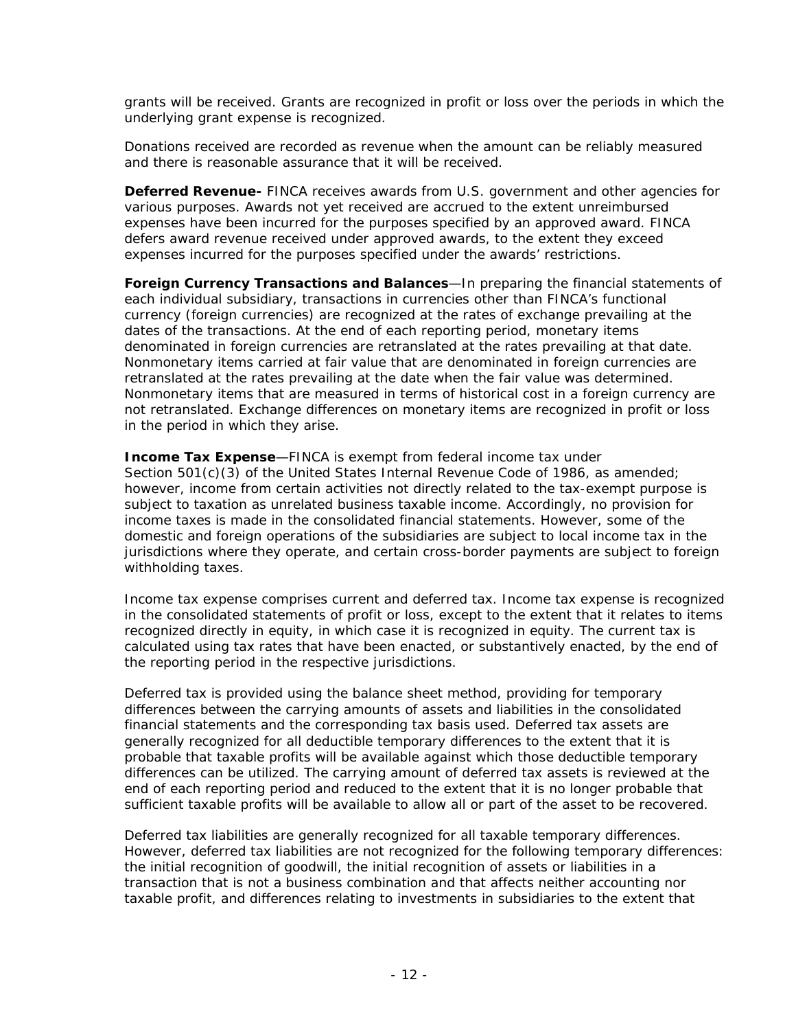grants will be received. Grants are recognized in profit or loss over the periods in which the underlying grant expense is recognized.

Donations received are recorded as revenue when the amount can be reliably measured and there is reasonable assurance that it will be received.

**Deferred Revenue-** FINCA receives awards from U.S. government and other agencies for various purposes. Awards not yet received are accrued to the extent unreimbursed expenses have been incurred for the purposes specified by an approved award. FINCA defers award revenue received under approved awards, to the extent they exceed expenses incurred for the purposes specified under the awards' restrictions.

**Foreign Currency Transactions and Balances**—In preparing the financial statements of each individual subsidiary, transactions in currencies other than FINCA's functional currency (foreign currencies) are recognized at the rates of exchange prevailing at the dates of the transactions. At the end of each reporting period, monetary items denominated in foreign currencies are retranslated at the rates prevailing at that date. Nonmonetary items carried at fair value that are denominated in foreign currencies are retranslated at the rates prevailing at the date when the fair value was determined. Nonmonetary items that are measured in terms of historical cost in a foreign currency are not retranslated. Exchange differences on monetary items are recognized in profit or loss in the period in which they arise.

**Income Tax Expense**—FINCA is exempt from federal income tax under Section 501(c)(3) of the United States Internal Revenue Code of 1986, as amended; however, income from certain activities not directly related to the tax-exempt purpose is subject to taxation as unrelated business taxable income. Accordingly, no provision for income taxes is made in the consolidated financial statements. However, some of the domestic and foreign operations of the subsidiaries are subject to local income tax in the jurisdictions where they operate, and certain cross-border payments are subject to foreign withholding taxes.

Income tax expense comprises current and deferred tax. Income tax expense is recognized in the consolidated statements of profit or loss, except to the extent that it relates to items recognized directly in equity, in which case it is recognized in equity. The current tax is calculated using tax rates that have been enacted, or substantively enacted, by the end of the reporting period in the respective jurisdictions.

Deferred tax is provided using the balance sheet method, providing for temporary differences between the carrying amounts of assets and liabilities in the consolidated financial statements and the corresponding tax basis used. Deferred tax assets are generally recognized for all deductible temporary differences to the extent that it is probable that taxable profits will be available against which those deductible temporary differences can be utilized. The carrying amount of deferred tax assets is reviewed at the end of each reporting period and reduced to the extent that it is no longer probable that sufficient taxable profits will be available to allow all or part of the asset to be recovered.

Deferred tax liabilities are generally recognized for all taxable temporary differences. However, deferred tax liabilities are not recognized for the following temporary differences: the initial recognition of goodwill, the initial recognition of assets or liabilities in a transaction that is not a business combination and that affects neither accounting nor taxable profit, and differences relating to investments in subsidiaries to the extent that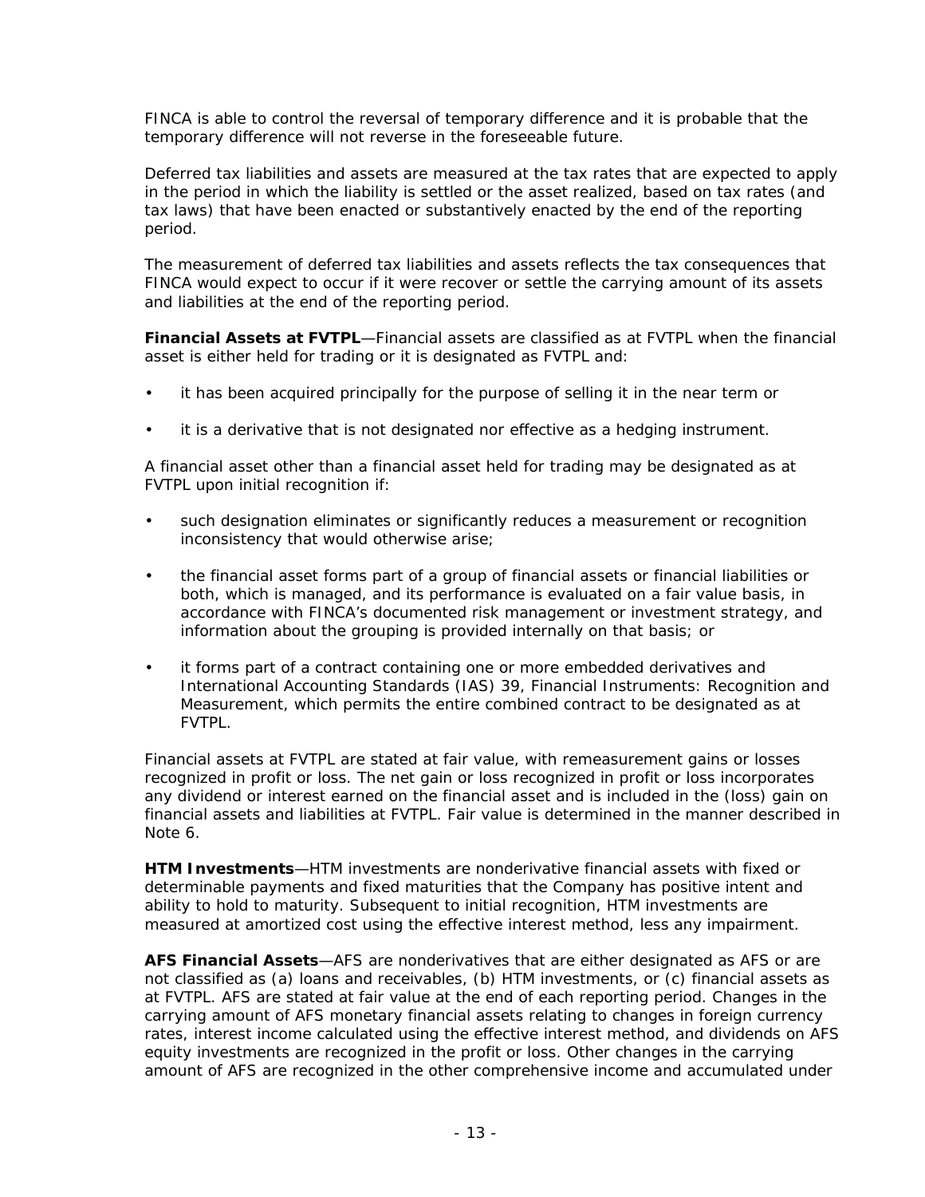FINCA is able to control the reversal of temporary difference and it is probable that the temporary difference will not reverse in the foreseeable future.

Deferred tax liabilities and assets are measured at the tax rates that are expected to apply in the period in which the liability is settled or the asset realized, based on tax rates (and tax laws) that have been enacted or substantively enacted by the end of the reporting period.

The measurement of deferred tax liabilities and assets reflects the tax consequences that FINCA would expect to occur if it were recover or settle the carrying amount of its assets and liabilities at the end of the reporting period.

**Financial Assets at FVTPL**—Financial assets are classified as at FVTPL when the financial asset is either held for trading or it is designated as FVTPL and:

- it has been acquired principally for the purpose of selling it in the near term or
- it is a derivative that is not designated nor effective as a hedging instrument.

A financial asset other than a financial asset held for trading may be designated as at FVTPL upon initial recognition if:

- such designation eliminates or significantly reduces a measurement or recognition inconsistency that would otherwise arise;
- the financial asset forms part of a group of financial assets or financial liabilities or both, which is managed, and its performance is evaluated on a fair value basis, in accordance with FINCA's documented risk management or investment strategy, and information about the grouping is provided internally on that basis; or
- it forms part of a contract containing one or more embedded derivatives and International Accounting Standards (IAS) 39, Financial Instruments: Recognition and Measurement, which permits the entire combined contract to be designated as at FVTPL.

Financial assets at FVTPL are stated at fair value, with remeasurement gains or losses recognized in profit or loss. The net gain or loss recognized in profit or loss incorporates any dividend or interest earned on the financial asset and is included in the (loss) gain on financial assets and liabilities at FVTPL. Fair value is determined in the manner described in Note 6.

**HTM Investments**—HTM investments are nonderivative financial assets with fixed or determinable payments and fixed maturities that the Company has positive intent and ability to hold to maturity. Subsequent to initial recognition, HTM investments are measured at amortized cost using the effective interest method, less any impairment.

**AFS Financial Assets**—AFS are nonderivatives that are either designated as AFS or are not classified as (a) loans and receivables, (b) HTM investments, or (c) financial assets as at FVTPL. AFS are stated at fair value at the end of each reporting period. Changes in the carrying amount of AFS monetary financial assets relating to changes in foreign currency rates, interest income calculated using the effective interest method, and dividends on AFS equity investments are recognized in the profit or loss. Other changes in the carrying amount of AFS are recognized in the other comprehensive income and accumulated under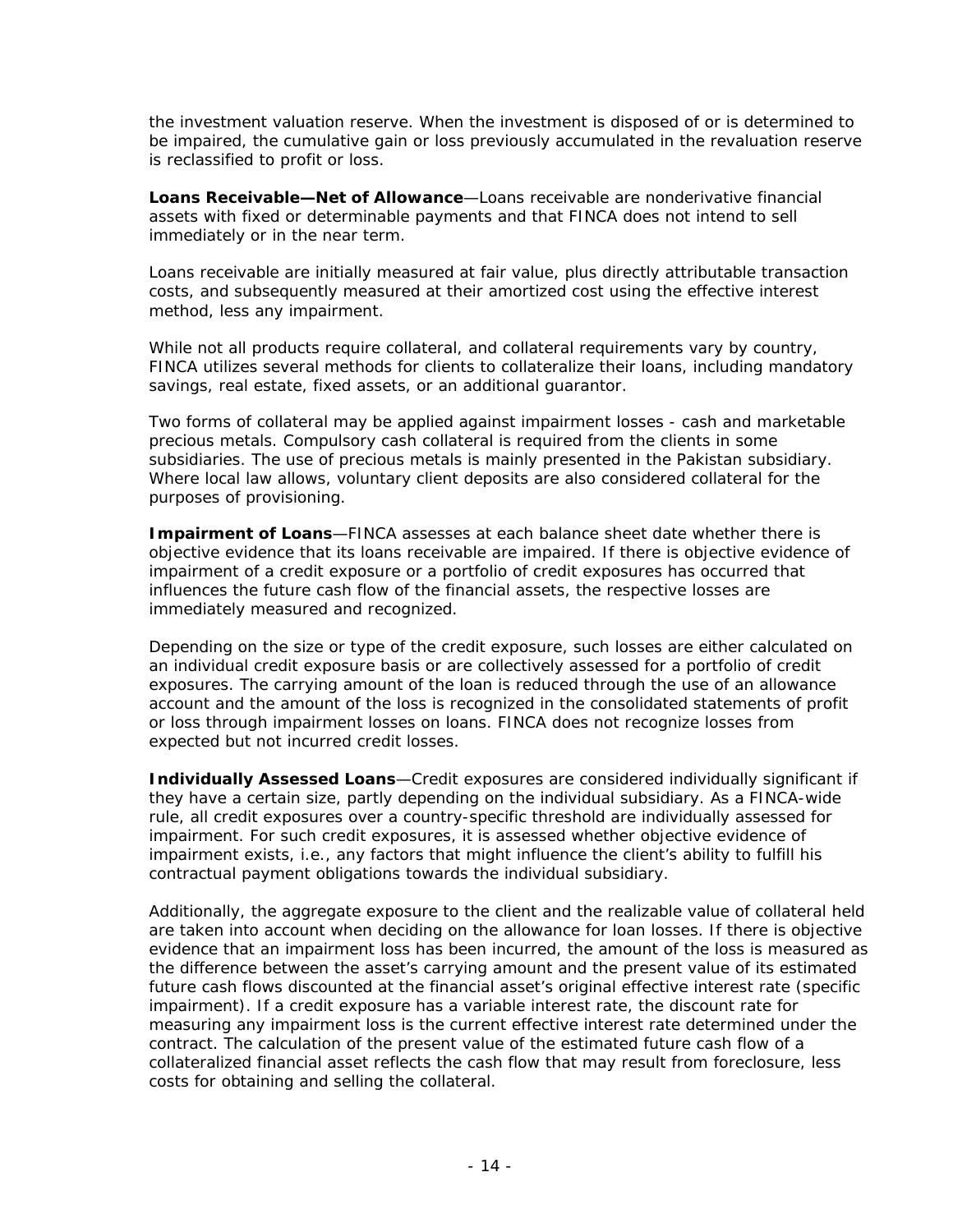the investment valuation reserve. When the investment is disposed of or is determined to be impaired, the cumulative gain or loss previously accumulated in the revaluation reserve is reclassified to profit or loss.

**Loans Receivable—Net of Allowance**—Loans receivable are nonderivative financial assets with fixed or determinable payments and that FINCA does not intend to sell immediately or in the near term.

Loans receivable are initially measured at fair value, plus directly attributable transaction costs, and subsequently measured at their amortized cost using the effective interest method, less any impairment.

While not all products require collateral, and collateral requirements vary by country, FINCA utilizes several methods for clients to collateralize their loans, including mandatory savings, real estate, fixed assets, or an additional guarantor.

Two forms of collateral may be applied against impairment losses - cash and marketable precious metals. Compulsory cash collateral is required from the clients in some subsidiaries. The use of precious metals is mainly presented in the Pakistan subsidiary. Where local law allows, voluntary client deposits are also considered collateral for the purposes of provisioning.

**Impairment of Loans**—FINCA assesses at each balance sheet date whether there is objective evidence that its loans receivable are impaired. If there is objective evidence of impairment of a credit exposure or a portfolio of credit exposures has occurred that influences the future cash flow of the financial assets, the respective losses are immediately measured and recognized.

Depending on the size or type of the credit exposure, such losses are either calculated on an individual credit exposure basis or are collectively assessed for a portfolio of credit exposures. The carrying amount of the loan is reduced through the use of an allowance account and the amount of the loss is recognized in the consolidated statements of profit or loss through impairment losses on loans. FINCA does not recognize losses from expected but not incurred credit losses.

**Individually Assessed Loans**—Credit exposures are considered individually significant if they have a certain size, partly depending on the individual subsidiary. As a FINCA-wide rule, all credit exposures over a country-specific threshold are individually assessed for impairment. For such credit exposures, it is assessed whether objective evidence of impairment exists, i.e., any factors that might influence the client's ability to fulfill his contractual payment obligations towards the individual subsidiary.

Additionally, the aggregate exposure to the client and the realizable value of collateral held are taken into account when deciding on the allowance for loan losses. If there is objective evidence that an impairment loss has been incurred, the amount of the loss is measured as the difference between the asset's carrying amount and the present value of its estimated future cash flows discounted at the financial asset's original effective interest rate (specific impairment). If a credit exposure has a variable interest rate, the discount rate for measuring any impairment loss is the current effective interest rate determined under the contract. The calculation of the present value of the estimated future cash flow of a collateralized financial asset reflects the cash flow that may result from foreclosure, less costs for obtaining and selling the collateral.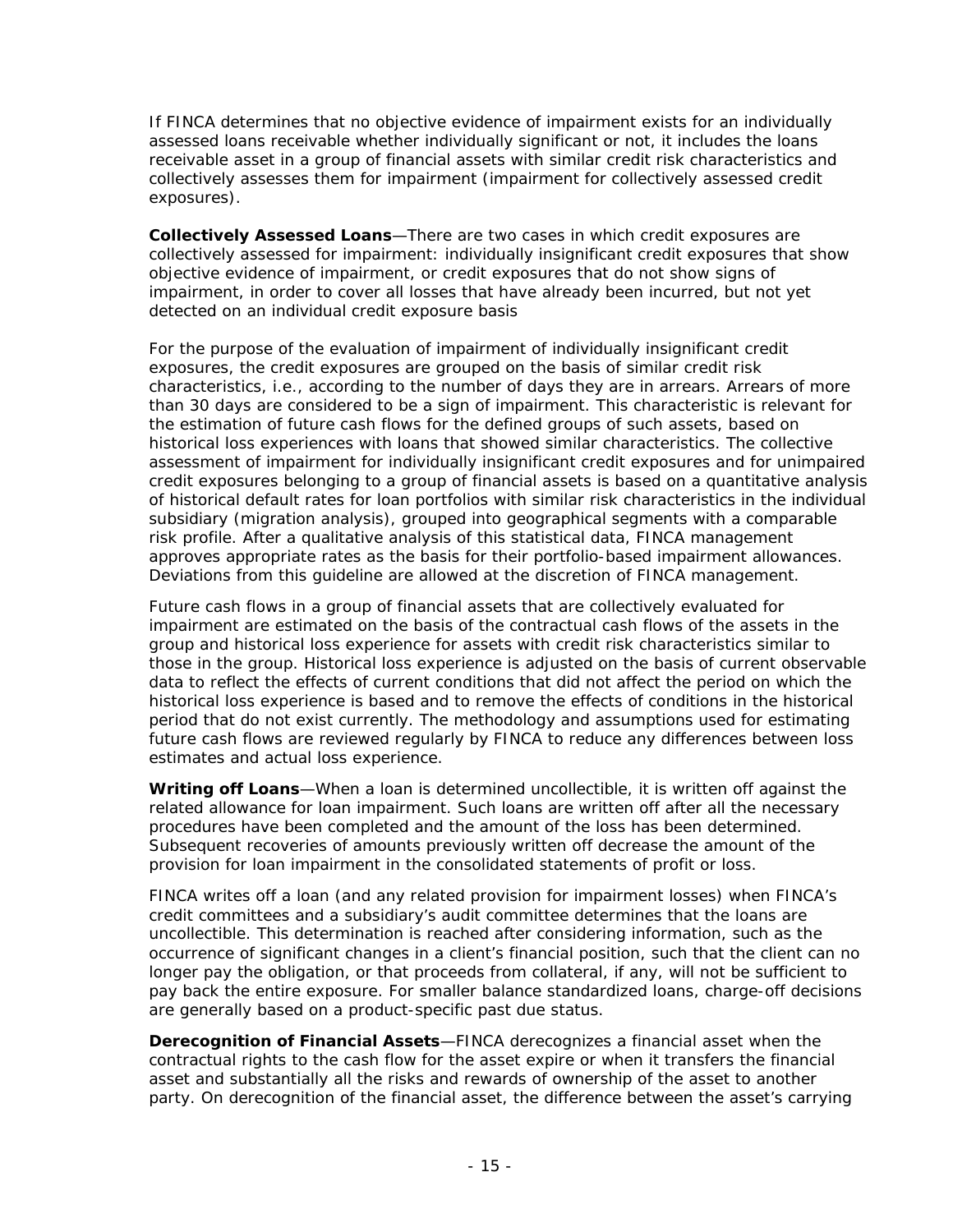If FINCA determines that no objective evidence of impairment exists for an individually assessed loans receivable whether individually significant or not, it includes the loans receivable asset in a group of financial assets with similar credit risk characteristics and collectively assesses them for impairment (impairment for collectively assessed credit exposures).

**Collectively Assessed Loans**—There are two cases in which credit exposures are collectively assessed for impairment: individually insignificant credit exposures that show objective evidence of impairment, or credit exposures that do not show signs of impairment, in order to cover all losses that have already been incurred, but not yet detected on an individual credit exposure basis

For the purpose of the evaluation of impairment of individually insignificant credit exposures, the credit exposures are grouped on the basis of similar credit risk characteristics, i.e., according to the number of days they are in arrears. Arrears of more than 30 days are considered to be a sign of impairment. This characteristic is relevant for the estimation of future cash flows for the defined groups of such assets, based on historical loss experiences with loans that showed similar characteristics. The collective assessment of impairment for individually insignificant credit exposures and for unimpaired credit exposures belonging to a group of financial assets is based on a quantitative analysis of historical default rates for loan portfolios with similar risk characteristics in the individual subsidiary (migration analysis), grouped into geographical segments with a comparable risk profile. After a qualitative analysis of this statistical data, FINCA management approves appropriate rates as the basis for their portfolio-based impairment allowances. Deviations from this guideline are allowed at the discretion of FINCA management.

Future cash flows in a group of financial assets that are collectively evaluated for impairment are estimated on the basis of the contractual cash flows of the assets in the group and historical loss experience for assets with credit risk characteristics similar to those in the group. Historical loss experience is adjusted on the basis of current observable data to reflect the effects of current conditions that did not affect the period on which the historical loss experience is based and to remove the effects of conditions in the historical period that do not exist currently. The methodology and assumptions used for estimating future cash flows are reviewed regularly by FINCA to reduce any differences between loss estimates and actual loss experience.

**Writing off Loans**—When a loan is determined uncollectible, it is written off against the related allowance for loan impairment. Such loans are written off after all the necessary procedures have been completed and the amount of the loss has been determined. Subsequent recoveries of amounts previously written off decrease the amount of the provision for loan impairment in the consolidated statements of profit or loss.

FINCA writes off a loan (and any related provision for impairment losses) when FINCA's credit committees and a subsidiary's audit committee determines that the loans are uncollectible. This determination is reached after considering information, such as the occurrence of significant changes in a client's financial position, such that the client can no longer pay the obligation, or that proceeds from collateral, if any, will not be sufficient to pay back the entire exposure. For smaller balance standardized loans, charge-off decisions are generally based on a product-specific past due status.

**Derecognition of Financial Assets**—FINCA derecognizes a financial asset when the contractual rights to the cash flow for the asset expire or when it transfers the financial asset and substantially all the risks and rewards of ownership of the asset to another party. On derecognition of the financial asset, the difference between the asset's carrying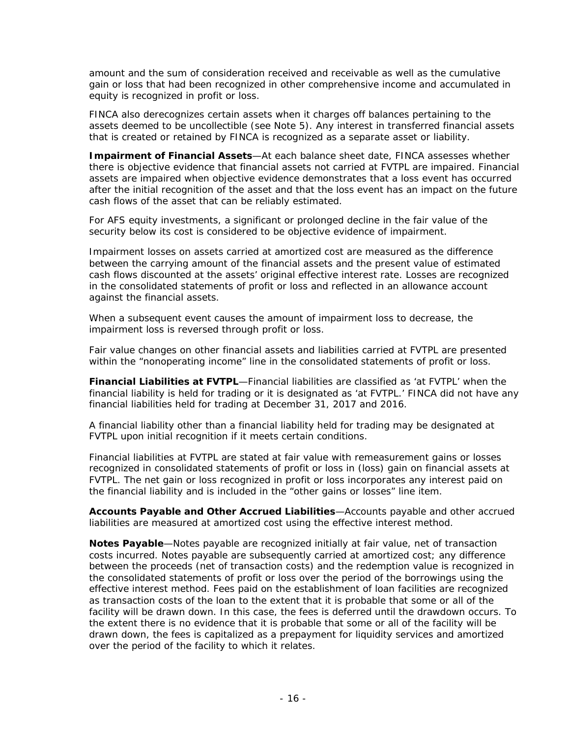amount and the sum of consideration received and receivable as well as the cumulative gain or loss that had been recognized in other comprehensive income and accumulated in equity is recognized in profit or loss.

FINCA also derecognizes certain assets when it charges off balances pertaining to the assets deemed to be uncollectible (see Note 5). Any interest in transferred financial assets that is created or retained by FINCA is recognized as a separate asset or liability.

**Impairment of Financial Assets**—At each balance sheet date, FINCA assesses whether there is objective evidence that financial assets not carried at FVTPL are impaired. Financial assets are impaired when objective evidence demonstrates that a loss event has occurred after the initial recognition of the asset and that the loss event has an impact on the future cash flows of the asset that can be reliably estimated.

For AFS equity investments, a significant or prolonged decline in the fair value of the security below its cost is considered to be objective evidence of impairment.

Impairment losses on assets carried at amortized cost are measured as the difference between the carrying amount of the financial assets and the present value of estimated cash flows discounted at the assets' original effective interest rate. Losses are recognized in the consolidated statements of profit or loss and reflected in an allowance account against the financial assets.

When a subsequent event causes the amount of impairment loss to decrease, the impairment loss is reversed through profit or loss.

Fair value changes on other financial assets and liabilities carried at FVTPL are presented within the "nonoperating income" line in the consolidated statements of profit or loss.

**Financial Liabilities at FVTPL**—Financial liabilities are classified as 'at FVTPL' when the financial liability is held for trading or it is designated as 'at FVTPL.' FINCA did not have any financial liabilities held for trading at December 31, 2017 and 2016.

A financial liability other than a financial liability held for trading may be designated at FVTPL upon initial recognition if it meets certain conditions.

Financial liabilities at FVTPL are stated at fair value with remeasurement gains or losses recognized in consolidated statements of profit or loss in (loss) gain on financial assets at FVTPL. The net gain or loss recognized in profit or loss incorporates any interest paid on the financial liability and is included in the "other gains or losses" line item.

**Accounts Payable and Other Accrued Liabilities**—Accounts payable and other accrued liabilities are measured at amortized cost using the effective interest method.

**Notes Payable**—Notes payable are recognized initially at fair value, net of transaction costs incurred. Notes payable are subsequently carried at amortized cost; any difference between the proceeds (net of transaction costs) and the redemption value is recognized in the consolidated statements of profit or loss over the period of the borrowings using the effective interest method. Fees paid on the establishment of loan facilities are recognized as transaction costs of the loan to the extent that it is probable that some or all of the facility will be drawn down. In this case, the fees is deferred until the drawdown occurs. To the extent there is no evidence that it is probable that some or all of the facility will be drawn down, the fees is capitalized as a prepayment for liquidity services and amortized over the period of the facility to which it relates.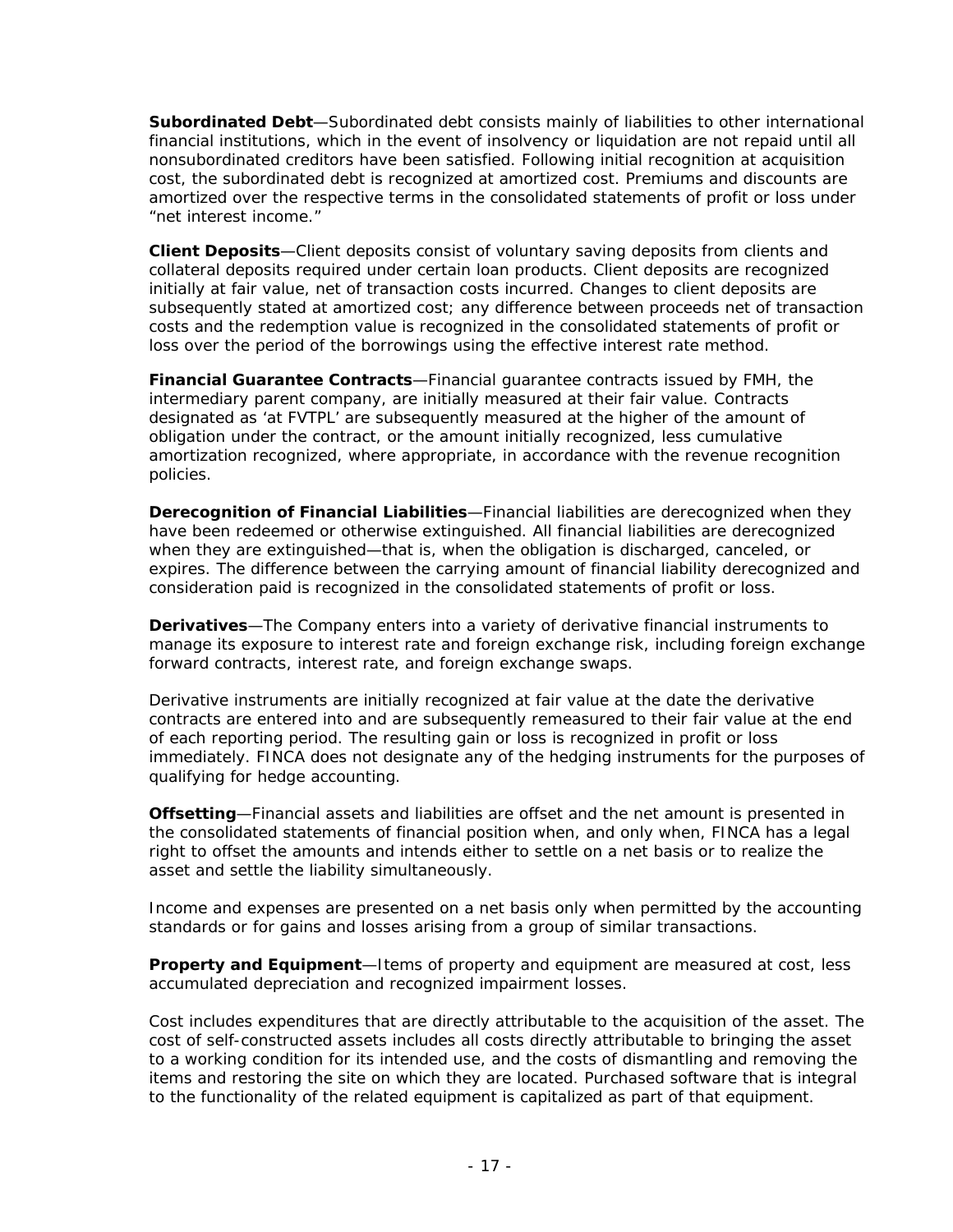**Subordinated Debt**—Subordinated debt consists mainly of liabilities to other international financial institutions, which in the event of insolvency or liquidation are not repaid until all nonsubordinated creditors have been satisfied. Following initial recognition at acquisition cost, the subordinated debt is recognized at amortized cost. Premiums and discounts are amortized over the respective terms in the consolidated statements of profit or loss under “net interest income.”

**Client Deposits**—Client deposits consist of voluntary saving deposits from clients and collateral deposits required under certain loan products. Client deposits are recognized initially at fair value, net of transaction costs incurred. Changes to client deposits are subsequently stated at amortized cost; any difference between proceeds net of transaction costs and the redemption value is recognized in the consolidated statements of profit or loss over the period of the borrowings using the effective interest rate method.

**Financial Guarantee Contracts**—Financial guarantee contracts issued by FMH, the intermediary parent company, are initially measured at their fair value. Contracts designated as ‘at FVTPL’ are subsequently measured at the higher of the amount of obligation under the contract, or the amount initially recognized, less cumulative amortization recognized, where appropriate, in accordance with the revenue recognition policies.

**Derecognition of Financial Liabilities**—Financial liabilities are derecognized when they have been redeemed or otherwise extinguished. All financial liabilities are derecognized when they are extinguished—that is, when the obligation is discharged, canceled, or expires. The difference between the carrying amount of financial liability derecognized and consideration paid is recognized in the consolidated statements of profit or loss.

**Derivatives**—The Company enters into a variety of derivative financial instruments to manage its exposure to interest rate and foreign exchange risk, including foreign exchange forward contracts, interest rate, and foreign exchange swaps.

Derivative instruments are initially recognized at fair value at the date the derivative contracts are entered into and are subsequently remeasured to their fair value at the end of each reporting period. The resulting gain or loss is recognized in profit or loss immediately. FINCA does not designate any of the hedging instruments for the purposes of qualifying for hedge accounting.

**Offsetting**—Financial assets and liabilities are offset and the net amount is presented in the consolidated statements of financial position when, and only when, FINCA has a legal right to offset the amounts and intends either to settle on a net basis or to realize the asset and settle the liability simultaneously.

Income and expenses are presented on a net basis only when permitted by the accounting standards or for gains and losses arising from a group of similar transactions.

**Property and Equipment**—Items of property and equipment are measured at cost, less accumulated depreciation and recognized impairment losses.

Cost includes expenditures that are directly attributable to the acquisition of the asset. The cost of self-constructed assets includes all costs directly attributable to bringing the asset to a working condition for its intended use, and the costs of dismantling and removing the items and restoring the site on which they are located. Purchased software that is integral to the functionality of the related equipment is capitalized as part of that equipment.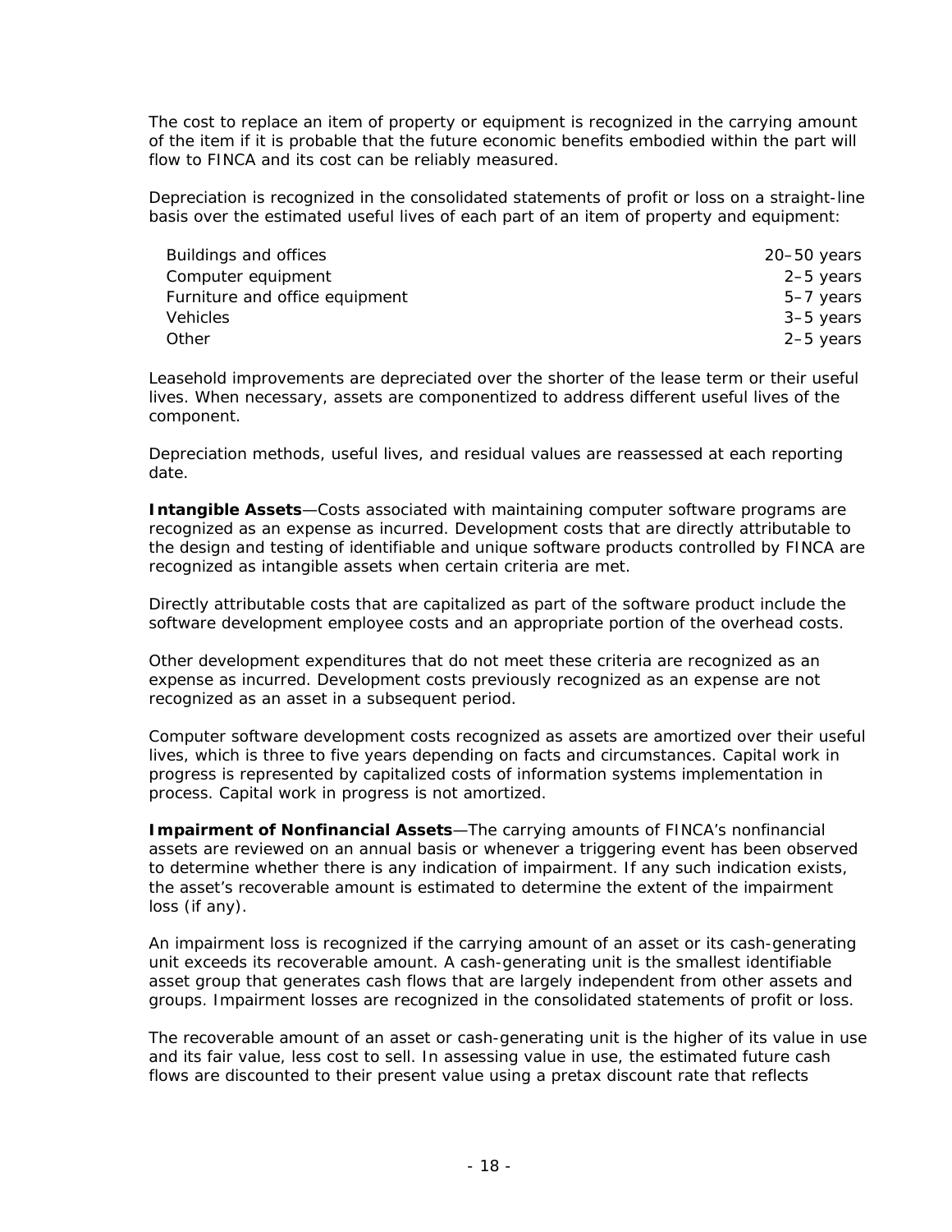The cost to replace an item of property or equipment is recognized in the carrying amount of the item if it is probable that the future economic benefits embodied within the part will flow to FINCA and its cost can be reliably measured.

Depreciation is recognized in the consolidated statements of profit or loss on a straight-line basis over the estimated useful lives of each part of an item of property and equipment:

| | |
|---|---|
| Buildings and offices | 20–50 years |
| Computer equipment | 2–5 years |
| Furniture and office equipment | 5–7 years |
| Vehicles | 3–5 years |
| Other | 2–5 years |

Leasehold improvements are depreciated over the shorter of the lease term or their useful lives. When necessary, assets are componentized to address different useful lives of the component.

Depreciation methods, useful lives, and residual values are reassessed at each reporting date.

**Intangible Assets**—Costs associated with maintaining computer software programs are recognized as an expense as incurred. Development costs that are directly attributable to the design and testing of identifiable and unique software products controlled by FINCA are recognized as intangible assets when certain criteria are met.

Directly attributable costs that are capitalized as part of the software product include the software development employee costs and an appropriate portion of the overhead costs.

Other development expenditures that do not meet these criteria are recognized as an expense as incurred. Development costs previously recognized as an expense are not recognized as an asset in a subsequent period.

Computer software development costs recognized as assets are amortized over their useful lives, which is three to five years depending on facts and circumstances. Capital work in progress is represented by capitalized costs of information systems implementation in process. Capital work in progress is not amortized.

**Impairment of Nonfinancial Assets**—The carrying amounts of FINCA's nonfinancial assets are reviewed on an annual basis or whenever a triggering event has been observed to determine whether there is any indication of impairment. If any such indication exists, the asset's recoverable amount is estimated to determine the extent of the impairment loss (if any).

An impairment loss is recognized if the carrying amount of an asset or its cash-generating unit exceeds its recoverable amount. A cash-generating unit is the smallest identifiable asset group that generates cash flows that are largely independent from other assets and groups. Impairment losses are recognized in the consolidated statements of profit or loss.

The recoverable amount of an asset or cash-generating unit is the higher of its value in use and its fair value, less cost to sell. In assessing value in use, the estimated future cash flows are discounted to their present value using a pretax discount rate that reflects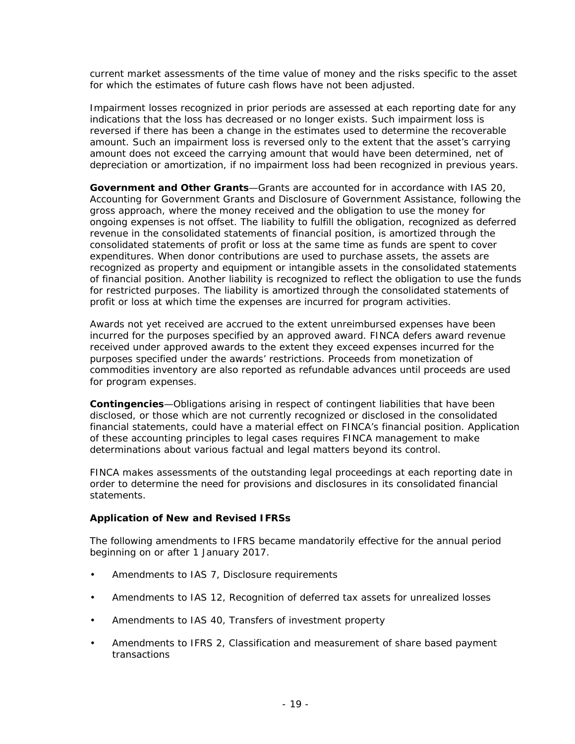current market assessments of the time value of money and the risks specific to the asset for which the estimates of future cash flows have not been adjusted.

Impairment losses recognized in prior periods are assessed at each reporting date for any indications that the loss has decreased or no longer exists. Such impairment loss is reversed if there has been a change in the estimates used to determine the recoverable amount. Such an impairment loss is reversed only to the extent that the asset's carrying amount does not exceed the carrying amount that would have been determined, net of depreciation or amortization, if no impairment loss had been recognized in previous years.

**Government and Other Grants**—Grants are accounted for in accordance with IAS 20, Accounting for Government Grants and Disclosure of Government Assistance, following the gross approach, where the money received and the obligation to use the money for ongoing expenses is not offset. The liability to fulfill the obligation, recognized as deferred revenue in the consolidated statements of financial position, is amortized through the consolidated statements of profit or loss at the same time as funds are spent to cover expenditures. When donor contributions are used to purchase assets, the assets are recognized as property and equipment or intangible assets in the consolidated statements of financial position. Another liability is recognized to reflect the obligation to use the funds for restricted purposes. The liability is amortized through the consolidated statements of profit or loss at which time the expenses are incurred for program activities.

Awards not yet received are accrued to the extent unreimbursed expenses have been incurred for the purposes specified by an approved award. FINCA defers award revenue received under approved awards to the extent they exceed expenses incurred for the purposes specified under the awards' restrictions. Proceeds from monetization of commodities inventory are also reported as refundable advances until proceeds are used for program expenses.

**Contingencies**—Obligations arising in respect of contingent liabilities that have been disclosed, or those which are not currently recognized or disclosed in the consolidated financial statements, could have a material effect on FINCA's financial position. Application of these accounting principles to legal cases requires FINCA management to make determinations about various factual and legal matters beyond its control.

FINCA makes assessments of the outstanding legal proceedings at each reporting date in order to determine the need for provisions and disclosures in its consolidated financial statements.

**Application of New and Revised IFRSs**

The following amendments to IFRS became mandatorily effective for the annual period beginning on or after 1 January 2017.

- Amendments to IAS 7, Disclosure requirements
- Amendments to IAS 12, Recognition of deferred tax assets for unrealized losses
- Amendments to IAS 40, Transfers of investment property
- Amendments to IFRS 2, Classification and measurement of share based payment transactions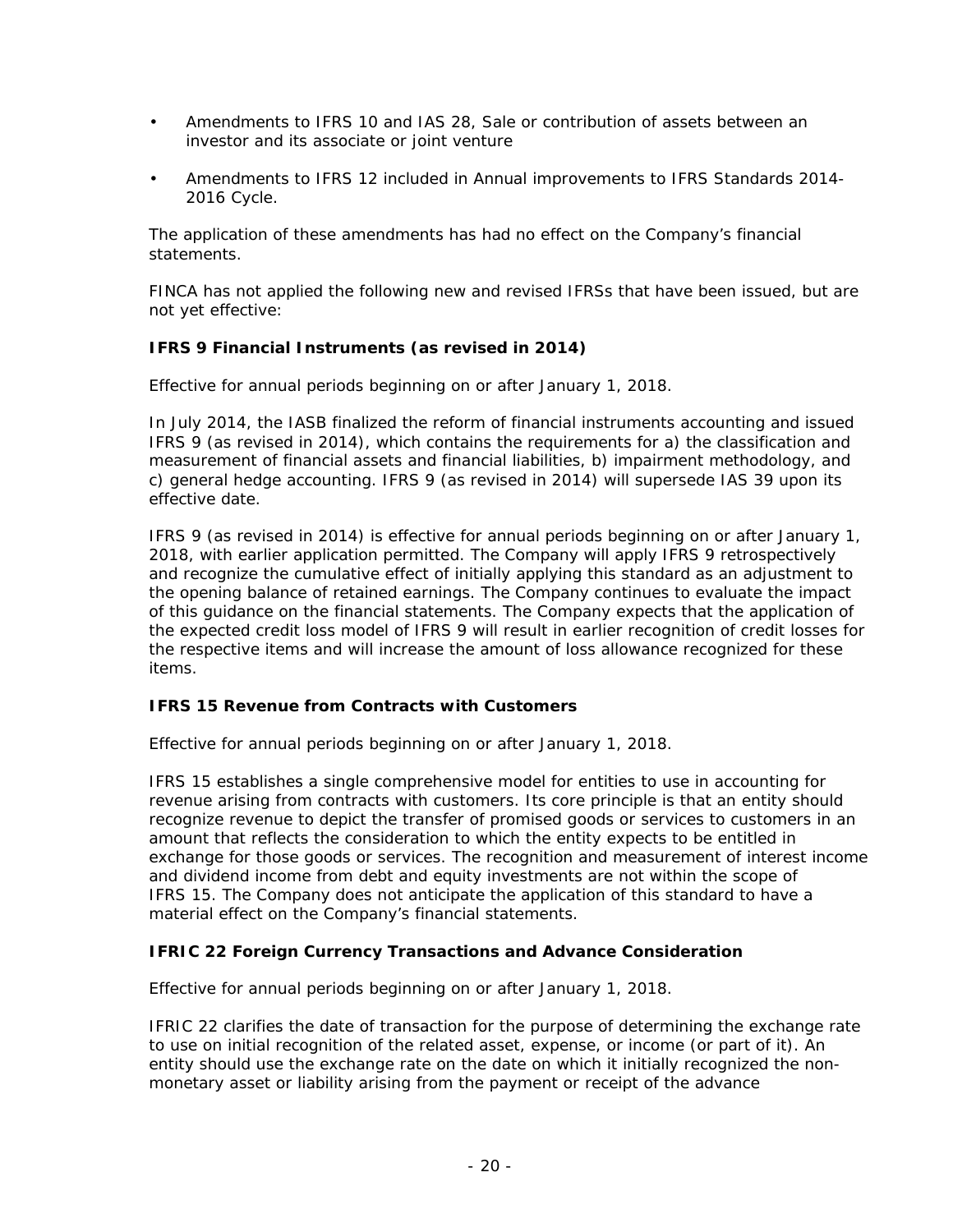- Amendments to IFRS 10 and IAS 28, Sale or contribution of assets between an investor and its associate or joint venture

- Amendments to IFRS 12 included in Annual improvements to IFRS Standards 2014-2016 Cycle.

The application of these amendments has had no effect on the Company's financial statements.

FINCA has not applied the following new and revised IFRSs that have been issued, but are not yet effective:

**IFRS 9 Financial Instruments (as revised in 2014)**

Effective for annual periods beginning on or after January 1, 2018.

In July 2014, the IASB finalized the reform of financial instruments accounting and issued IFRS 9 (as revised in 2014), which contains the requirements for a) the classification and measurement of financial assets and financial liabilities, b) impairment methodology, and c) general hedge accounting. IFRS 9 (as revised in 2014) will supersede IAS 39 upon its effective date.

IFRS 9 (as revised in 2014) is effective for annual periods beginning on or after January 1, 2018, with earlier application permitted. The Company will apply IFRS 9 retrospectively and recognize the cumulative effect of initially applying this standard as an adjustment to the opening balance of retained earnings. The Company continues to evaluate the impact of this guidance on the financial statements. The Company expects that the application of the expected credit loss model of IFRS 9 will result in earlier recognition of credit losses for the respective items and will increase the amount of loss allowance recognized for these items.

**IFRS 15 Revenue from Contracts with Customers**

Effective for annual periods beginning on or after January 1, 2018.

IFRS 15 establishes a single comprehensive model for entities to use in accounting for revenue arising from contracts with customers. Its core principle is that an entity should recognize revenue to depict the transfer of promised goods or services to customers in an amount that reflects the consideration to which the entity expects to be entitled in exchange for those goods or services. The recognition and measurement of interest income and dividend income from debt and equity investments are not within the scope of IFRS 15. The Company does not anticipate the application of this standard to have a material effect on the Company's financial statements.

**IFRIC 22 Foreign Currency Transactions and Advance Consideration**

Effective for annual periods beginning on or after January 1, 2018.

IFRIC 22 clarifies the date of transaction for the purpose of determining the exchange rate to use on initial recognition of the related asset, expense, or income (or part of it). An entity should use the exchange rate on the date on which it initially recognized the non-monetary asset or liability arising from the payment or receipt of the advance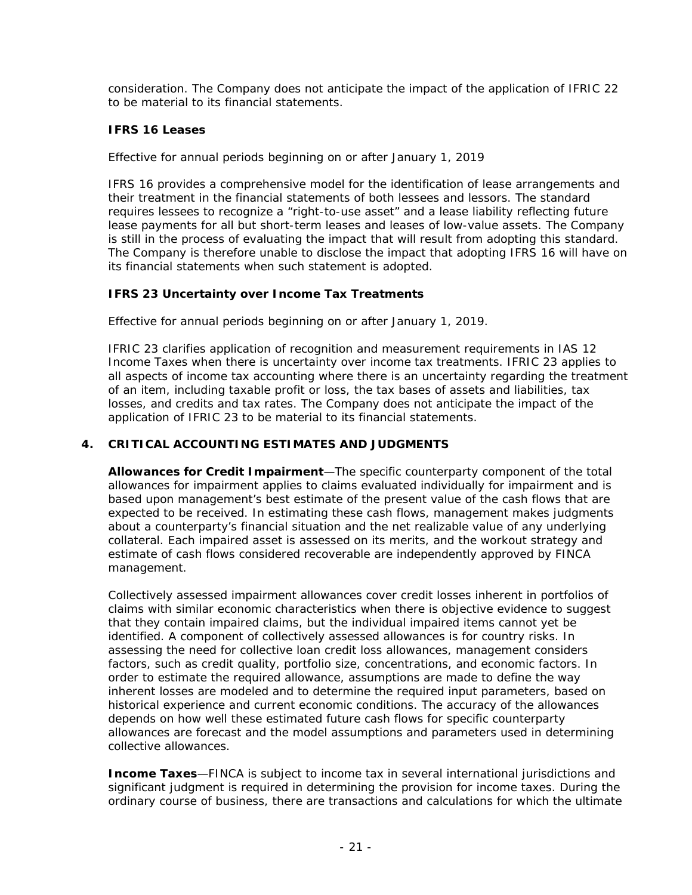consideration. The Company does not anticipate the impact of the application of IFRIC 22 to be material to its financial statements.

### IFRS 16 Leases

*Effective for annual periods beginning on or after January 1, 2019*

IFRS 16 provides a comprehensive model for the identification of lease arrangements and their treatment in the financial statements of both lessees and lessors. The standard requires lessees to recognize a "right-to-use asset" and a lease liability reflecting future lease payments for all but short-term leases and leases of low-value assets. The Company is still in the process of evaluating the impact that will result from adopting this standard. The Company is therefore unable to disclose the impact that adopting IFRS 16 will have on its financial statements when such statement is adopted.

### IFRS 23 Uncertainty over Income Tax Treatments

*Effective for annual periods beginning on or after January 1, 2019.*

IFRIC 23 clarifies application of recognition and measurement requirements in IAS 12 Income Taxes when there is uncertainty over income tax treatments. IFRIC 23 applies to all aspects of income tax accounting where there is an uncertainty regarding the treatment of an item, including taxable profit or loss, the tax bases of assets and liabilities, tax losses, and credits and tax rates. The Company does not anticipate the impact of the application of IFRIC 23 to be material to its financial statements.

## 4. CRITICAL ACCOUNTING ESTIMATES AND JUDGMENTS

**Allowances for Credit Impairment**—The specific counterparty component of the total allowances for impairment applies to claims evaluated individually for impairment and is based upon management's best estimate of the present value of the cash flows that are expected to be received. In estimating these cash flows, management makes judgments about a counterparty's financial situation and the net realizable value of any underlying collateral. Each impaired asset is assessed on its merits, and the workout strategy and estimate of cash flows considered recoverable are independently approved by FINCA management.

Collectively assessed impairment allowances cover credit losses inherent in portfolios of claims with similar economic characteristics when there is objective evidence to suggest that they contain impaired claims, but the individual impaired items cannot yet be identified. A component of collectively assessed allowances is for country risks. In assessing the need for collective loan credit loss allowances, management considers factors, such as credit quality, portfolio size, concentrations, and economic factors. In order to estimate the required allowance, assumptions are made to define the way inherent losses are modeled and to determine the required input parameters, based on historical experience and current economic conditions. The accuracy of the allowances depends on how well these estimated future cash flows for specific counterparty allowances are forecast and the model assumptions and parameters used in determining collective allowances.

**Income Taxes**—FINCA is subject to income tax in several international jurisdictions and significant judgment is required in determining the provision for income taxes. During the ordinary course of business, there are transactions and calculations for which the ultimate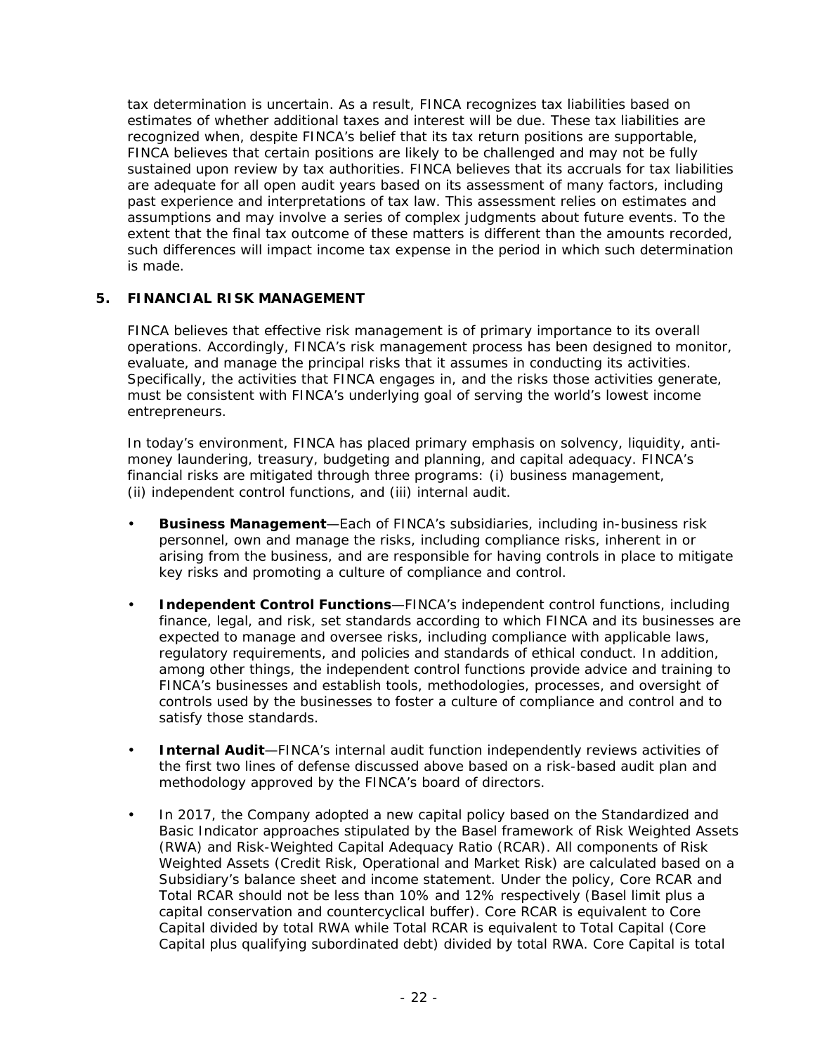tax determination is uncertain. As a result, FINCA recognizes tax liabilities based on estimates of whether additional taxes and interest will be due. These tax liabilities are recognized when, despite FINCA's belief that its tax return positions are supportable, FINCA believes that certain positions are likely to be challenged and may not be fully sustained upon review by tax authorities. FINCA believes that its accruals for tax liabilities are adequate for all open audit years based on its assessment of many factors, including past experience and interpretations of tax law. This assessment relies on estimates and assumptions and may involve a series of complex judgments about future events. To the extent that the final tax outcome of these matters is different than the amounts recorded, such differences will impact income tax expense in the period in which such determination is made.

## 5. FINANCIAL RISK MANAGEMENT

FINCA believes that effective risk management is of primary importance to its overall operations. Accordingly, FINCA's risk management process has been designed to monitor, evaluate, and manage the principal risks that it assumes in conducting its activities. Specifically, the activities that FINCA engages in, and the risks those activities generate, must be consistent with FINCA's underlying goal of serving the world's lowest income entrepreneurs.

In today's environment, FINCA has placed primary emphasis on solvency, liquidity, anti-money laundering, treasury, budgeting and planning, and capital adequacy. FINCA's financial risks are mitigated through three programs: (i) business management, (ii) independent control functions, and (iii) internal audit.

- **Business Management**—Each of FINCA's subsidiaries, including in-business risk personnel, own and manage the risks, including compliance risks, inherent in or arising from the business, and are responsible for having controls in place to mitigate key risks and promoting a culture of compliance and control.
- **Independent Control Functions**—FINCA's independent control functions, including finance, legal, and risk, set standards according to which FINCA and its businesses are expected to manage and oversee risks, including compliance with applicable laws, regulatory requirements, and policies and standards of ethical conduct. In addition, among other things, the independent control functions provide advice and training to FINCA's businesses and establish tools, methodologies, processes, and oversight of controls used by the businesses to foster a culture of compliance and control and to satisfy those standards.
- **Internal Audit**—FINCA's internal audit function independently reviews activities of the first two lines of defense discussed above based on a risk-based audit plan and methodology approved by the FINCA's board of directors.
- In 2017, the Company adopted a new capital policy based on the Standardized and Basic Indicator approaches stipulated by the Basel framework of Risk Weighted Assets (RWA) and Risk-Weighted Capital Adequacy Ratio (RCAR). All components of Risk Weighted Assets (Credit Risk, Operational and Market Risk) are calculated based on a Subsidiary's balance sheet and income statement. Under the policy, Core RCAR and Total RCAR should not be less than 10% and 12% respectively (Basel limit plus a capital conservation and countercyclical buffer). Core RCAR is equivalent to Core Capital divided by total RWA while Total RCAR is equivalent to Total Capital (Core Capital plus qualifying subordinated debt) divided by total RWA. Core Capital is total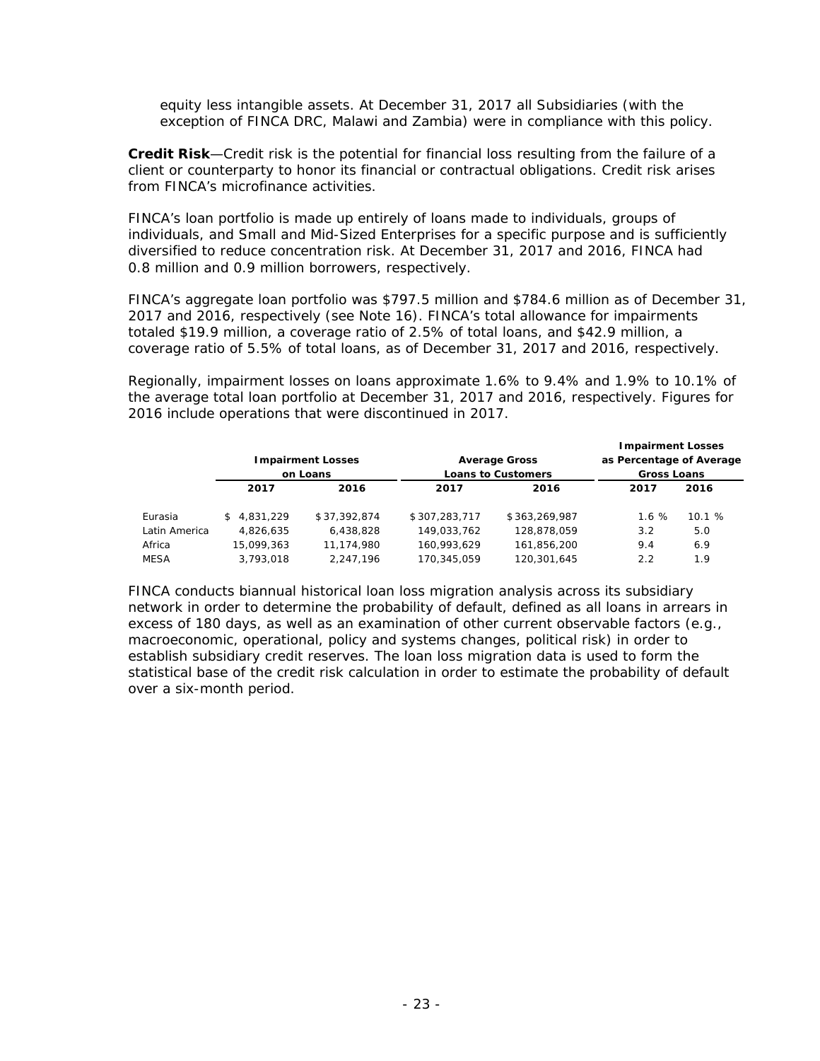equity less intangible assets. At December 31, 2017 all Subsidiaries (with the exception of FINCA DRC, Malawi and Zambia) were in compliance with this policy.

**Credit Risk**—Credit risk is the potential for financial loss resulting from the failure of a client or counterparty to honor its financial or contractual obligations. Credit risk arises from FINCA's microfinance activities.

FINCA's loan portfolio is made up entirely of loans made to individuals, groups of individuals, and Small and Mid-Sized Enterprises for a specific purpose and is sufficiently diversified to reduce concentration risk. At December 31, 2017 and 2016, FINCA had 0.8 million and 0.9 million borrowers, respectively.

FINCA's aggregate loan portfolio was $797.5 million and $784.6 million as of December 31, 2017 and 2016, respectively (see Note 16). FINCA's total allowance for impairments totaled $19.9 million, a coverage ratio of 2.5% of total loans, and $42.9 million, a coverage ratio of 5.5% of total loans, as of December 31, 2017 and 2016, respectively.

Regionally, impairment losses on loans approximate 1.6% to 9.4% and 1.9% to 10.1% of the average total loan portfolio at December 31, 2017 and 2016, respectively. Figures for 2016 include operations that were discontinued in 2017.

| | Impairment Losses on Loans | | Average Gross Loans to Customers | | Impairment Losses as Percentage of Average Gross Loans | |
|---|---|---|---|---|---|---|
| | 2017 | 2016 | 2017 | 2016 | 2017 | 2016 |
| Eurasia | $ 4,831,229 | $ 37,392,874 | $ 307,283,717 | $ 363,269,987 | 1.6 % | 10.1 % |
| Latin America | 4,826,635 | 6,438,828 | 149,033,762 | 128,878,059 | 3.2 | 5.0 |
| Africa | 15,099,363 | 11,174,980 | 160,993,629 | 161,856,200 | 9.4 | 6.9 |
| MESA | 3,793,018 | 2,247,196 | 170,345,059 | 120,301,645 | 2.2 | 1.9 |

FINCA conducts biannual historical loan loss migration analysis across its subsidiary network in order to determine the probability of default, defined as all loans in arrears in excess of 180 days, as well as an examination of other current observable factors (e.g., macroeconomic, operational, policy and systems changes, political risk) in order to establish subsidiary credit reserves. The loan loss migration data is used to form the statistical base of the credit risk calculation in order to estimate the probability of default over a six-month period.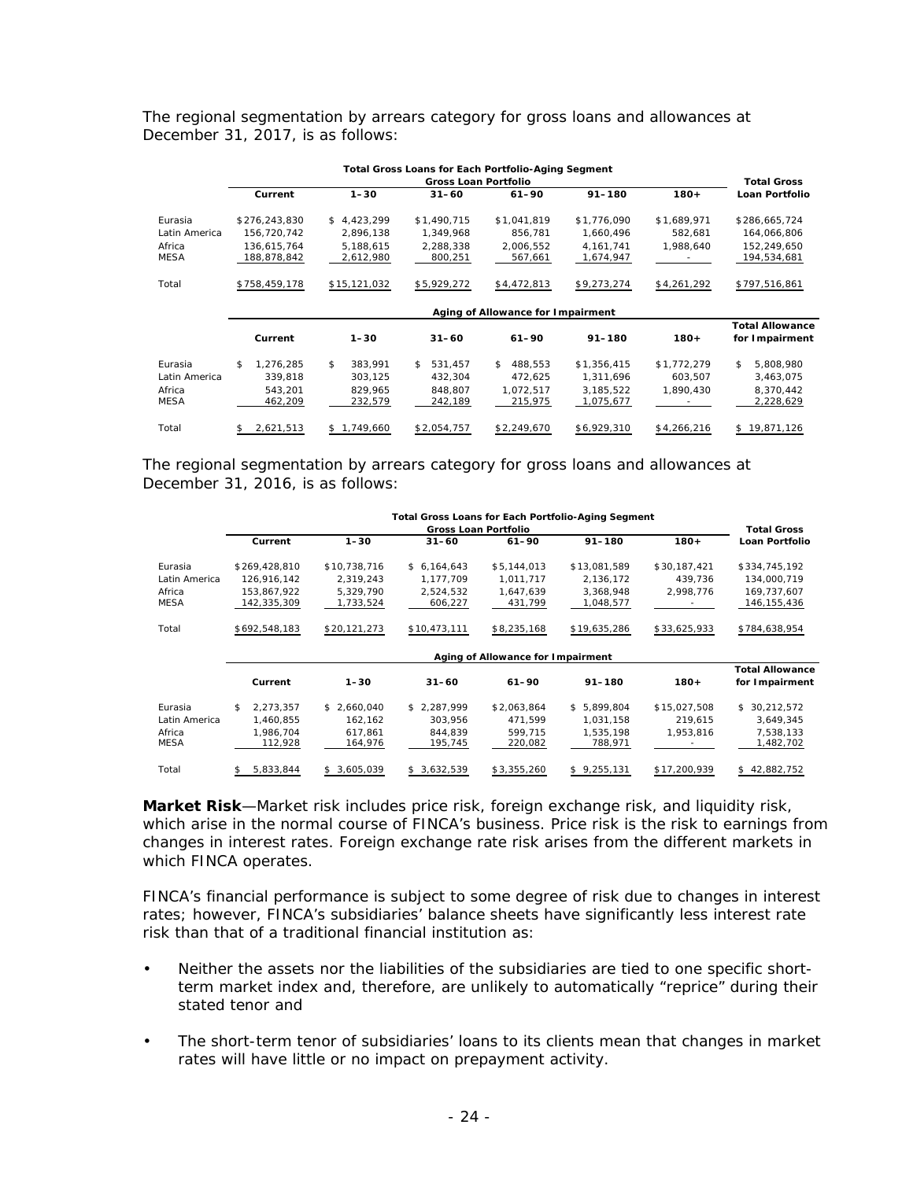The regional segmentation by arrears category for gross loans and allowances at December 31, 2017, is as follows:

| | Total Gross Loans for Each Portfolio-Aging Segment | | | | | | |
|---|---|---|---|---|---|---|---|
| | Gross Loan Portfolio | | | | | | Total Gross |
| | Current | 1–30 | 31–60 | 61–90 | 91–180 | 180+ | Loan Portfolio |
| Eurasia | $276,243,830 | $ 4,423,299 | $1,490,715 | $1,041,819 | $1,776,090 | $1,689,971 | $286,665,724 |
| Latin America | 156,720,742 | 2,896,138 | 1,349,968 | 856,781 | 1,660,496 | 582,681 | 164,066,806 |
| Africa | 136,615,764 | 5,188,615 | 2,288,338 | 2,006,552 | 4,161,741 | 1,988,640 | 152,249,650 |
| MESA | 188,878,842 | 2,612,980 | 800,251 | 567,661 | 1,674,947 | - | 194,534,681 |
| Total | $758,459,178 | $15,121,032 | $5,929,272 | $4,472,813 | $9,273,274 | $4,261,292 | $797,516,861 |

| | Aging of Allowance for Impairment | | | | | | |
|---|---|---|---|---|---|---|---|
| | Current | 1–30 | 31–60 | 61–90 | 91–180 | 180+ | Total Allowance for Impairment |
| Eurasia | $ 1,276,285 | $ 383,991 | $ 531,457 | $ 488,553 | $1,356,415 | $1,772,279 | $ 5,808,980 |
| Latin America | 339,818 | 303,125 | 432,304 | 472,625 | 1,311,696 | 603,507 | 3,463,075 |
| Africa | 543,201 | 829,965 | 848,807 | 1,072,517 | 3,185,522 | 1,890,430 | 8,370,442 |
| MESA | 462,209 | 232,579 | 242,189 | 215,975 | 1,075,677 | - | 2,228,629 |
| Total | $ 2,621,513 | $ 1,749,660 | $2,054,757 | $2,249,670 | $6,929,310 | $4,266,216 | $ 19,871,126 |

The regional segmentation by arrears category for gross loans and allowances at December 31, 2016, is as follows:

| | Total Gross Loans for Each Portfolio-Aging Segment | | | | | | |
|---|---|---|---|---|---|---|---|
| | Gross Loan Portfolio | | | | | | Total Gross |
| | Current | 1–30 | 31–60 | 61–90 | 91–180 | 180+ | Loan Portfolio |
| Eurasia | $269,428,810 | $10,738,716 | $ 6,164,643 | $5,144,013 | $13,081,589 | $30,187,421 | $334,745,192 |
| Latin America | 126,916,142 | 2,319,243 | 1,177,709 | 1,011,717 | 2,136,172 | 439,736 | 134,000,719 |
| Africa | 153,867,922 | 5,329,790 | 2,524,532 | 1,647,639 | 3,368,948 | 2,998,776 | 169,737,607 |
| MESA | 142,335,309 | 1,733,524 | 606,227 | 431,799 | 1,048,577 | - | 146,155,436 |
| Total | $692,548,183 | $20,121,273 | $10,473,111 | $8,235,168 | $19,635,286 | $33,625,933 | $784,638,954 |

| | Aging of Allowance for Impairment | | | | | | |
|---|---|---|---|---|---|---|---|
| | Current | 1–30 | 31–60 | 61–90 | 91–180 | 180+ | Total Allowance for Impairment |
| Eurasia | $ 2,273,357 | $ 2,660,040 | $ 2,287,999 | $2,063,864 | $ 5,899,804 | $15,027,508 | $ 30,212,572 |
| Latin America | 1,460,855 | 162,162 | 303,956 | 471,599 | 1,031,158 | 219,615 | 3,649,345 |
| Africa | 1,986,704 | 617,861 | 844,839 | 599,715 | 1,535,198 | 1,953,816 | 7,538,133 |
| MESA | 112,928 | 164,976 | 195,745 | 220,082 | 788,971 | - | 1,482,702 |
| Total | $ 5,833,844 | $ 3,605,039 | $ 3,632,539 | $3,355,260 | $ 9,255,131 | $17,200,939 | $ 42,882,752 |

**Market Risk**—Market risk includes price risk, foreign exchange risk, and liquidity risk, which arise in the normal course of FINCA's business. Price risk is the risk to earnings from changes in interest rates. Foreign exchange rate risk arises from the different markets in which FINCA operates.

FINCA's financial performance is subject to some degree of risk due to changes in interest rates; however, FINCA's subsidiaries' balance sheets have significantly less interest rate risk than that of a traditional financial institution as:

- Neither the assets nor the liabilities of the subsidiaries are tied to one specific short-term market index and, therefore, are unlikely to automatically "reprice" during their stated tenor and
- The short-term tenor of subsidiaries' loans to its clients mean that changes in market rates will have little or no impact on prepayment activity.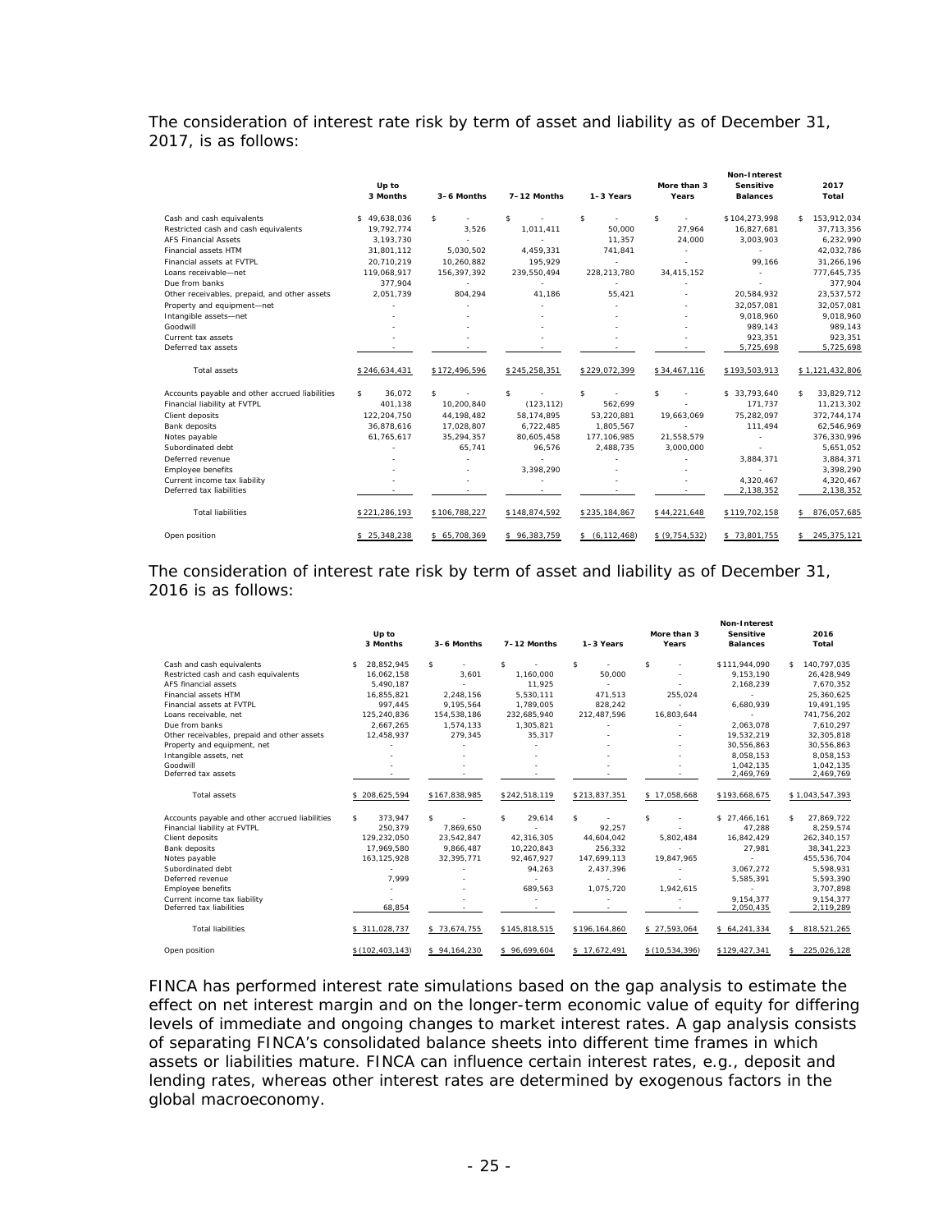The consideration of interest rate risk by term of asset and liability as of December 31, 2017, is as follows:

| | Up to 3 Months | 3–6 Months | 7–12 Months | 1–3 Years | More than 3 Years | Non-Interest Sensitive Balances | 2017 Total |
|---|---|---|---|---|---|---|---|
| Cash and cash equivalents | $ 49,638,036 | $ - | $ - | $ - | $ - | $104,273,998 | $ 153,912,034 |
| Restricted cash and cash equivalents | 19,792,774 | 3,526 | 1,011,411 | 50,000 | 27,964 | 16,827,681 | 37,713,356 |
| AFS Financial Assets | 3,193,730 | - | - | 11,357 | 24,000 | 3,003,903 | 6,232,990 |
| Financial assets HTM | 31,801,112 | 5,030,502 | 4,459,331 | 741,841 | - | - | 42,032,786 |
| Financial assets at FVTPL | 20,710,219 | 10,260,882 | 195,929 | - | - | 99,166 | 31,266,196 |
| Loans receivable—net | 119,068,917 | 156,397,392 | 239,550,494 | 228,213,780 | 34,415,152 | - | 777,645,735 |
| Due from banks | 377,904 | - | - | - | - | - | 377,904 |
| Other receivables, prepaid, and other assets | 2,051,739 | 804,294 | 41,186 | 55,421 | - | 20,584,932 | 23,537,572 |
| Property and equipment—net | - | - | - | - | - | 32,057,081 | 32,057,081 |
| Intangible assets—net | - | - | - | - | - | 9,018,960 | 9,018,960 |
| Goodwill | - | - | - | - | - | 989,143 | 989,143 |
| Current tax assets | - | - | - | - | - | 923,351 | 923,351 |
| Deferred tax assets | - | - | - | - | - | 5,725,698 | 5,725,698 |
| Total assets | $246,634,431 | $172,496,596 | $245,258,351 | $229,072,399 | $34,467,116 | $193,503,913 | $1,121,432,806 |
| Accounts payable and other accrued liabilities | $ 36,072 | $ - | $ - | $ - | $ - | $ 33,793,640 | $ 33,829,712 |
| Financial liability at FVTPL | 401,138 | 10,200,840 | (123,112) | 562,699 | - | 171,737 | 11,213,302 |
| Client deposits | 122,204,750 | 44,198,482 | 58,174,895 | 53,220,881 | 19,663,069 | 75,282,097 | 372,744,174 |
| Bank deposits | 36,878,616 | 17,028,807 | 6,722,485 | 1,805,567 | - | 111,494 | 62,546,969 |
| Notes payable | 61,765,617 | 35,294,357 | 80,605,458 | 177,106,985 | 21,558,579 | - | 376,330,996 |
| Subordinated debt | - | 65,741 | 96,576 | 2,488,735 | 3,000,000 | - | 5,651,052 |
| Deferred revenue | - | - | - | - | - | 3,884,371 | 3,884,371 |
| Employee benefits | - | - | 3,398,290 | - | - | - | 3,398,290 |
| Current income tax liability | - | - | - | - | - | 4,320,467 | 4,320,467 |
| Deferred tax liabilities | - | - | - | - | - | 2,138,352 | 2,138,352 |
| Total liabilities | $221,286,193 | $106,788,227 | $148,874,592 | $235,184,867 | $44,221,648 | $119,702,158 | $ 876,057,685 |
| Open position | $ 25,348,238 | $ 65,708,369 | $ 96,383,759 | $ (6,112,468) | $ (9,754,532) | $ 73,801,755 | $ 245,375,121 |

The consideration of interest rate risk by term of asset and liability as of December 31, 2016 is as follows:

| | Up to 3 Months | 3–6 Months | 7–12 Months | 1–3 Years | More than 3 Years | Non-Interest Sensitive Balances | 2016 Total |
|---|---|---|---|---|---|---|---|
| Cash and cash equivalents | $ 28,852,945 | $ - | $ - | $ - | $ - | $111,944,090 | $ 140,797,035 |
| Restricted cash and cash equivalents | 16,062,158 | 3,601 | 1,160,000 | 50,000 | - | 9,153,190 | 26,428,949 |
| AFS financial assets | 5,490,187 | - | 11,925 | - | - | 2,168,239 | 7,670,352 |
| Financial assets HTM | 16,855,821 | 2,248,156 | 5,530,111 | 471,513 | 255,024 | - | 25,360,625 |
| Financial assets at FVTPL | 997,445 | 9,195,564 | 1,789,005 | 828,242 | - | 6,680,939 | 19,491,195 |
| Loans receivable, net | 125,240,836 | 154,538,186 | 232,685,940 | 212,487,596 | 16,803,644 | - | 741,756,202 |
| Due from banks | 2,667,265 | 1,574,133 | 1,305,821 | - | - | 2,063,078 | 7,610,297 |
| Other receivables, prepaid and other assets | 12,458,937 | 279,345 | 35,317 | - | - | 19,532,219 | 32,305,818 |
| Property and equipment, net | - | - | - | - | - | 30,556,863 | 30,556,863 |
| Intangible assets, net | - | - | - | - | - | 8,058,153 | 8,058,153 |
| Goodwill | - | - | - | - | - | 1,042,135 | 1,042,135 |
| Deferred tax assets | - | - | - | - | - | 2,469,769 | 2,469,769 |
| Total assets | $ 208,625,594 | $167,838,985 | $242,518,119 | $213,837,351 | $ 17,058,668 | $193,668,675 | $1,043,547,393 |
| Accounts payable and other accrued liabilities | $ 373,947 | $ - | $ 29,614 | $ - | $ - | $ 27,466,161 | $ 27,869,722 |
| Financial liability at FVTPL | 250,379 | 7,869,650 | - | 92,257 | - | 47,288 | 8,259,574 |
| Client deposits | 129,232,050 | 23,542,847 | 42,316,305 | 44,604,042 | 5,802,484 | 16,842,429 | 262,340,157 |
| Bank deposits | 17,969,580 | 9,866,487 | 10,220,843 | 256,332 | - | 27,981 | 38,341,223 |
| Notes payable | 163,125,928 | 32,395,771 | 92,467,927 | 147,699,113 | 19,847,965 | - | 455,536,704 |
| Subordinated debt | - | - | 94,263 | 2,437,396 | - | 3,067,272 | 5,598,931 |
| Deferred revenue | 7,999 | - | - | - | - | 5,585,391 | 5,593,390 |
| Employee benefits | - | - | 689,563 | 1,075,720 | 1,942,615 | - | 3,707,898 |
| Current income tax liability | - | - | - | - | - | 9,154,377 | 9,154,377 |
| Deferred tax liabilities | 68,854 | - | - | - | - | 2,050,435 | 2,119,289 |
| Total liabilities | $ 311,028,737 | $ 73,674,755 | $145,818,515 | $196,164,860 | $ 27,593,064 | $ 64,241,334 | $ 818,521,265 |
| Open position | $ (102,403,143) | $ 94,164,230 | $ 96,699,604 | $ 17,672,491 | $ (10,534,396) | $129,427,341 | $ 225,026,128 |

FINCA has performed interest rate simulations based on the gap analysis to estimate the effect on net interest margin and on the longer-term economic value of equity for differing levels of immediate and ongoing changes to market interest rates. A gap analysis consists of separating FINCA's consolidated balance sheets into different time frames in which assets or liabilities mature. FINCA can influence certain interest rates, e.g., deposit and lending rates, whereas other interest rates are determined by exogenous factors in the global macroeconomy.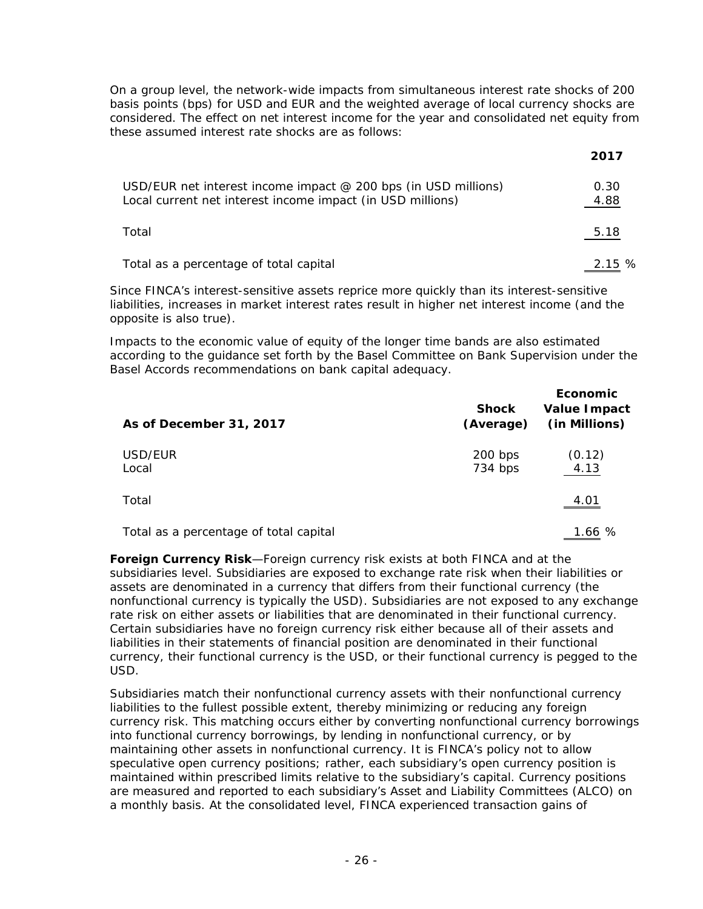On a group level, the network-wide impacts from simultaneous interest rate shocks of 200 basis points (bps) for USD and EUR and the weighted average of local currency shocks are considered. The effect on net interest income for the year and consolidated net equity from these assumed interest rate shocks are as follows:

| | 2017 |
|---|---|
| USD/EUR net interest income impact @ 200 bps (in USD millions) | 0.30 |
| Local current net interest income impact (in USD millions) | 4.88 |
| Total | 5.18 |
| Total as a percentage of total capital | 2.15 % |

Since FINCA's interest-sensitive assets reprice more quickly than its interest-sensitive liabilities, increases in market interest rates result in higher net interest income (and the opposite is also true).

Impacts to the economic value of equity of the longer time bands are also estimated according to the guidance set forth by the Basel Committee on Bank Supervision under the Basel Accords recommendations on bank capital adequacy.

| As of December 31, 2017 | Shock (Average) | Economic Value Impact (in Millions) |
|---|---|---|
| USD/EUR | 200 bps | (0.12) |
| Local | 734 bps | 4.13 |
| Total | | 4.01 |
| Total as a percentage of total capital | | 1.66 % |

**Foreign Currency Risk**—Foreign currency risk exists at both FINCA and at the subsidiaries level. Subsidiaries are exposed to exchange rate risk when their liabilities or assets are denominated in a currency that differs from their functional currency (the nonfunctional currency is typically the USD). Subsidiaries are not exposed to any exchange rate risk on either assets or liabilities that are denominated in their functional currency. Certain subsidiaries have no foreign currency risk either because all of their assets and liabilities in their statements of financial position are denominated in their functional currency, their functional currency is the USD, or their functional currency is pegged to the USD.

Subsidiaries match their nonfunctional currency assets with their nonfunctional currency liabilities to the fullest possible extent, thereby minimizing or reducing any foreign currency risk. This matching occurs either by converting nonfunctional currency borrowings into functional currency borrowings, by lending in nonfunctional currency, or by maintaining other assets in nonfunctional currency. It is FINCA's policy not to allow speculative open currency positions; rather, each subsidiary's open currency position is maintained within prescribed limits relative to the subsidiary's capital. Currency positions are measured and reported to each subsidiary's Asset and Liability Committees (ALCO) on a monthly basis. At the consolidated level, FINCA experienced transaction gains of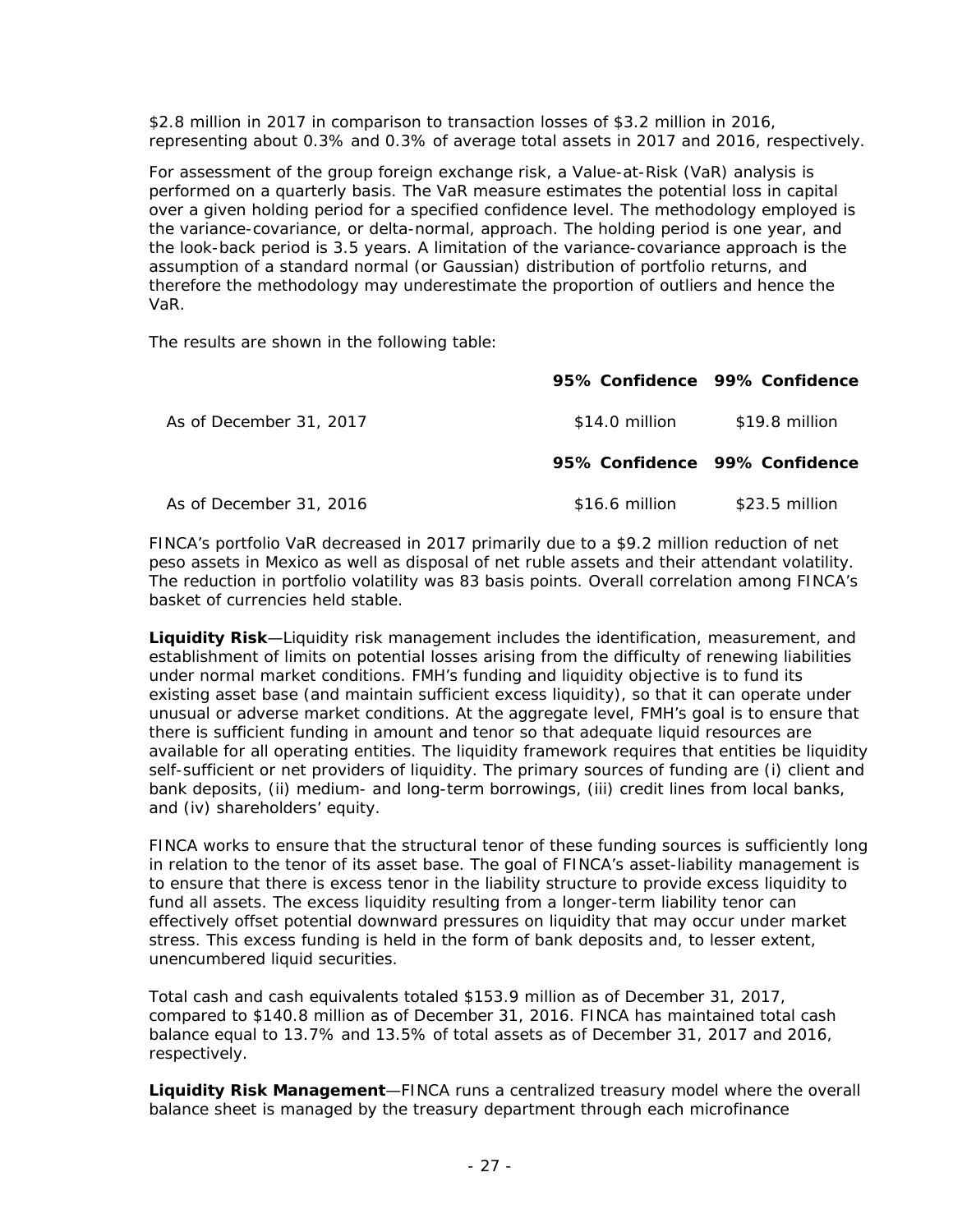$2.8 million in 2017 in comparison to transaction losses of $3.2 million in 2016, representing about 0.3% and 0.3% of average total assets in 2017 and 2016, respectively.

For assessment of the group foreign exchange risk, a Value-at-Risk (VaR) analysis is performed on a quarterly basis. The VaR measure estimates the potential loss in capital over a given holding period for a specified confidence level. The methodology employed is the variance-covariance, or delta-normal, approach. The holding period is one year, and the look-back period is 3.5 years. A limitation of the variance-covariance approach is the assumption of a standard normal (or Gaussian) distribution of portfolio returns, and therefore the methodology may underestimate the proportion of outliers and hence the VaR.

The results are shown in the following table:

| | **95% Confidence** | **99% Confidence** |
|---|---|---|
| As of December 31, 2017 | $14.0 million | $19.8 million |
| | **95% Confidence** | **99% Confidence** |
| As of December 31, 2016 | $16.6 million | $23.5 million |

FINCA's portfolio VaR decreased in 2017 primarily due to a $9.2 million reduction of net peso assets in Mexico as well as disposal of net ruble assets and their attendant volatility. The reduction in portfolio volatility was 83 basis points. Overall correlation among FINCA's basket of currencies held stable.

**Liquidity Risk**—Liquidity risk management includes the identification, measurement, and establishment of limits on potential losses arising from the difficulty of renewing liabilities under normal market conditions. FMH's funding and liquidity objective is to fund its existing asset base (and maintain sufficient excess liquidity), so that it can operate under unusual or adverse market conditions. At the aggregate level, FMH's goal is to ensure that there is sufficient funding in amount and tenor so that adequate liquid resources are available for all operating entities. The liquidity framework requires that entities be liquidity self-sufficient or net providers of liquidity. The primary sources of funding are (i) client and bank deposits, (ii) medium- and long-term borrowings, (iii) credit lines from local banks, and (iv) shareholders' equity.

FINCA works to ensure that the structural tenor of these funding sources is sufficiently long in relation to the tenor of its asset base. The goal of FINCA's asset-liability management is to ensure that there is excess tenor in the liability structure to provide excess liquidity to fund all assets. The excess liquidity resulting from a longer-term liability tenor can effectively offset potential downward pressures on liquidity that may occur under market stress. This excess funding is held in the form of bank deposits and, to lesser extent, unencumbered liquid securities.

Total cash and cash equivalents totaled $153.9 million as of December 31, 2017, compared to $140.8 million as of December 31, 2016. FINCA has maintained total cash balance equal to 13.7% and 13.5% of total assets as of December 31, 2017 and 2016, respectively.

**Liquidity Risk Management**—FINCA runs a centralized treasury model where the overall balance sheet is managed by the treasury department through each microfinance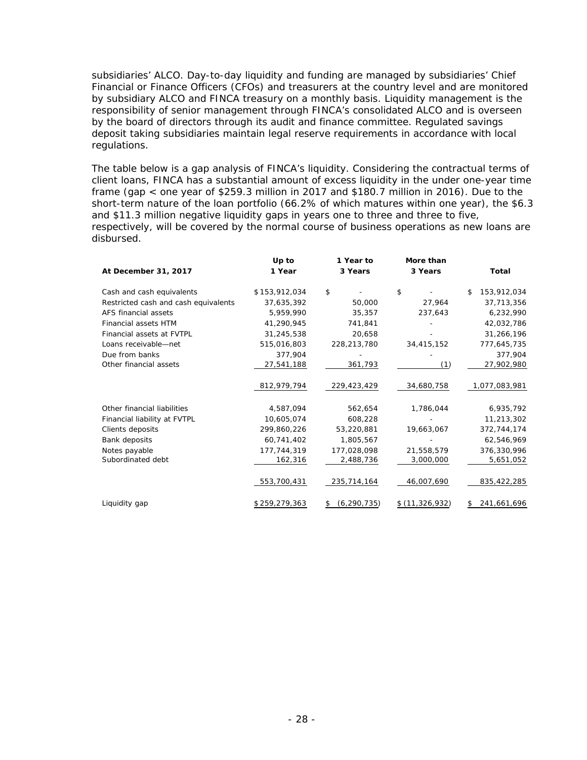subsidiaries' ALCO. Day-to-day liquidity and funding are managed by subsidiaries' Chief Financial or Finance Officers (CFOs) and treasurers at the country level and are monitored by subsidiary ALCO and FINCA treasury on a monthly basis. Liquidity management is the responsibility of senior management through FINCA's consolidated ALCO and is overseen by the board of directors through its audit and finance committee. Regulated savings deposit taking subsidiaries maintain legal reserve requirements in accordance with local regulations.

The table below is a gap analysis of FINCA's liquidity. Considering the contractual terms of client loans, FINCA has a substantial amount of excess liquidity in the under one-year time frame (gap < one year of $259.3 million in 2017 and $180.7 million in 2016). Due to the short-term nature of the loan portfolio (66.2% of which matures within one year), the $6.3 and $11.3 million negative liquidity gaps in years one to three and three to five, respectively, will be covered by the normal course of business operations as new loans are disbursed.

| At December 31, 2017 | Up to 1 Year | 1 Year to 3 Years | More than 3 Years | Total |
|---|---|---|---|---|
| Cash and cash equivalents | $153,912,034 | $ - | $ - | $ 153,912,034 |
| Restricted cash and cash equivalents | 37,635,392 | 50,000 | 27,964 | 37,713,356 |
| AFS financial assets | 5,959,990 | 35,357 | 237,643 | 6,232,990 |
| Financial assets HTM | 41,290,945 | 741,841 | - | 42,032,786 |
| Financial assets at FVTPL | 31,245,538 | 20,658 | - | 31,266,196 |
| Loans receivable—net | 515,016,803 | 228,213,780 | 34,415,152 | 777,645,735 |
| Due from banks | 377,904 | - | - | 377,904 |
| Other financial assets | 27,541,188 | 361,793 | (1) | 27,902,980 |
| | 812,979,794 | 229,423,429 | 34,680,758 | 1,077,083,981 |
| Other financial liabilities | 4,587,094 | 562,654 | 1,786,044 | 6,935,792 |
| Financial liability at FVTPL | 10,605,074 | 608,228 | - | 11,213,302 |
| Clients deposits | 299,860,226 | 53,220,881 | 19,663,067 | 372,744,174 |
| Bank deposits | 60,741,402 | 1,805,567 | - | 62,546,969 |
| Notes payable | 177,744,319 | 177,028,098 | 21,558,579 | 376,330,996 |
| Subordinated debt | 162,316 | 2,488,736 | 3,000,000 | 5,651,052 |
| | 553,700,431 | 235,714,164 | 46,007,690 | 835,422,285 |
| Liquidity gap | $259,279,363 | $ (6,290,735) | $ (11,326,932) | $ 241,661,696 |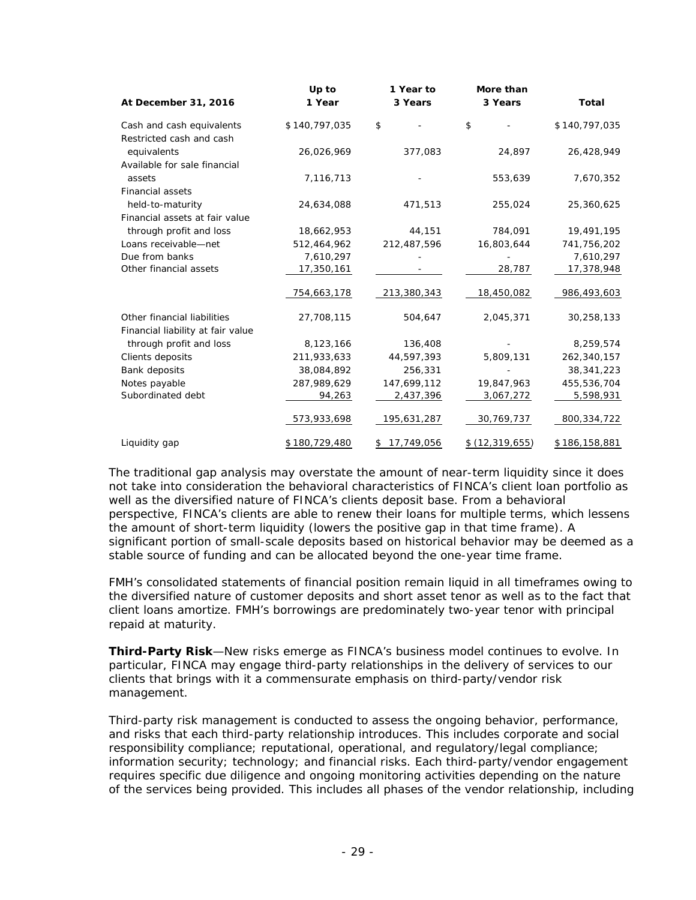| At December 31, 2016 | Up to 1 Year | 1 Year to 3 Years | More than 3 Years | Total |
|---|---|---|---|---|
| Cash and cash equivalents | $140,797,035 | $ - | $ - | $140,797,035 |
| Restricted cash and cash equivalents | 26,026,969 | 377,083 | 24,897 | 26,428,949 |
| Available for sale financial assets | 7,116,713 | - | 553,639 | 7,670,352 |
| Financial assets held-to-maturity | 24,634,088 | 471,513 | 255,024 | 25,360,625 |
| Financial assets at fair value through profit and loss | 18,662,953 | 44,151 | 784,091 | 19,491,195 |
| Loans receivable—net | 512,464,962 | 212,487,596 | 16,803,644 | 741,756,202 |
| Due from banks | 7,610,297 | - | - | 7,610,297 |
| Other financial assets | 17,350,161 | - | 28,787 | 17,378,948 |
| | 754,663,178 | 213,380,343 | 18,450,082 | 986,493,603 |
| Other financial liabilities | 27,708,115 | 504,647 | 2,045,371 | 30,258,133 |
| Financial liability at fair value through profit and loss | 8,123,166 | 136,408 | - | 8,259,574 |
| Clients deposits | 211,933,633 | 44,597,393 | 5,809,131 | 262,340,157 |
| Bank deposits | 38,084,892 | 256,331 | - | 38,341,223 |
| Notes payable | 287,989,629 | 147,699,112 | 19,847,963 | 455,536,704 |
| Subordinated debt | 94,263 | 2,437,396 | 3,067,272 | 5,598,931 |
| | 573,933,698 | 195,631,287 | 30,769,737 | 800,334,722 |
| Liquidity gap | $180,729,480 | $ 17,749,056 | $ (12,319,655) | $186,158,881 |

The traditional gap analysis may overstate the amount of near-term liquidity since it does not take into consideration the behavioral characteristics of FINCA's client loan portfolio as well as the diversified nature of FINCA's clients deposit base. From a behavioral perspective, FINCA's clients are able to renew their loans for multiple terms, which lessens the amount of short-term liquidity (lowers the positive gap in that time frame). A significant portion of small-scale deposits based on historical behavior may be deemed as a stable source of funding and can be allocated beyond the one-year time frame.

FMH's consolidated statements of financial position remain liquid in all timeframes owing to the diversified nature of customer deposits and short asset tenor as well as to the fact that client loans amortize. FMH's borrowings are predominately two-year tenor with principal repaid at maturity.

**Third-Party Risk**—New risks emerge as FINCA's business model continues to evolve. In particular, FINCA may engage third-party relationships in the delivery of services to our clients that brings with it a commensurate emphasis on third-party/vendor risk management.

Third-party risk management is conducted to assess the ongoing behavior, performance, and risks that each third-party relationship introduces. This includes corporate and social responsibility compliance; reputational, operational, and regulatory/legal compliance; information security; technology; and financial risks. Each third-party/vendor engagement requires specific due diligence and ongoing monitoring activities depending on the nature of the services being provided. This includes all phases of the vendor relationship, including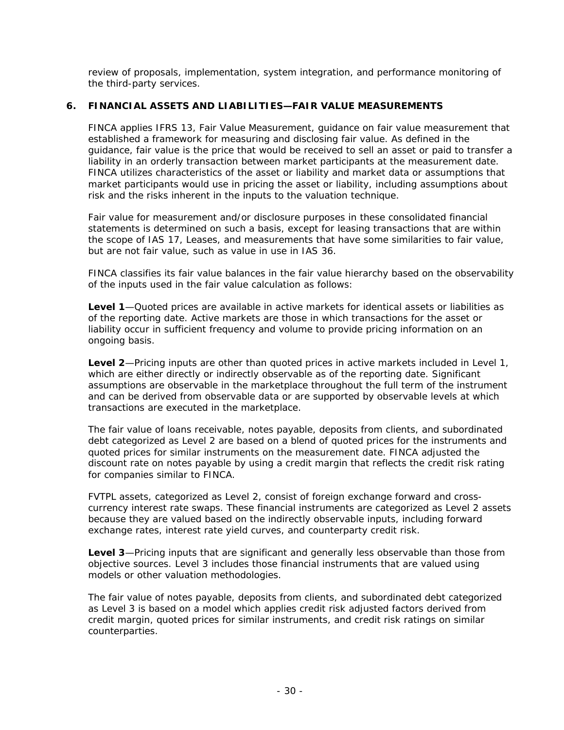review of proposals, implementation, system integration, and performance monitoring of the third-party services.

## 6. FINANCIAL ASSETS AND LIABILITIES—FAIR VALUE MEASUREMENTS

FINCA applies IFRS 13, Fair Value Measurement, guidance on fair value measurement that established a framework for measuring and disclosing fair value. As defined in the guidance, fair value is the price that would be received to sell an asset or paid to transfer a liability in an orderly transaction between market participants at the measurement date. FINCA utilizes characteristics of the asset or liability and market data or assumptions that market participants would use in pricing the asset or liability, including assumptions about risk and the risks inherent in the inputs to the valuation technique.

Fair value for measurement and/or disclosure purposes in these consolidated financial statements is determined on such a basis, except for leasing transactions that are within the scope of IAS 17, Leases, and measurements that have some similarities to fair value, but are not fair value, such as value in use in IAS 36.

FINCA classifies its fair value balances in the fair value hierarchy based on the observability of the inputs used in the fair value calculation as follows:

**Level 1**—Quoted prices are available in active markets for identical assets or liabilities as of the reporting date. Active markets are those in which transactions for the asset or liability occur in sufficient frequency and volume to provide pricing information on an ongoing basis.

**Level 2**—Pricing inputs are other than quoted prices in active markets included in Level 1, which are either directly or indirectly observable as of the reporting date. Significant assumptions are observable in the marketplace throughout the full term of the instrument and can be derived from observable data or are supported by observable levels at which transactions are executed in the marketplace.

The fair value of loans receivable, notes payable, deposits from clients, and subordinated debt categorized as Level 2 are based on a blend of quoted prices for the instruments and quoted prices for similar instruments on the measurement date. FINCA adjusted the discount rate on notes payable by using a credit margin that reflects the credit risk rating for companies similar to FINCA.

FVTPL assets, categorized as Level 2, consist of foreign exchange forward and cross-currency interest rate swaps. These financial instruments are categorized as Level 2 assets because they are valued based on the indirectly observable inputs, including forward exchange rates, interest rate yield curves, and counterparty credit risk.

**Level 3**—Pricing inputs that are significant and generally less observable than those from objective sources. Level 3 includes those financial instruments that are valued using models or other valuation methodologies.

The fair value of notes payable, deposits from clients, and subordinated debt categorized as Level 3 is based on a model which applies credit risk adjusted factors derived from credit margin, quoted prices for similar instruments, and credit risk ratings on similar counterparties.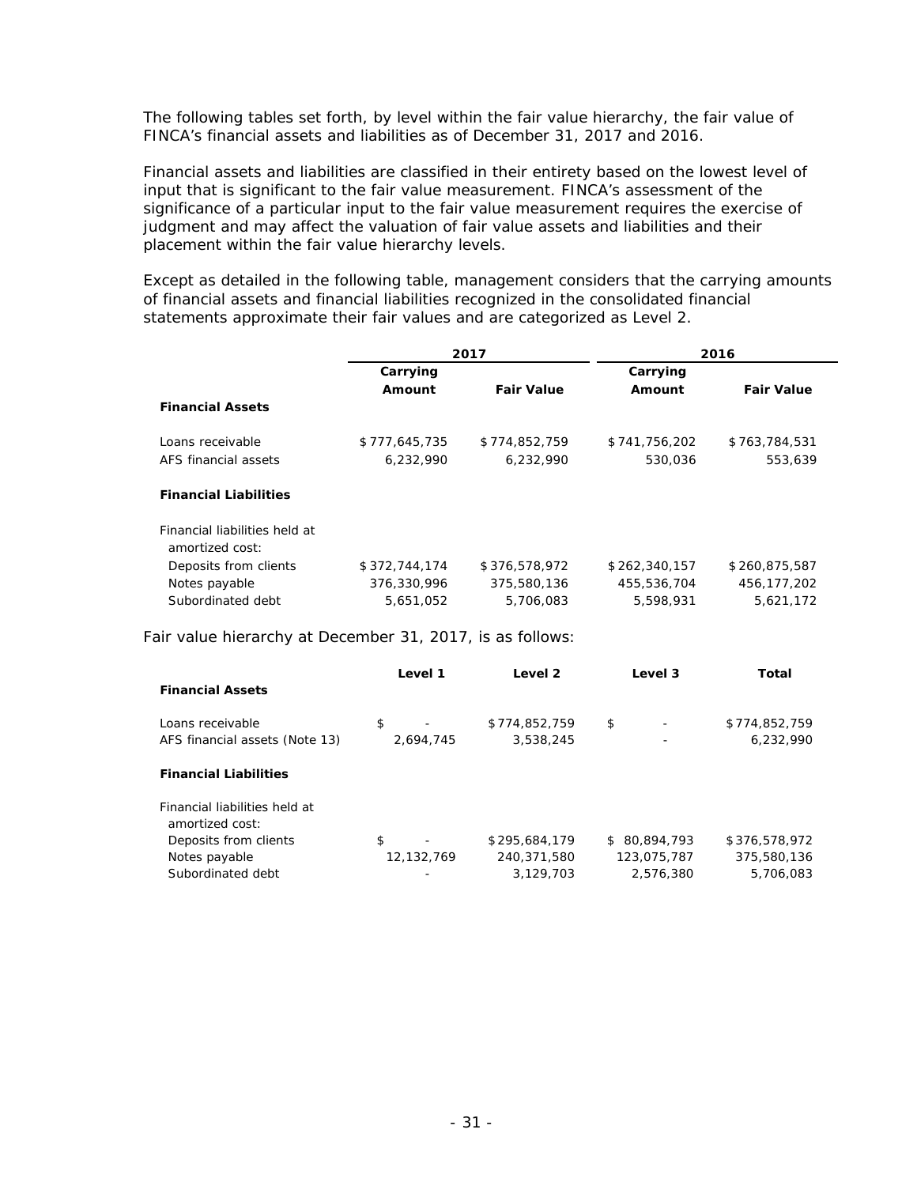The following tables set forth, by level within the fair value hierarchy, the fair value of FINCA's financial assets and liabilities as of December 31, 2017 and 2016.

Financial assets and liabilities are classified in their entirety based on the lowest level of input that is significant to the fair value measurement. FINCA's assessment of the significance of a particular input to the fair value measurement requires the exercise of judgment and may affect the valuation of fair value assets and liabilities and their placement within the fair value hierarchy levels.

Except as detailed in the following table, management considers that the carrying amounts of financial assets and financial liabilities recognized in the consolidated financial statements approximate their fair values and are categorized as Level 2.

| | 2017 | | 2016 | |
|---|---|---|---|---|
| | **Carrying Amount** | **Fair Value** | **Carrying Amount** | **Fair Value** |
| **Financial Assets** | | | | |
| Loans receivable | $777,645,735 | $774,852,759 | $741,756,202 | $763,784,531 |
| AFS financial assets | 6,232,990 | 6,232,990 | 530,036 | 553,639 |
| **Financial Liabilities** | | | | |
| Financial liabilities held at amortized cost: | | | | |
| Deposits from clients | $372,744,174 | $376,578,972 | $262,340,157 | $260,875,587 |
| Notes payable | 376,330,996 | 375,580,136 | 455,536,704 | 456,177,202 |
| Subordinated debt | 5,651,052 | 5,706,083 | 5,598,931 | 5,621,172 |

Fair value hierarchy at December 31, 2017, is as follows:

| | **Level 1** | **Level 2** | **Level 3** | **Total** |
|---|---|---|---|---|
| **Financial Assets** | | | | |
| Loans receivable | $ - | $774,852,759 | $ - | $774,852,759 |
| AFS financial assets (Note 13) | 2,694,745 | 3,538,245 | - | 6,232,990 |
| **Financial Liabilities** | | | | |
| Financial liabilities held at amortized cost: | | | | |
| Deposits from clients | $ - | $295,684,179 | $ 80,894,793 | $376,578,972 |
| Notes payable | 12,132,769 | 240,371,580 | 123,075,787 | 375,580,136 |
| Subordinated debt | - | 3,129,703 | 2,576,380 | 5,706,083 |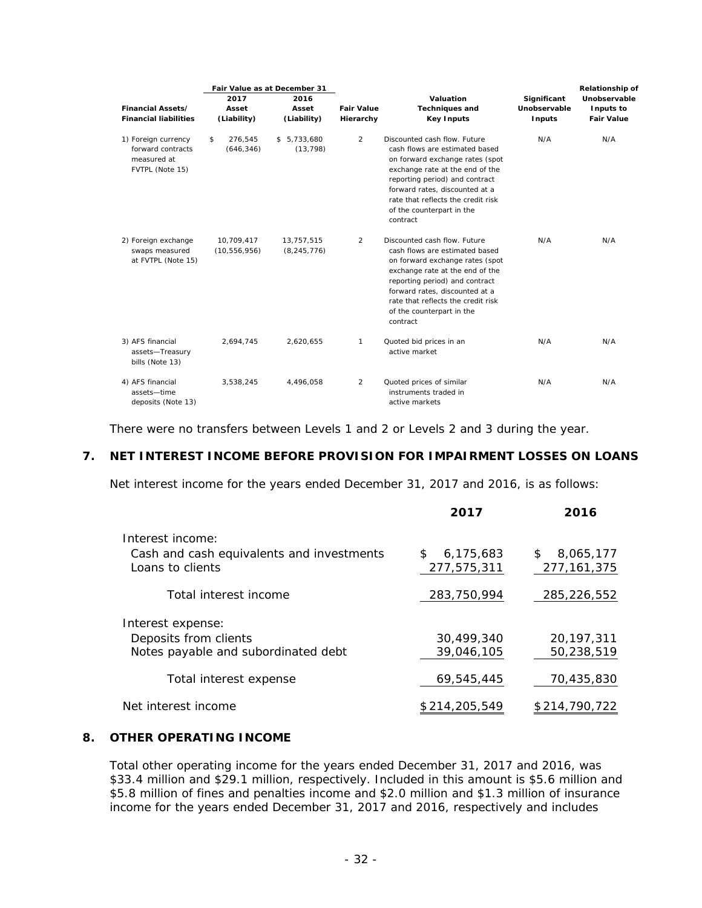| Financial Assets/ Financial liabilities | Fair Value as at December 31 2017 Asset (Liability) | Fair Value as at December 31 2016 Asset (Liability) | Fair Value Hierarchy | Valuation Techniques and Key Inputs | Significant Unobservable Inputs | Relationship of Unobservable Inputs to Fair Value |
|---|---|---|---|---|---|---|
| 1) Foreign currency forward contracts measured at FVTPL (Note 15) | $ 276,545 (646,346) | $ 5,733,680 (13,798) | 2 | Discounted cash flow. Future cash flows are estimated based on forward exchange rates (spot exchange rate at the end of the reporting period) and contract forward rates, discounted at a rate that reflects the credit risk of the counterpart in the contract | N/A | N/A |
| 2) Foreign exchange swaps measured at FVTPL (Note 15) | 10,709,417 (10,556,956) | 13,757,515 (8,245,776) | 2 | Discounted cash flow. Future cash flows are estimated based on forward exchange rates (spot exchange rate at the end of the reporting period) and contract forward rates, discounted at a rate that reflects the credit risk of the counterpart in the contract | N/A | N/A |
| 3) AFS financial assets—Treasury bills (Note 13) | 2,694,745 | 2,620,655 | 1 | Quoted bid prices in an active market | N/A | N/A |
| 4) AFS financial assets—time deposits (Note 13) | 3,538,245 | 4,496,058 | 2 | Quoted prices of similar instruments traded in active markets | N/A | N/A |

There were no transfers between Levels 1 and 2 or Levels 2 and 3 during the year.

## 7. NET INTEREST INCOME BEFORE PROVISION FOR IMPAIRMENT LOSSES ON LOANS

Net interest income for the years ended December 31, 2017 and 2016, is as follows:

| | 2017 | 2016 |
|---|---|---|
| Interest income: | | |
| Cash and cash equivalents and investments | $ 6,175,683 | $ 8,065,177 |
| Loans to clients | 277,575,311 | 277,161,375 |
| Total interest income | 283,750,994 | 285,226,552 |
| Interest expense: | | |
| Deposits from clients | 30,499,340 | 20,197,311 |
| Notes payable and subordinated debt | 39,046,105 | 50,238,519 |
| Total interest expense | 69,545,445 | 70,435,830 |
| Net interest income | $ 214,205,549 | $ 214,790,722 |

## 8. OTHER OPERATING INCOME

Total other operating income for the years ended December 31, 2017 and 2016, was $33.4 million and $29.1 million, respectively. Included in this amount is $5.6 million and $5.8 million of fines and penalties income and $2.0 million and $1.3 million of insurance income for the years ended December 31, 2017 and 2016, respectively and includes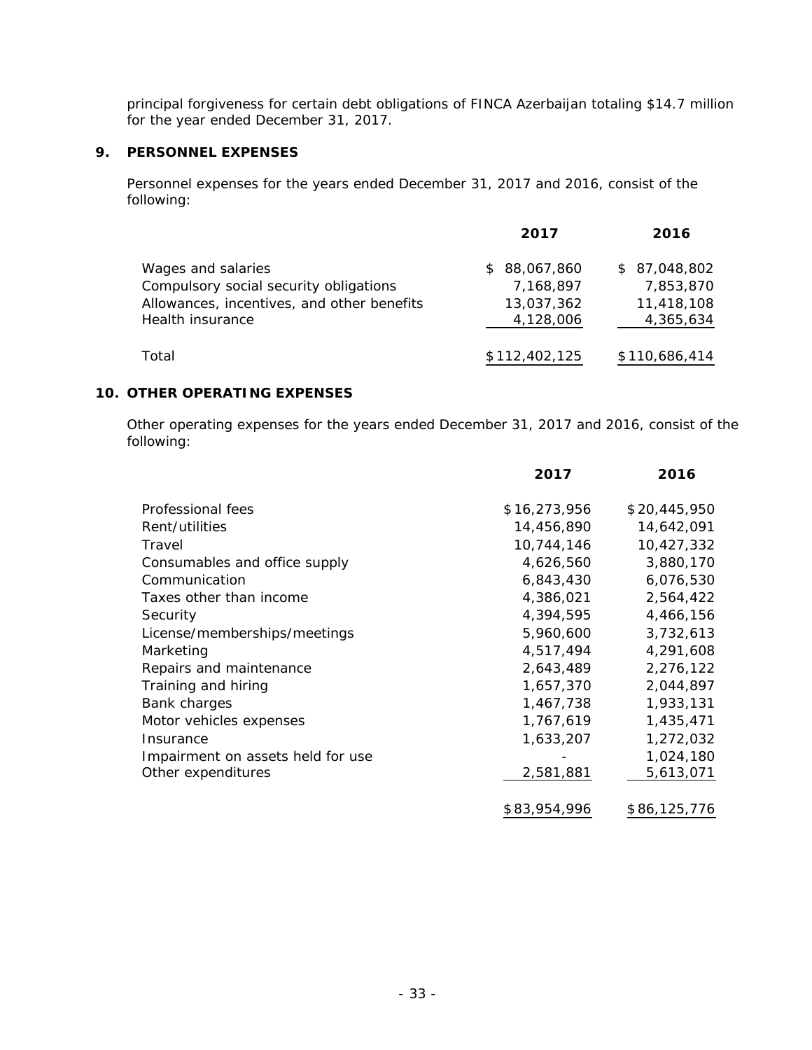principal forgiveness for certain debt obligations of FINCA Azerbaijan totaling $14.7 million for the year ended December 31, 2017.

## 9. PERSONNEL EXPENSES

Personnel expenses for the years ended December 31, 2017 and 2016, consist of the following:

| | 2017 | 2016 |
|---|---|---|
| Wages and salaries | $ 88,067,860 | $ 87,048,802 |
| Compulsory social security obligations | 7,168,897 | 7,853,870 |
| Allowances, incentives, and other benefits | 13,037,362 | 11,418,108 |
| Health insurance | 4,128,006 | 4,365,634 |
| Total | $112,402,125 | $110,686,414 |

## 10. OTHER OPERATING EXPENSES

Other operating expenses for the years ended December 31, 2017 and 2016, consist of the following:

| | 2017 | 2016 |
|---|---|---|
| Professional fees | $16,273,956 | $20,445,950 |
| Rent/utilities | 14,456,890 | 14,642,091 |
| Travel | 10,744,146 | 10,427,332 |
| Consumables and office supply | 4,626,560 | 3,880,170 |
| Communication | 6,843,430 | 6,076,530 |
| Taxes other than income | 4,386,021 | 2,564,422 |
| Security | 4,394,595 | 4,466,156 |
| License/memberships/meetings | 5,960,600 | 3,732,613 |
| Marketing | 4,517,494 | 4,291,608 |
| Repairs and maintenance | 2,643,489 | 2,276,122 |
| Training and hiring | 1,657,370 | 2,044,897 |
| Bank charges | 1,467,738 | 1,933,131 |
| Motor vehicles expenses | 1,767,619 | 1,435,471 |
| Insurance | 1,633,207 | 1,272,032 |
| Impairment on assets held for use | - | 1,024,180 |
| Other expenditures | 2,581,881 | 5,613,071 |
| | $83,954,996 | $86,125,776 |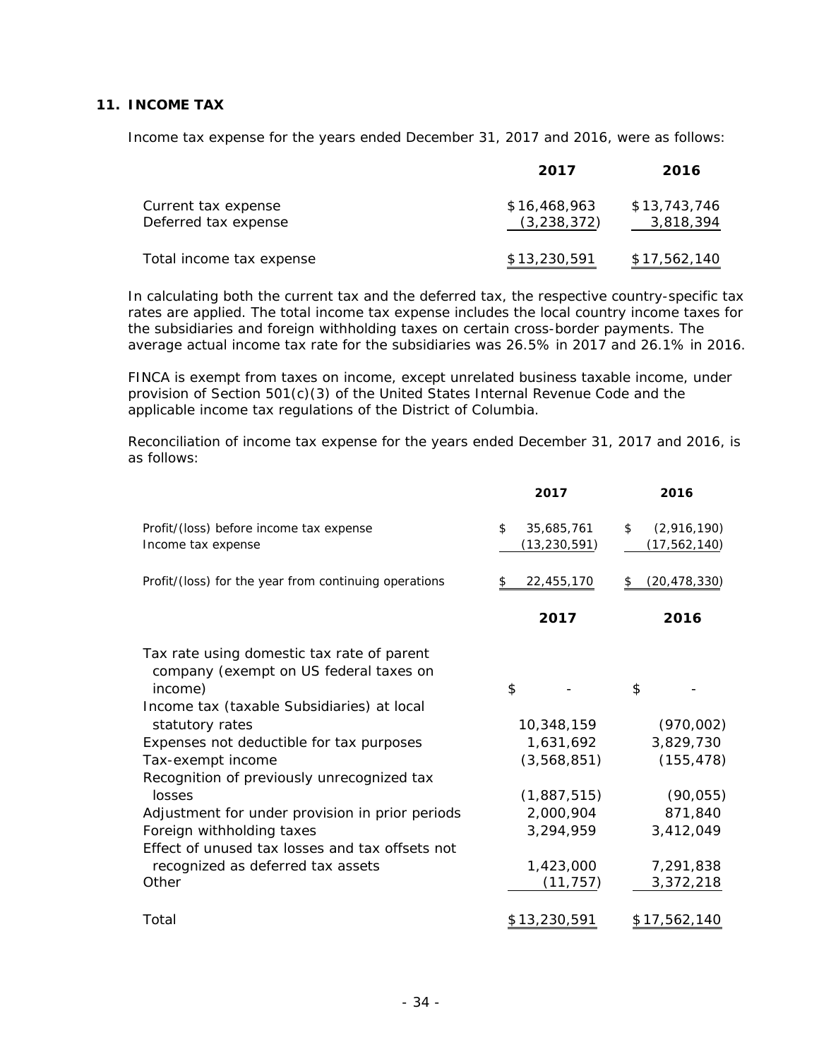## 11. INCOME TAX

Income tax expense for the years ended December 31, 2017 and 2016, were as follows:

| | 2017 | 2016 |
|---|---|---|
| Current tax expense | $16,468,963 | $13,743,746 |
| Deferred tax expense | (3,238,372) | 3,818,394 |
| Total income tax expense | $13,230,591 | $17,562,140 |

In calculating both the current tax and the deferred tax, the respective country-specific tax rates are applied. The total income tax expense includes the local country income taxes for the subsidiaries and foreign withholding taxes on certain cross-border payments. The average actual income tax rate for the subsidiaries was 26.5% in 2017 and 26.1% in 2016.

FINCA is exempt from taxes on income, except unrelated business taxable income, under provision of Section 501(c)(3) of the United States Internal Revenue Code and the applicable income tax regulations of the District of Columbia.

Reconciliation of income tax expense for the years ended December 31, 2017 and 2016, is as follows:

| | 2017 | 2016 |
|---|---|---|
| Profit/(loss) before income tax expense | $ 35,685,761 | $ (2,916,190) |
| Income tax expense | (13,230,591) | (17,562,140) |
| Profit/(loss) for the year from continuing operations | $ 22,455,170 | $ (20,478,330) |

| | 2017 | 2016 |
|---|---|---|
| Tax rate using domestic tax rate of parent company (exempt on US federal taxes on income) | $ - | $ - |
| Income tax (taxable Subsidiaries) at local statutory rates | 10,348,159 | (970,002) |
| Expenses not deductible for tax purposes | 1,631,692 | 3,829,730 |
| Tax-exempt income | (3,568,851) | (155,478) |
| Recognition of previously unrecognized tax losses | (1,887,515) | (90,055) |
| Adjustment for under provision in prior periods | 2,000,904 | 871,840 |
| Foreign withholding taxes | 3,294,959 | 3,412,049 |
| Effect of unused tax losses and tax offsets not recognized as deferred tax assets | 1,423,000 | 7,291,838 |
| Other | (11,757) | 3,372,218 |
| Total | $13,230,591 | $17,562,140 |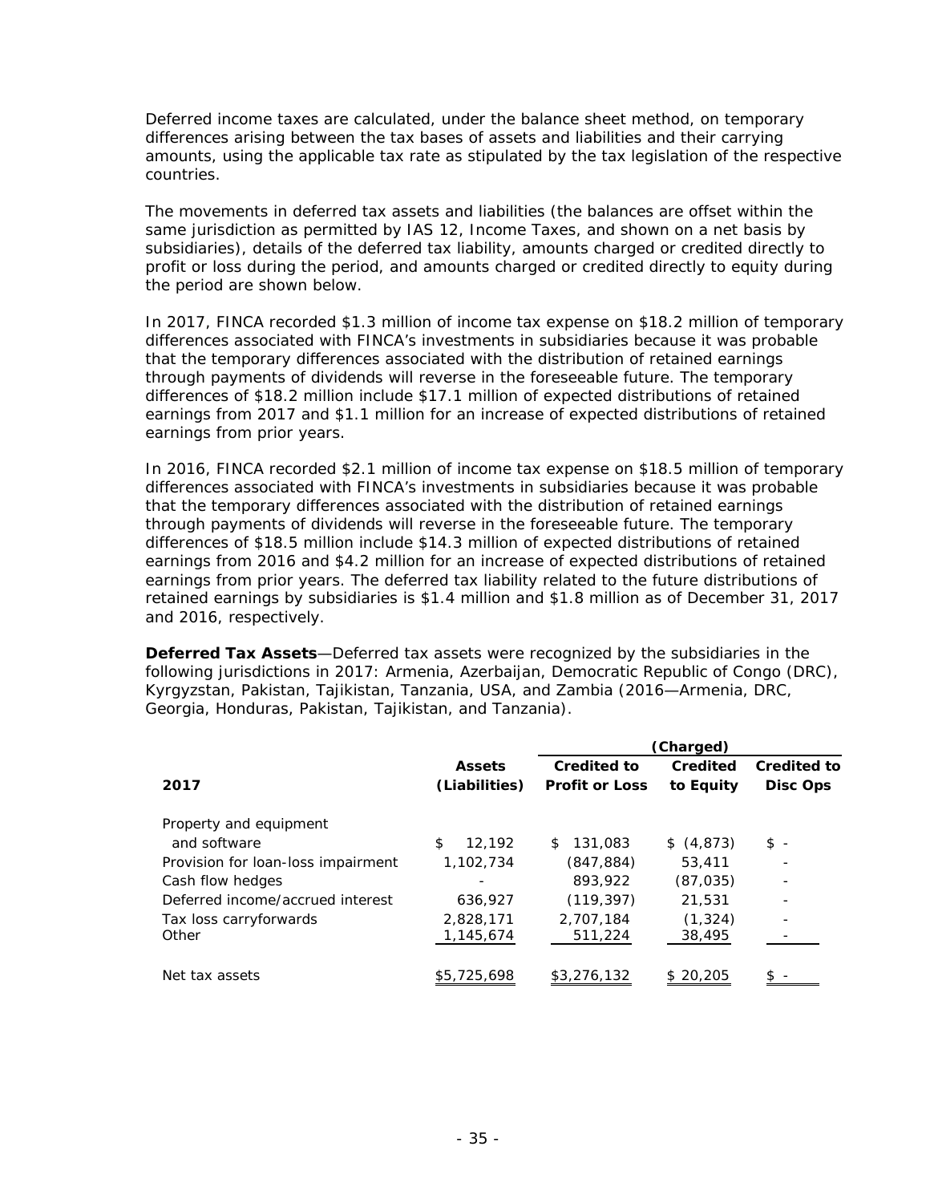Deferred income taxes are calculated, under the balance sheet method, on temporary differences arising between the tax bases of assets and liabilities and their carrying amounts, using the applicable tax rate as stipulated by the tax legislation of the respective countries.

The movements in deferred tax assets and liabilities (the balances are offset within the same jurisdiction as permitted by IAS 12, Income Taxes, and shown on a net basis by subsidiaries), details of the deferred tax liability, amounts charged or credited directly to profit or loss during the period, and amounts charged or credited directly to equity during the period are shown below.

In 2017, FINCA recorded $1.3 million of income tax expense on $18.2 million of temporary differences associated with FINCA's investments in subsidiaries because it was probable that the temporary differences associated with the distribution of retained earnings through payments of dividends will reverse in the foreseeable future. The temporary differences of $18.2 million include $17.1 million of expected distributions of retained earnings from 2017 and $1.1 million for an increase of expected distributions of retained earnings from prior years.

In 2016, FINCA recorded $2.1 million of income tax expense on $18.5 million of temporary differences associated with FINCA's investments in subsidiaries because it was probable that the temporary differences associated with the distribution of retained earnings through payments of dividends will reverse in the foreseeable future. The temporary differences of $18.5 million include $14.3 million of expected distributions of retained earnings from 2016 and $4.2 million for an increase of expected distributions of retained earnings from prior years. The deferred tax liability related to the future distributions of retained earnings by subsidiaries is $1.4 million and $1.8 million as of December 31, 2017 and 2016, respectively.

**Deferred Tax Assets**—Deferred tax assets were recognized by the subsidiaries in the following jurisdictions in 2017: Armenia, Azerbaijan, Democratic Republic of Congo (DRC), Kyrgyzstan, Pakistan, Tajikistan, Tanzania, USA, and Zambia (2016—Armenia, DRC, Georgia, Honduras, Pakistan, Tajikistan, and Tanzania).

| | | (Charged) | | |
|---|---|---|---|---|
| **2017** | **Assets (Liabilities)** | **Credited to Profit or Loss** | **Credited to Equity** | **Credited to Disc Ops** |
| Property and equipment and software | $ 12,192 | $ 131,083 | $ (4,873) | $ - |
| Provision for loan-loss impairment | 1,102,734 | (847,884) | 53,411 | - |
| Cash flow hedges | - | 893,922 | (87,035) | - |
| Deferred income/accrued interest | 636,927 | (119,397) | 21,531 | - |
| Tax loss carryforwards | 2,828,171 | 2,707,184 | (1,324) | - |
| Other | 1,145,674 | 511,224 | 38,495 | - |
| Net tax assets | $5,725,698 | $3,276,132 | $ 20,205 | $ - |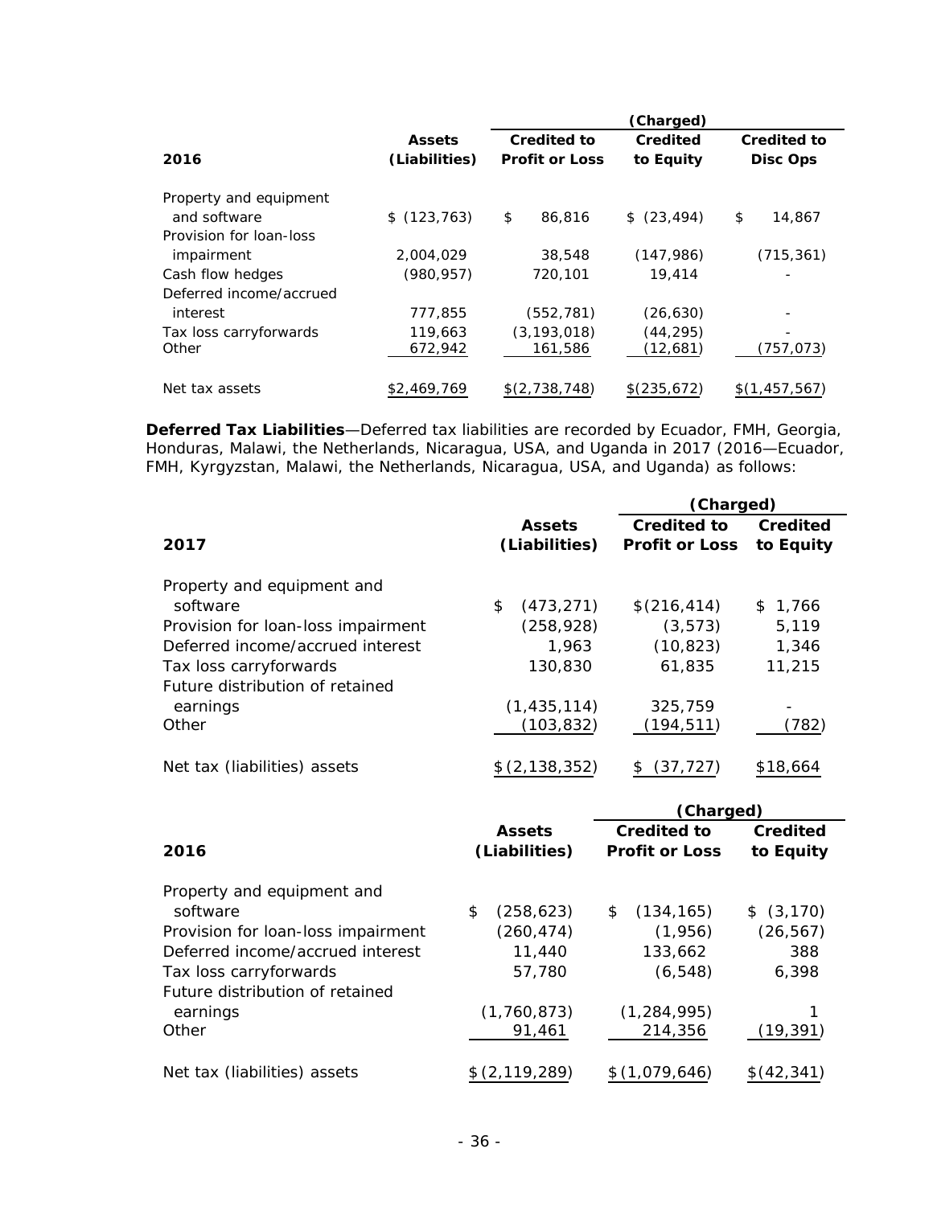| 2016 | Assets (Liabilities) | (Charged) Credited to Profit or Loss | Credited to Equity | Credited to Disc Ops |
|---|---|---|---|---|
| Property and equipment and software | $ (123,763) | $ 86,816 | $ (23,494) | $ 14,867 |
| Provision for loan-loss impairment | 2,004,029 | 38,548 | (147,986) | (715,361) |
| Cash flow hedges | (980,957) | 720,101 | 19,414 | - |
| Deferred income/accrued interest | 777,855 | (552,781) | (26,630) | - |
| Tax loss carryforwards | 119,663 | (3,193,018) | (44,295) | - |
| Other | 672,942 | 161,586 | (12,681) | (757,073) |
| Net tax assets | $2,469,769 | $(2,738,748) | $(235,672) | $(1,457,567) |

**Deferred Tax Liabilities**—Deferred tax liabilities are recorded by Ecuador, FMH, Georgia, Honduras, Malawi, the Netherlands, Nicaragua, USA, and Uganda in 2017 (2016—Ecuador, FMH, Kyrgyzstan, Malawi, the Netherlands, Nicaragua, USA, and Uganda) as follows:

| 2017 | Assets (Liabilities) | (Charged) Credited to Profit or Loss | Credited to Equity |
|---|---|---|---|
| Property and equipment and software | $ (473,271) | $(216,414) | $ 1,766 |
| Provision for loan-loss impairment | (258,928) | (3,573) | 5,119 |
| Deferred income/accrued interest | 1,963 | (10,823) | 1,346 |
| Tax loss carryforwards | 130,830 | 61,835 | 11,215 |
| Future distribution of retained earnings | (1,435,114) | 325,759 | - |
| Other | (103,832) | (194,511) | (782) |
| Net tax (liabilities) assets | $(2,138,352) | $ (37,727) | $18,664 |

| 2016 | Assets (Liabilities) | (Charged) Credited to Profit or Loss | Credited to Equity |
|---|---|---|---|
| Property and equipment and software | $ (258,623) | $ (134,165) | $ (3,170) |
| Provision for loan-loss impairment | (260,474) | (1,956) | (26,567) |
| Deferred income/accrued interest | 11,440 | 133,662 | 388 |
| Tax loss carryforwards | 57,780 | (6,548) | 6,398 |
| Future distribution of retained earnings | (1,760,873) | (1,284,995) | 1 |
| Other | 91,461 | 214,356 | (19,391) |
| Net tax (liabilities) assets | $(2,119,289) | $(1,079,646) | $(42,341) |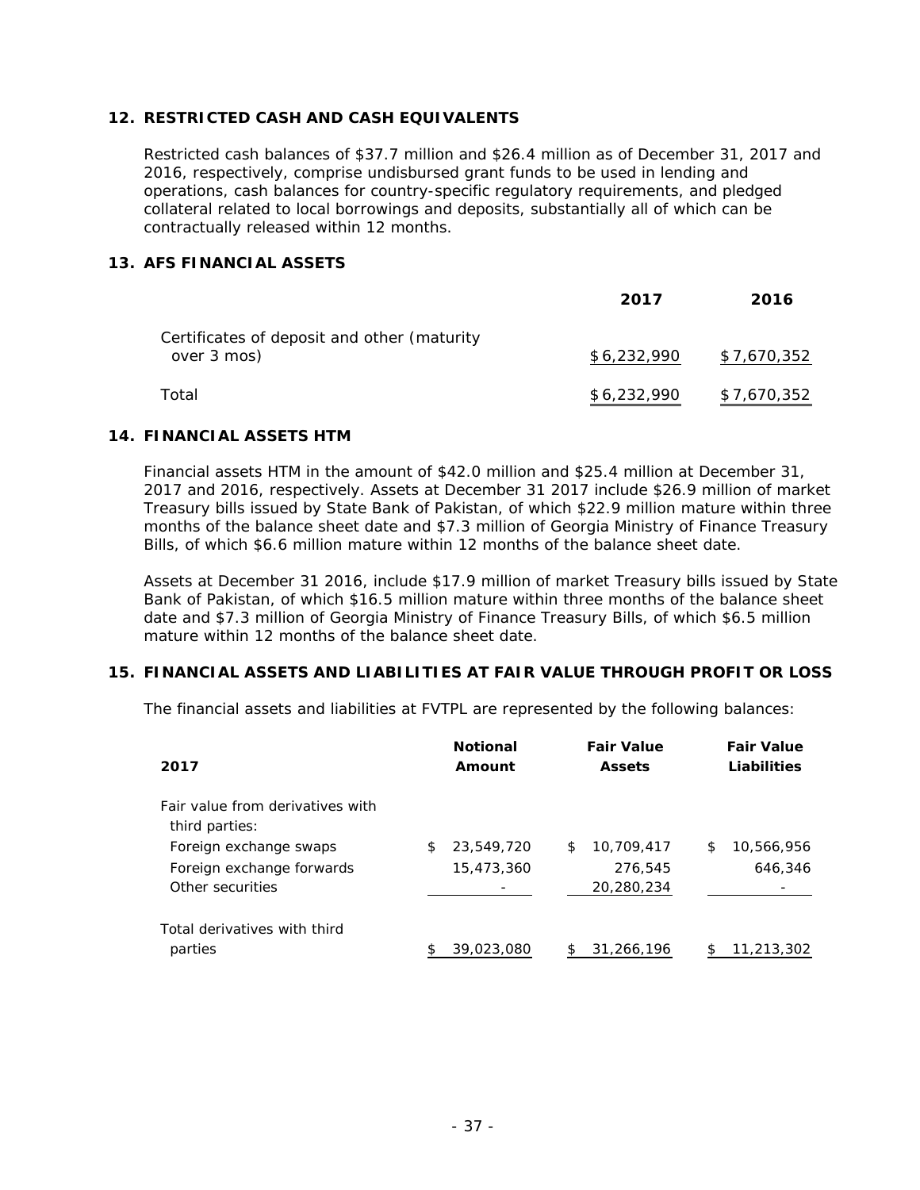## 12. RESTRICTED CASH AND CASH EQUIVALENTS

Restricted cash balances of $37.7 million and $26.4 million as of December 31, 2017 and 2016, respectively, comprise undisbursed grant funds to be used in lending and operations, cash balances for country-specific regulatory requirements, and pledged collateral related to local borrowings and deposits, substantially all of which can be contractually released within 12 months.

## 13. AFS FINANCIAL ASSETS

| | 2017 | 2016 |
|---|---|---|
| Certificates of deposit and other (maturity over 3 mos) | $ 6,232,990 | $ 7,670,352 |
| Total | $ 6,232,990 | $ 7,670,352 |

## 14. FINANCIAL ASSETS HTM

Financial assets HTM in the amount of $42.0 million and $25.4 million at December 31, 2017 and 2016, respectively. Assets at December 31 2017 include $26.9 million of market Treasury bills issued by State Bank of Pakistan, of which $22.9 million mature within three months of the balance sheet date and $7.3 million of Georgia Ministry of Finance Treasury Bills, of which $6.6 million mature within 12 months of the balance sheet date.

Assets at December 31 2016, include $17.9 million of market Treasury bills issued by State Bank of Pakistan, of which $16.5 million mature within three months of the balance sheet date and $7.3 million of Georgia Ministry of Finance Treasury Bills, of which $6.5 million mature within 12 months of the balance sheet date.

## 15. FINANCIAL ASSETS AND LIABILITIES AT FAIR VALUE THROUGH PROFIT OR LOSS

The financial assets and liabilities at FVTPL are represented by the following balances:

| 2017 | Notional Amount | Fair Value Assets | Fair Value Liabilities |
|---|---|---|---|
| Fair value from derivatives with third parties: | | | |
| Foreign exchange swaps | $ 23,549,720 | $ 10,709,417 | $ 10,566,956 |
| Foreign exchange forwards | 15,473,360 | 276,545 | 646,346 |
| Other securities | - | 20,280,234 | - |
| Total derivatives with third parties | $ 39,023,080 | $ 31,266,196 | $ 11,213,302 |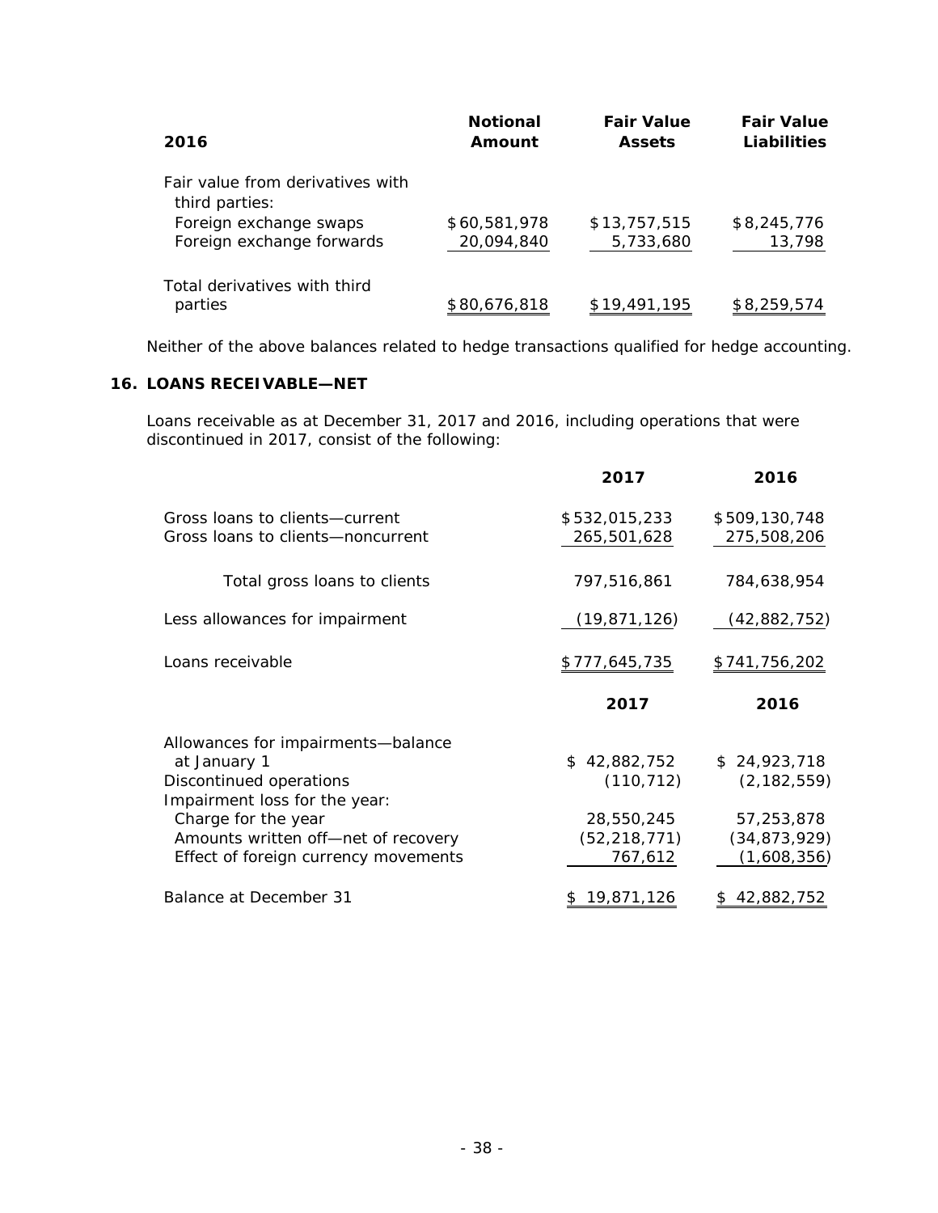| 2016 | Notional Amount | Fair Value Assets | Fair Value Liabilities |
|---|---|---|---|
| Fair value from derivatives with third parties: | | | |
| Foreign exchange swaps | $60,581,978 | $13,757,515 | $8,245,776 |
| Foreign exchange forwards | 20,094,840 | 5,733,680 | 13,798 |
| Total derivatives with third parties | $80,676,818 | $19,491,195 | $8,259,574 |

Neither of the above balances related to hedge transactions qualified for hedge accounting.

## 16. LOANS RECEIVABLE—NET

Loans receivable as at December 31, 2017 and 2016, including operations that were discontinued in 2017, consist of the following:

| | 2017 | 2016 |
|---|---|---|
| Gross loans to clients—current | $532,015,233 | $509,130,748 |
| Gross loans to clients—noncurrent | 265,501,628 | 275,508,206 |
| Total gross loans to clients | 797,516,861 | 784,638,954 |
| Less allowances for impairment | (19,871,126) | (42,882,752) |
| Loans receivable | $777,645,735 | $741,756,202 |

| | 2017 | 2016 |
|---|---|---|
| Allowances for impairments—balance at January 1 | $ 42,882,752 | $ 24,923,718 |
| Discontinued operations | (110,712) | (2,182,559) |
| Impairment loss for the year: | | |
| Charge for the year | 28,550,245 | 57,253,878 |
| Amounts written off—net of recovery | (52,218,771) | (34,873,929) |
| Effect of foreign currency movements | 767,612 | (1,608,356) |
| Balance at December 31 | $ 19,871,126 | $ 42,882,752 |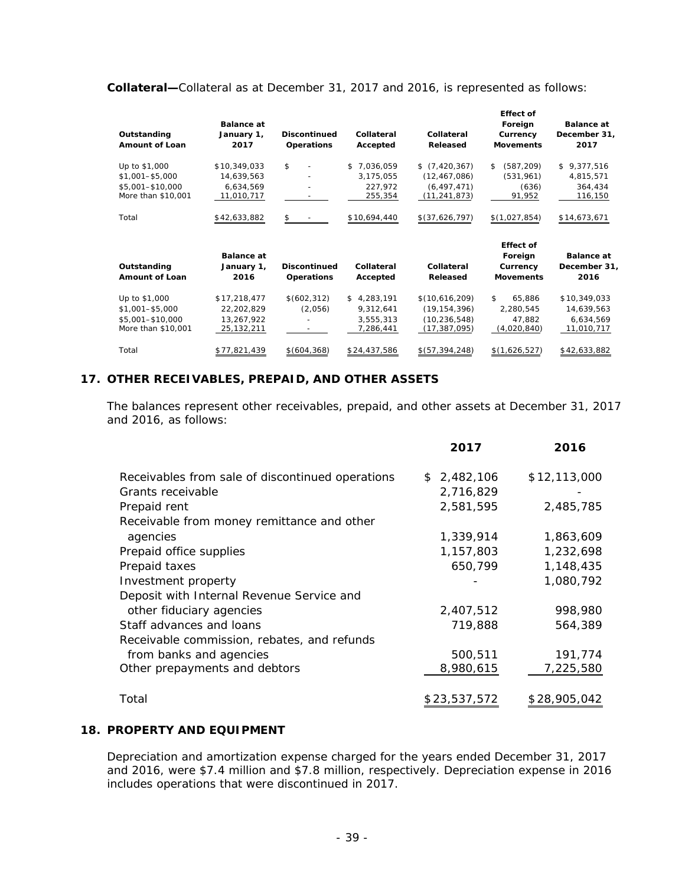**Collateral—**Collateral as at December 31, 2017 and 2016, is represented as follows:

| Outstanding Amount of Loan | Balance at January 1, 2017 | Discontinued Operations | Collateral Accepted | Collateral Released | Effect of Foreign Currency Movements | Balance at December 31, 2017 |
|---|---|---|---|---|---|---|
| Up to $1,000 | $10,349,033 | $ - | $ 7,036,059 | $ (7,420,367) | $ (587,209) | $ 9,377,516 |
| $1,001–$5,000 | 14,639,563 | - | 3,175,055 | (12,467,086) | (531,961) | 4,815,571 |
| $5,001–$10,000 | 6,634,569 | - | 227,972 | (6,497,471) | (636) | 364,434 |
| More than $10,001 | 11,010,717 | - | 255,354 | (11,241,873) | 91,952 | 116,150 |
| Total | $42,633,882 | $ - | $10,694,440 | $(37,626,797) | $(1,027,854) | $14,673,671 |

| Outstanding Amount of Loan | Balance at January 1, 2016 | Discontinued Operations | Collateral Accepted | Collateral Released | Effect of Foreign Currency Movements | Balance at December 31, 2016 |
|---|---|---|---|---|---|---|
| Up to $1,000 | $17,218,477 | $(602,312) | $ 4,283,191 | $(10,616,209) | $ 65,886 | $10,349,033 |
| $1,001–$5,000 | 22,202,829 | (2,056) | 9,312,641 | (19,154,396) | 2,280,545 | 14,639,563 |
| $5,001–$10,000 | 13,267,922 | - | 3,555,313 | (10,236,548) | 47,882 | 6,634,569 |
| More than $10,001 | 25,132,211 | - | 7,286,441 | (17,387,095) | (4,020,840) | 11,010,717 |
| Total | $77,821,439 | $(604,368) | $24,437,586 | $(57,394,248) | $(1,626,527) | $42,633,882 |

## 17. OTHER RECEIVABLES, PREPAID, AND OTHER ASSETS

The balances represent other receivables, prepaid, and other assets at December 31, 2017 and 2016, as follows:

| | 2017 | 2016 |
|---|---|---|
| Receivables from sale of discontinued operations | $ 2,482,106 | $12,113,000 |
| Grants receivable | 2,716,829 | - |
| Prepaid rent | 2,581,595 | 2,485,785 |
| Receivable from money remittance and other agencies | 1,339,914 | 1,863,609 |
| Prepaid office supplies | 1,157,803 | 1,232,698 |
| Prepaid taxes | 650,799 | 1,148,435 |
| Investment property | - | 1,080,792 |
| Deposit with Internal Revenue Service and other fiduciary agencies | 2,407,512 | 998,980 |
| Staff advances and loans | 719,888 | 564,389 |
| Receivable commission, rebates, and refunds from banks and agencies | 500,511 | 191,774 |
| Other prepayments and debtors | 8,980,615 | 7,225,580 |
| Total | $23,537,572 | $28,905,042 |

## 18. PROPERTY AND EQUIPMENT

Depreciation and amortization expense charged for the years ended December 31, 2017 and 2016, were $7.4 million and $7.8 million, respectively. Depreciation expense in 2016 includes operations that were discontinued in 2017.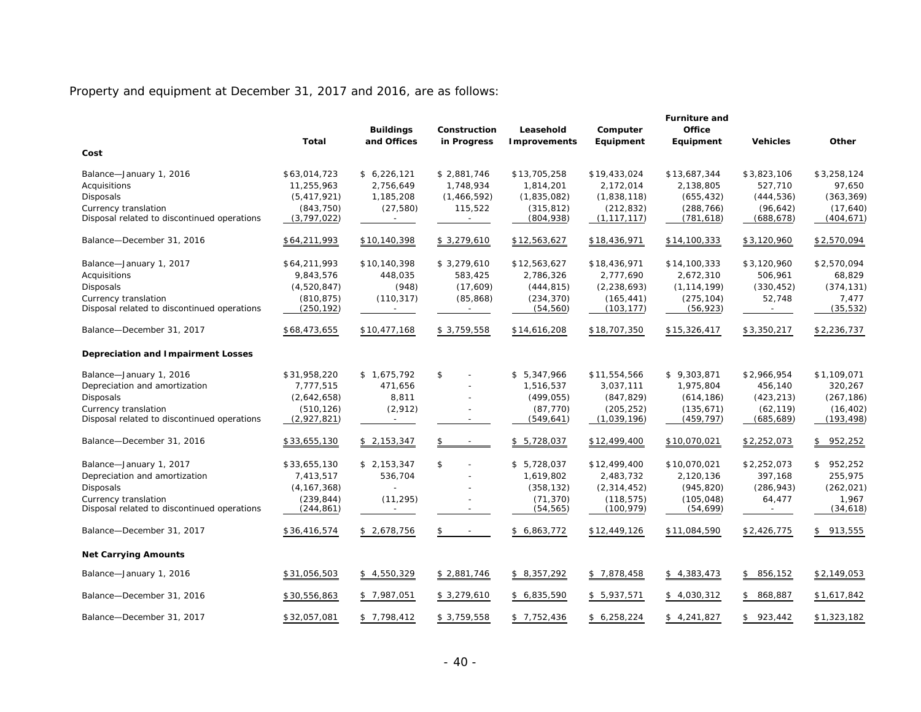Property and equipment at December 31, 2017 and 2016, are as follows:

| | Total | Buildings and Offices | Construction in Progress | Leasehold Improvements | Computer Equipment | Furniture and Office Equipment | Vehicles | Other |
|---|---|---|---|---|---|---|---|---|
| **Cost** | | | | | | | | |
| Balance—January 1, 2016 | $63,014,723 | $ 6,226,121 | $ 2,881,746 | $13,705,258 | $19,433,024 | $13,687,344 | $3,823,106 | $3,258,124 |
| Acquisitions | 11,255,963 | 2,756,649 | 1,748,934 | 1,814,201 | 2,172,014 | 2,138,805 | 527,710 | 97,650 |
| Disposals | (5,417,921) | 1,185,208 | (1,466,592) | (1,835,082) | (1,838,118) | (655,432) | (444,536) | (363,369) |
| Currency translation | (843,750) | (27,580) | 115,522 | (315,812) | (212,832) | (288,766) | (96,642) | (17,640) |
| Disposal related to discontinued operations | (3,797,022) | - | - | (804,938) | (1,117,117) | (781,618) | (688,678) | (404,671) |
| Balance—December 31, 2016 | $64,211,993 | $10,140,398 | $ 3,279,610 | $12,563,627 | $18,436,971 | $14,100,333 | $3,120,960 | $2,570,094 |
| Balance—January 1, 2017 | $64,211,993 | $10,140,398 | $ 3,279,610 | $12,563,627 | $18,436,971 | $14,100,333 | $3,120,960 | $2,570,094 |
| Acquisitions | 9,843,576 | 448,035 | 583,425 | 2,786,326 | 2,777,690 | 2,672,310 | 506,961 | 68,829 |
| Disposals | (4,520,847) | (948) | (17,609) | (444,815) | (2,238,693) | (1,114,199) | (330,452) | (374,131) |
| Currency translation | (810,875) | (110,317) | (85,868) | (234,370) | (165,441) | (275,104) | 52,748 | 7,477 |
| Disposal related to discontinued operations | (250,192) | - | - | (54,560) | (103,177) | (56,923) | - | (35,532) |
| Balance—December 31, 2017 | $68,473,655 | $10,477,168 | $ 3,759,558 | $14,616,208 | $18,707,350 | $15,326,417 | $3,350,217 | $2,236,737 |
| **Depreciation and Impairment Losses** | | | | | | | | |
| Balance—January 1, 2016 | $31,958,220 | $ 1,675,792 | $ - | $ 5,347,966 | $11,554,566 | $ 9,303,871 | $2,966,954 | $1,109,071 |
| Depreciation and amortization | 7,777,515 | 471,656 | - | 1,516,537 | 3,037,111 | 1,975,804 | 456,140 | 320,267 |
| Disposals | (2,642,658) | 8,811 | - | (499,055) | (847,829) | (614,186) | (423,213) | (267,186) |
| Currency translation | (510,126) | (2,912) | - | (87,770) | (205,252) | (135,671) | (62,119) | (16,402) |
| Disposal related to discontinued operations | (2,927,821) | - | - | (549,641) | (1,039,196) | (459,797) | (685,689) | (193,498) |
| Balance—December 31, 2016 | $33,655,130 | $ 2,153,347 | $ - | $ 5,728,037 | $12,499,400 | $10,070,021 | $2,252,073 | $ 952,252 |
| Balance—January 1, 2017 | $33,655,130 | $ 2,153,347 | $ - | $ 5,728,037 | $12,499,400 | $10,070,021 | $2,252,073 | $ 952,252 |
| Depreciation and amortization | 7,413,517 | 536,704 | - | 1,619,802 | 2,483,732 | 2,120,136 | 397,168 | 255,975 |
| Disposals | (4,167,368) | - | - | (358,132) | (2,314,452) | (945,820) | (286,943) | (262,021) |
| Currency translation | (239,844) | (11,295) | - | (71,370) | (118,575) | (105,048) | 64,477 | 1,967 |
| Disposal related to discontinued operations | (244,861) | - | - | (54,565) | (100,979) | (54,699) | - | (34,618) |
| Balance—December 31, 2017 | $36,416,574 | $ 2,678,756 | $ - | $ 6,863,772 | $12,449,126 | $11,084,590 | $2,426,775 | $ 913,555 |
| **Net Carrying Amounts** | | | | | | | | |
| Balance—January 1, 2016 | $31,056,503 | $ 4,550,329 | $ 2,881,746 | $ 8,357,292 | $ 7,878,458 | $ 4,383,473 | $ 856,152 | $2,149,053 |
| Balance—December 31, 2016 | $30,556,863 | $ 7,987,051 | $ 3,279,610 | $ 6,835,590 | $ 5,937,571 | $ 4,030,312 | $ 868,887 | $1,617,842 |
| Balance—December 31, 2017 | $32,057,081 | $ 7,798,412 | $ 3,759,558 | $ 7,752,436 | $ 6,258,224 | $ 4,241,827 | $ 923,442 | $1,323,182 |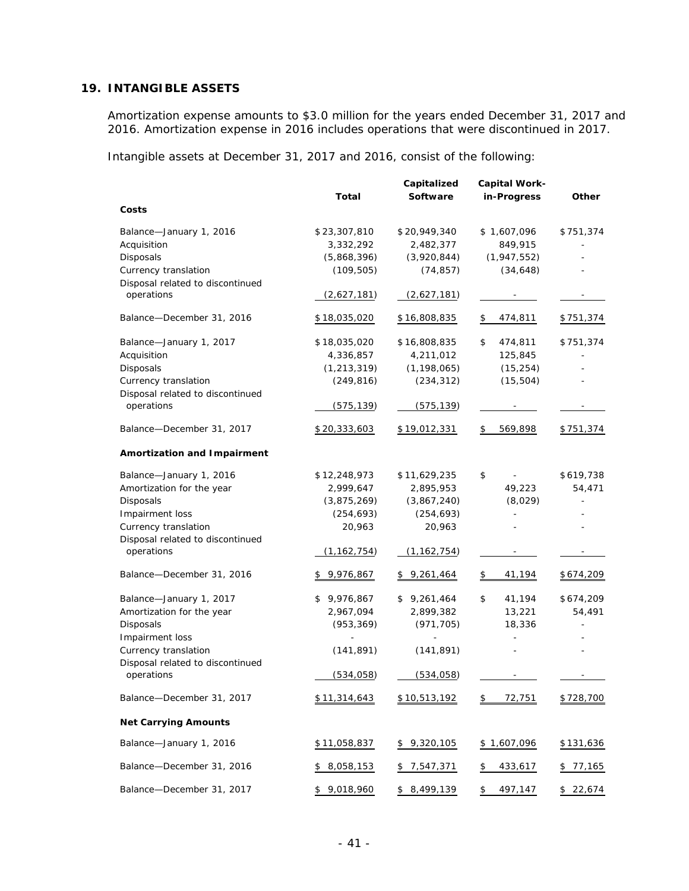## 19. INTANGIBLE ASSETS

Amortization expense amounts to $3.0 million for the years ended December 31, 2017 and 2016. Amortization expense in 2016 includes operations that were discontinued in 2017.

Intangible assets at December 31, 2017 and 2016, consist of the following:

| | Total | Capitalized Software | Capital Work-in-Progress | Other |
|---|---|---|---|---|
| **Costs** | | | | |
| Balance—January 1, 2016 | $23,307,810 | $20,949,340 | $ 1,607,096 | $751,374 |
| Acquisition | 3,332,292 | 2,482,377 | 849,915 | - |
| Disposals | (5,868,396) | (3,920,844) | (1,947,552) | - |
| Currency translation | (109,505) | (74,857) | (34,648) | - |
| Disposal related to discontinued operations | (2,627,181) | (2,627,181) | - | - |
| Balance—December 31, 2016 | $18,035,020 | $16,808,835 | $ 474,811 | $751,374 |
| Balance—January 1, 2017 | $18,035,020 | $16,808,835 | $ 474,811 | $751,374 |
| Acquisition | 4,336,857 | 4,211,012 | 125,845 | - |
| Disposals | (1,213,319) | (1,198,065) | (15,254) | - |
| Currency translation | (249,816) | (234,312) | (15,504) | - |
| Disposal related to discontinued operations | (575,139) | (575,139) | - | - |
| Balance—December 31, 2017 | $20,333,603 | $19,012,331 | $ 569,898 | $751,374 |
| **Amortization and Impairment** | | | | |
| Balance—January 1, 2016 | $12,248,973 | $11,629,235 | $ - | $619,738 |
| Amortization for the year | 2,999,647 | 2,895,953 | 49,223 | 54,471 |
| Disposals | (3,875,269) | (3,867,240) | (8,029) | - |
| Impairment loss | (254,693) | (254,693) | - | - |
| Currency translation | 20,963 | 20,963 | - | - |
| Disposal related to discontinued operations | (1,162,754) | (1,162,754) | - | - |
| Balance—December 31, 2016 | $ 9,976,867 | $ 9,261,464 | $ 41,194 | $674,209 |
| Balance—January 1, 2017 | $ 9,976,867 | $ 9,261,464 | $ 41,194 | $674,209 |
| Amortization for the year | 2,967,094 | 2,899,382 | 13,221 | 54,491 |
| Disposals | (953,369) | (971,705) | 18,336 | - |
| Impairment loss | - | - | - | - |
| Currency translation | (141,891) | (141,891) | - | - |
| Disposal related to discontinued operations | (534,058) | (534,058) | - | - |
| Balance—December 31, 2017 | $11,314,643 | $10,513,192 | $ 72,751 | $728,700 |
| **Net Carrying Amounts** | | | | |
| Balance—January 1, 2016 | $11,058,837 | $ 9,320,105 | $ 1,607,096 | $131,636 |
| Balance—December 31, 2016 | $ 8,058,153 | $ 7,547,371 | $ 433,617 | $ 77,165 |
| Balance—December 31, 2017 | $ 9,018,960 | $ 8,499,139 | $ 497,147 | $ 22,674 |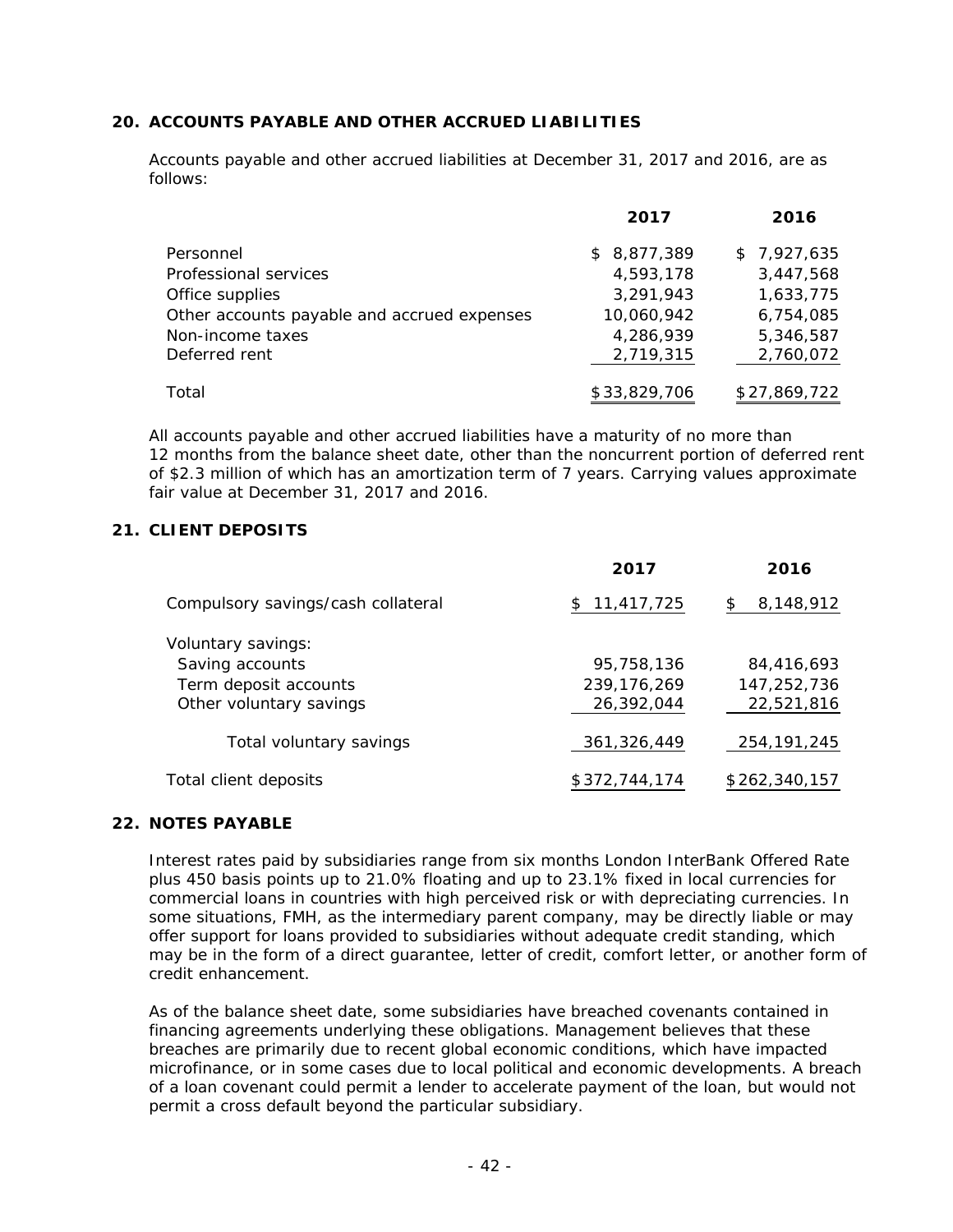## 20. ACCOUNTS PAYABLE AND OTHER ACCRUED LIABILITIES

Accounts payable and other accrued liabilities at December 31, 2017 and 2016, are as follows:

| | 2017 | 2016 |
|---|---|---|
| Personnel | $ 8,877,389 | $ 7,927,635 |
| Professional services | 4,593,178 | 3,447,568 |
| Office supplies | 3,291,943 | 1,633,775 |
| Other accounts payable and accrued expenses | 10,060,942 | 6,754,085 |
| Non-income taxes | 4,286,939 | 5,346,587 |
| Deferred rent | 2,719,315 | 2,760,072 |
| Total | $33,829,706 | $27,869,722 |

All accounts payable and other accrued liabilities have a maturity of no more than 12 months from the balance sheet date, other than the noncurrent portion of deferred rent of $2.3 million of which has an amortization term of 7 years. Carrying values approximate fair value at December 31, 2017 and 2016.

## 21. CLIENT DEPOSITS

| | 2017 | 2016 |
|---|---|---|
| Compulsory savings/cash collateral | $ 11,417,725 | $ 8,148,912 |
| Voluntary savings: | | |
| Saving accounts | 95,758,136 | 84,416,693 |
| Term deposit accounts | 239,176,269 | 147,252,736 |
| Other voluntary savings | 26,392,044 | 22,521,816 |
| Total voluntary savings | 361,326,449 | 254,191,245 |
| Total client deposits | $372,744,174 | $262,340,157 |

## 22. NOTES PAYABLE

Interest rates paid by subsidiaries range from six months London InterBank Offered Rate plus 450 basis points up to 21.0% floating and up to 23.1% fixed in local currencies for commercial loans in countries with high perceived risk or with depreciating currencies. In some situations, FMH, as the intermediary parent company, may be directly liable or may offer support for loans provided to subsidiaries without adequate credit standing, which may be in the form of a direct guarantee, letter of credit, comfort letter, or another form of credit enhancement.

As of the balance sheet date, some subsidiaries have breached covenants contained in financing agreements underlying these obligations. Management believes that these breaches are primarily due to recent global economic conditions, which have impacted microfinance, or in some cases due to local political and economic developments. A breach of a loan covenant could permit a lender to accelerate payment of the loan, but would not permit a cross default beyond the particular subsidiary.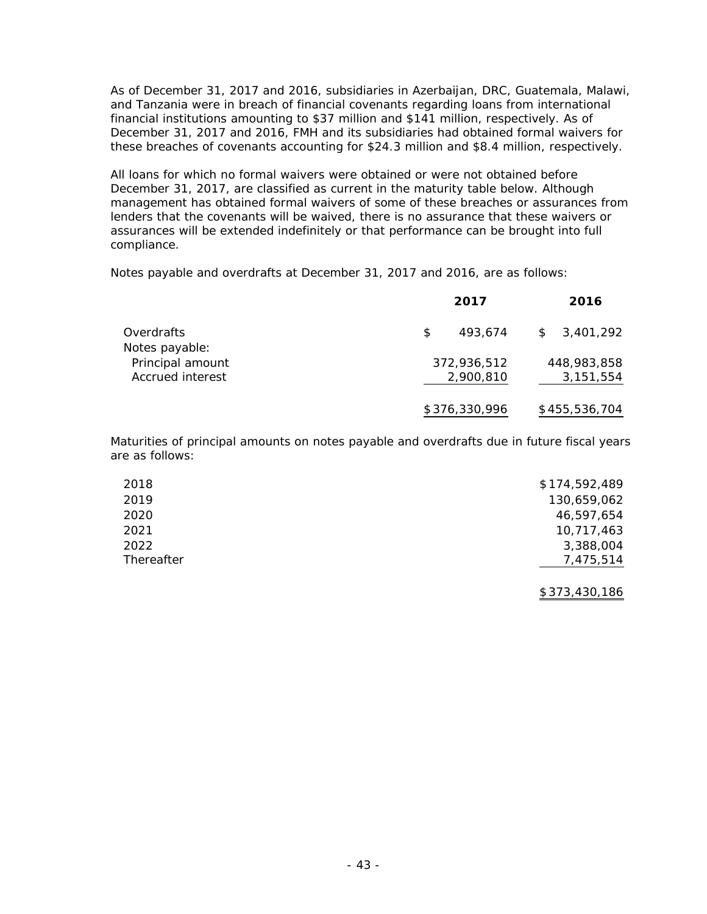As of December 31, 2017 and 2016, subsidiaries in Azerbaijan, DRC, Guatemala, Malawi, and Tanzania were in breach of financial covenants regarding loans from international financial institutions amounting to $37 million and $141 million, respectively. As of December 31, 2017 and 2016, FMH and its subsidiaries had obtained formal waivers for these breaches of covenants accounting for $24.3 million and $8.4 million, respectively.

All loans for which no formal waivers were obtained or were not obtained before December 31, 2017, are classified as current in the maturity table below. Although management has obtained formal waivers of some of these breaches or assurances from lenders that the covenants will be waived, there is no assurance that these waivers or assurances will be extended indefinitely or that performance can be brought into full compliance.

Notes payable and overdrafts at December 31, 2017 and 2016, are as follows:

| | 2017 | 2016 |
|---|---|---|
| Overdrafts | $ 493,674 | $ 3,401,292 |
| Notes payable: | | |
| Principal amount | 372,936,512 | 448,983,858 |
| Accrued interest | 2,900,810 | 3,151,554 |
| | $376,330,996 | $455,536,704 |

Maturities of principal amounts on notes payable and overdrafts due in future fiscal years are as follows:

| | |
|---|---|
| 2018 | $174,592,489 |
| 2019 | 130,659,062 |
| 2020 | 46,597,654 |
| 2021 | 10,717,463 |
| 2022 | 3,388,004 |
| Thereafter | 7,475,514 |
| | $373,430,186 |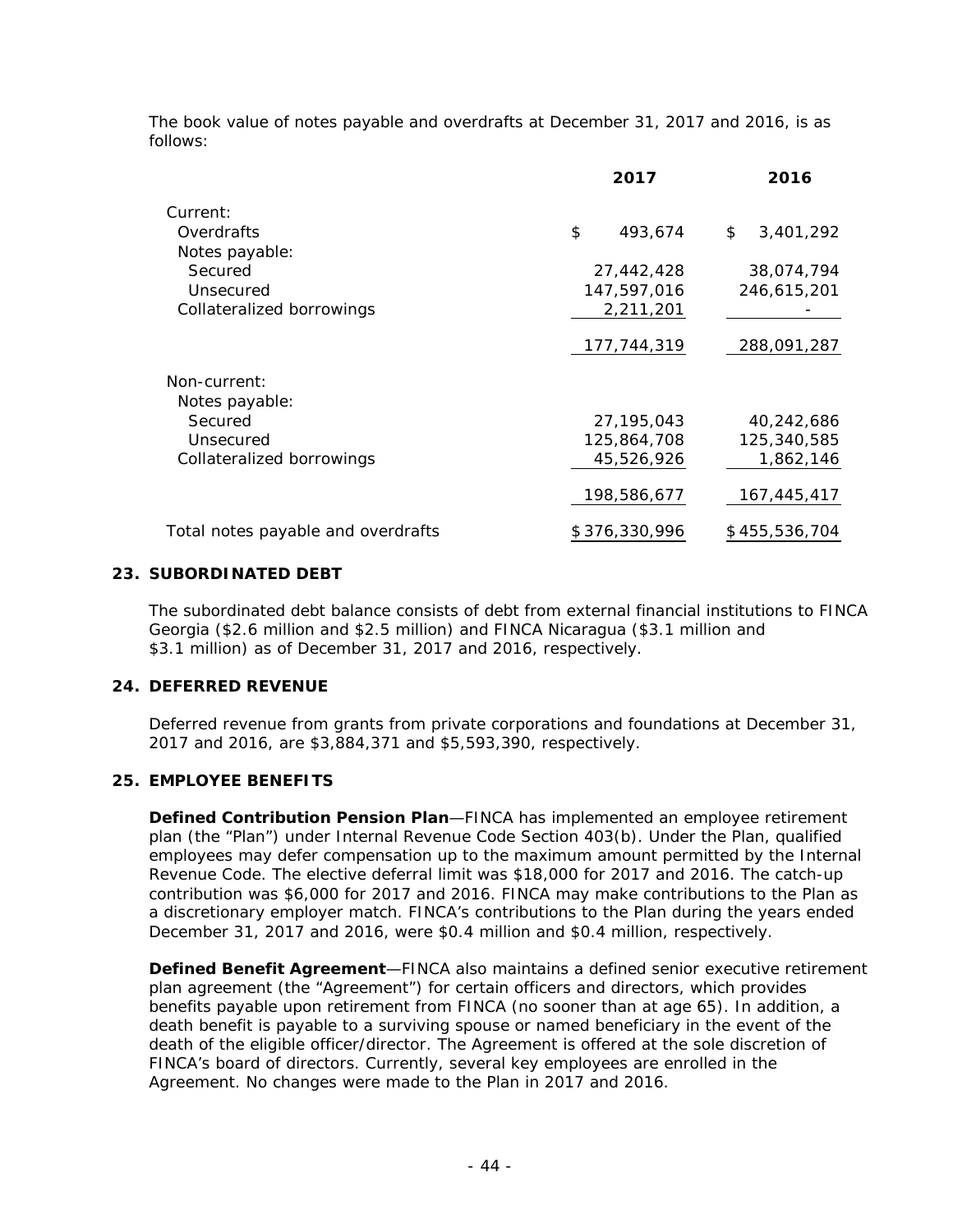The book value of notes payable and overdrafts at December 31, 2017 and 2016, is as follows:

| | 2017 | 2016 |
|---|---|---|
| Current: | | |
| Overdrafts | $ 493,674 | $ 3,401,292 |
| Notes payable: | | |
| Secured | 27,442,428 | 38,074,794 |
| Unsecured | 147,597,016 | 246,615,201 |
| Collateralized borrowings | 2,211,201 | - |
| | 177,744,319 | 288,091,287 |
| Non-current: | | |
| Notes payable: | | |
| Secured | 27,195,043 | 40,242,686 |
| Unsecured | 125,864,708 | 125,340,585 |
| Collateralized borrowings | 45,526,926 | 1,862,146 |
| | 198,586,677 | 167,445,417 |
| Total notes payable and overdrafts | $ 376,330,996 | $ 455,536,704 |

## 23. SUBORDINATED DEBT

The subordinated debt balance consists of debt from external financial institutions to FINCA Georgia ($2.6 million and $2.5 million) and FINCA Nicaragua ($3.1 million and $3.1 million) as of December 31, 2017 and 2016, respectively.

## 24. DEFERRED REVENUE

Deferred revenue from grants from private corporations and foundations at December 31, 2017 and 2016, are $3,884,371 and $5,593,390, respectively.

## 25. EMPLOYEE BENEFITS

**Defined Contribution Pension Plan**—FINCA has implemented an employee retirement plan (the "Plan") under Internal Revenue Code Section 403(b). Under the Plan, qualified employees may defer compensation up to the maximum amount permitted by the Internal Revenue Code. The elective deferral limit was $18,000 for 2017 and 2016. The catch-up contribution was $6,000 for 2017 and 2016. FINCA may make contributions to the Plan as a discretionary employer match. FINCA's contributions to the Plan during the years ended December 31, 2017 and 2016, were $0.4 million and $0.4 million, respectively.

**Defined Benefit Agreement**—FINCA also maintains a defined senior executive retirement plan agreement (the "Agreement") for certain officers and directors, which provides benefits payable upon retirement from FINCA (no sooner than at age 65). In addition, a death benefit is payable to a surviving spouse or named beneficiary in the event of the death of the eligible officer/director. The Agreement is offered at the sole discretion of FINCA's board of directors. Currently, several key employees are enrolled in the Agreement. No changes were made to the Plan in 2017 and 2016.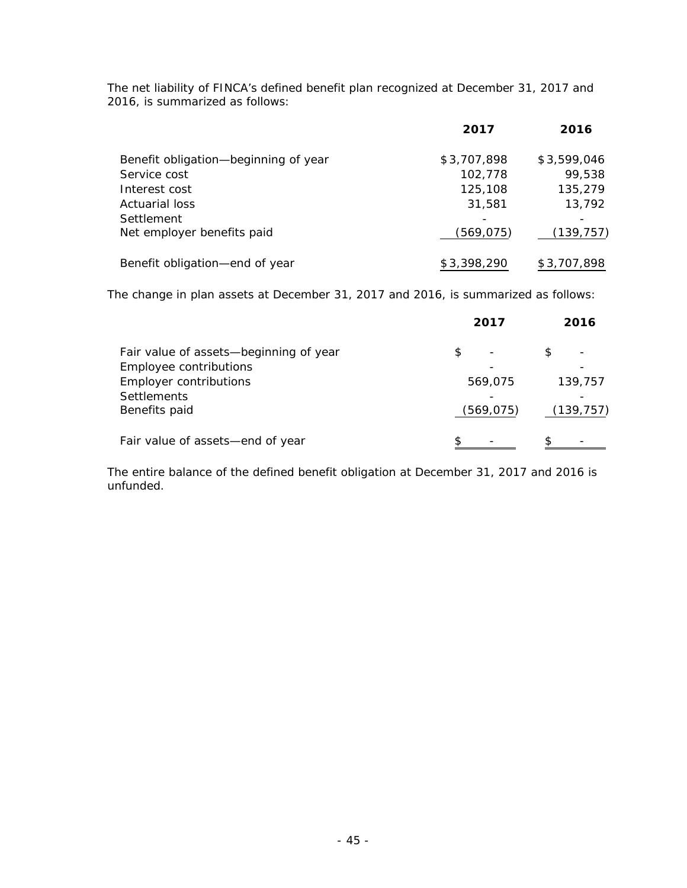The net liability of FINCA's defined benefit plan recognized at December 31, 2017 and 2016, is summarized as follows:

| | 2017 | 2016 |
|---|---|---|
| Benefit obligation—beginning of year | $3,707,898 | $3,599,046 |
| Service cost | 102,778 | 99,538 |
| Interest cost | 125,108 | 135,279 |
| Actuarial loss | 31,581 | 13,792 |
| Settlement | - | - |
| Net employer benefits paid | (569,075) | (139,757) |
| Benefit obligation—end of year | $3,398,290 | $3,707,898 |

The change in plan assets at December 31, 2017 and 2016, is summarized as follows:

| | 2017 | 2016 |
|---|---|---|
| Fair value of assets—beginning of year | $ - | $ - |
| Employee contributions | - | - |
| Employer contributions | 569,075 | 139,757 |
| Settlements | - | - |
| Benefits paid | (569,075) | (139,757) |
| Fair value of assets—end of year | $ - | $ - |

The entire balance of the defined benefit obligation at December 31, 2017 and 2016 is unfunded.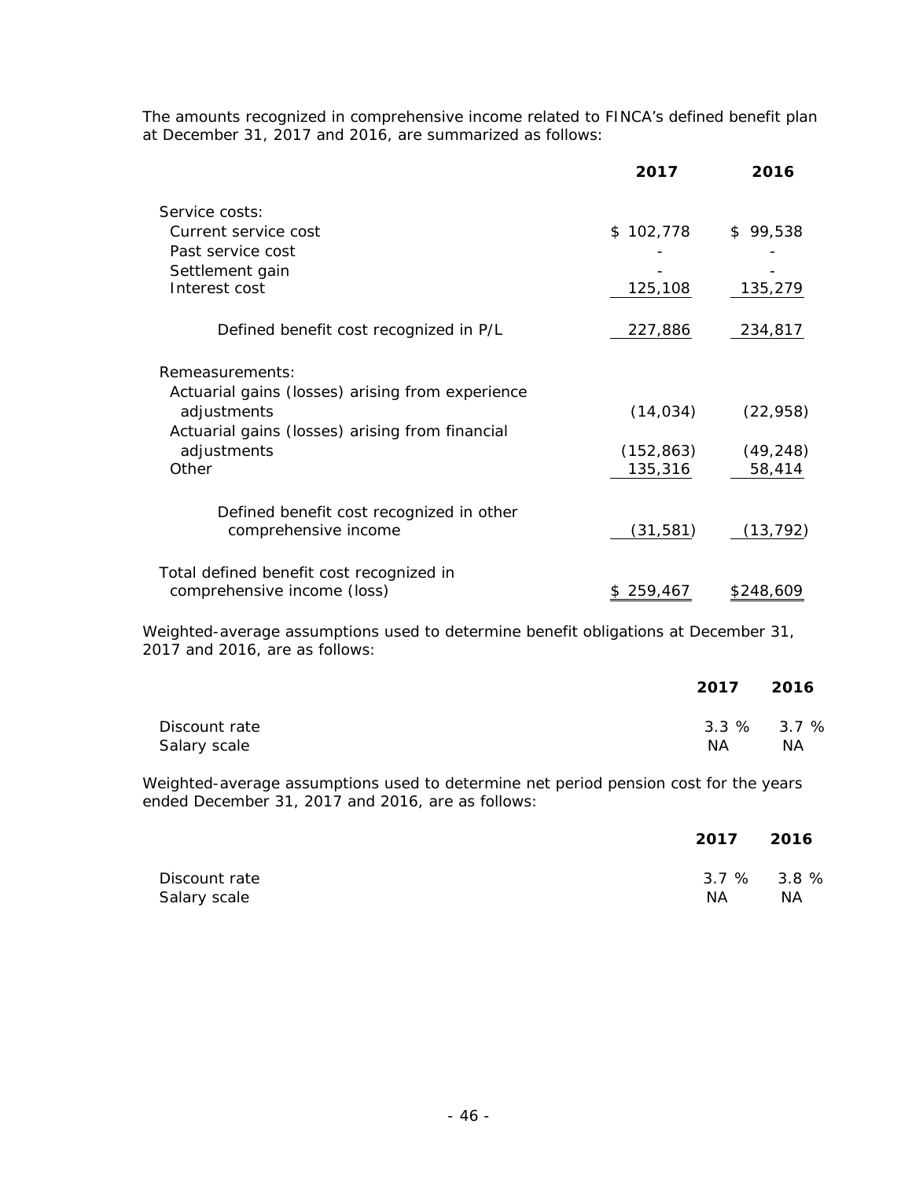The amounts recognized in comprehensive income related to FINCA's defined benefit plan at December 31, 2017 and 2016, are summarized as follows:

| | 2017 | 2016 |
|---|---|---|
| Service costs: | | |
| Current service cost | $ 102,778 | $ 99,538 |
| Past service cost | - | - |
| Settlement gain | - | - |
| Interest cost | 125,108 | 135,279 |
| Defined benefit cost recognized in P/L | 227,886 | 234,817 |
| Remeasurements: | | |
| Actuarial gains (losses) arising from experience adjustments | (14,034) | (22,958) |
| Actuarial gains (losses) arising from financial adjustments | (152,863) | (49,248) |
| Other | 135,316 | 58,414 |
| Defined benefit cost recognized in other comprehensive income | (31,581) | (13,792) |
| Total defined benefit cost recognized in comprehensive income (loss) | $ 259,467 | $248,609 |

Weighted-average assumptions used to determine benefit obligations at December 31, 2017 and 2016, are as follows:

| | 2017 | 2016 |
|---|---|---|
| Discount rate | 3.3 % | 3.7 % |
| Salary scale | NA | NA |

Weighted-average assumptions used to determine net period pension cost for the years ended December 31, 2017 and 2016, are as follows:

| | 2017 | 2016 |
|---|---|---|
| Discount rate | 3.7 % | 3.8 % |
| Salary scale | NA | NA |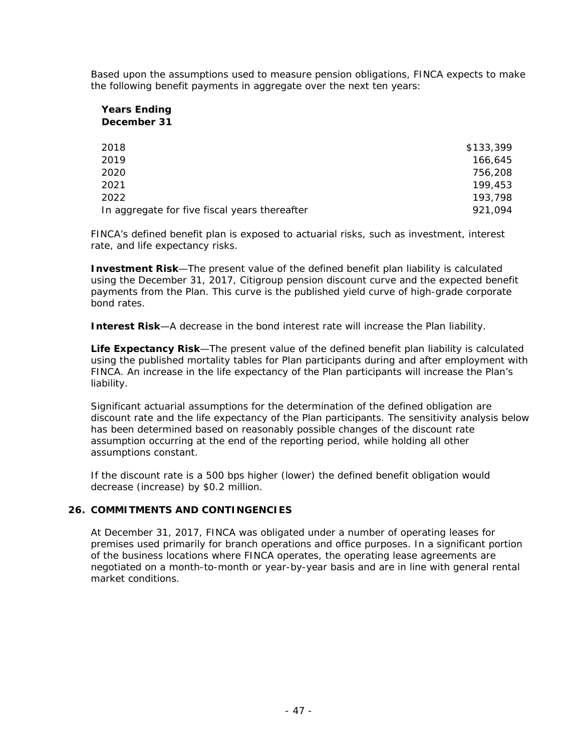Based upon the assumptions used to measure pension obligations, FINCA expects to make the following benefit payments in aggregate over the next ten years:

| Years Ending December 31 | |
|---|---|
| 2018 | $133,399 |
| 2019 | 166,645 |
| 2020 | 756,208 |
| 2021 | 199,453 |
| 2022 | 193,798 |
| In aggregate for five fiscal years thereafter | 921,094 |

FINCA's defined benefit plan is exposed to actuarial risks, such as investment, interest rate, and life expectancy risks.

**Investment Risk**—The present value of the defined benefit plan liability is calculated using the December 31, 2017, Citigroup pension discount curve and the expected benefit payments from the Plan. This curve is the published yield curve of high-grade corporate bond rates.

**Interest Risk**—A decrease in the bond interest rate will increase the Plan liability.

**Life Expectancy Risk**—The present value of the defined benefit plan liability is calculated using the published mortality tables for Plan participants during and after employment with FINCA. An increase in the life expectancy of the Plan participants will increase the Plan's liability.

Significant actuarial assumptions for the determination of the defined obligation are discount rate and the life expectancy of the Plan participants. The sensitivity analysis below has been determined based on reasonably possible changes of the discount rate assumption occurring at the end of the reporting period, while holding all other assumptions constant.

If the discount rate is a 500 bps higher (lower) the defined benefit obligation would decrease (increase) by $0.2 million.

## 26. COMMITMENTS AND CONTINGENCIES

At December 31, 2017, FINCA was obligated under a number of operating leases for premises used primarily for branch operations and office purposes. In a significant portion of the business locations where FINCA operates, the operating lease agreements are negotiated on a month-to-month or year-by-year basis and are in line with general rental market conditions.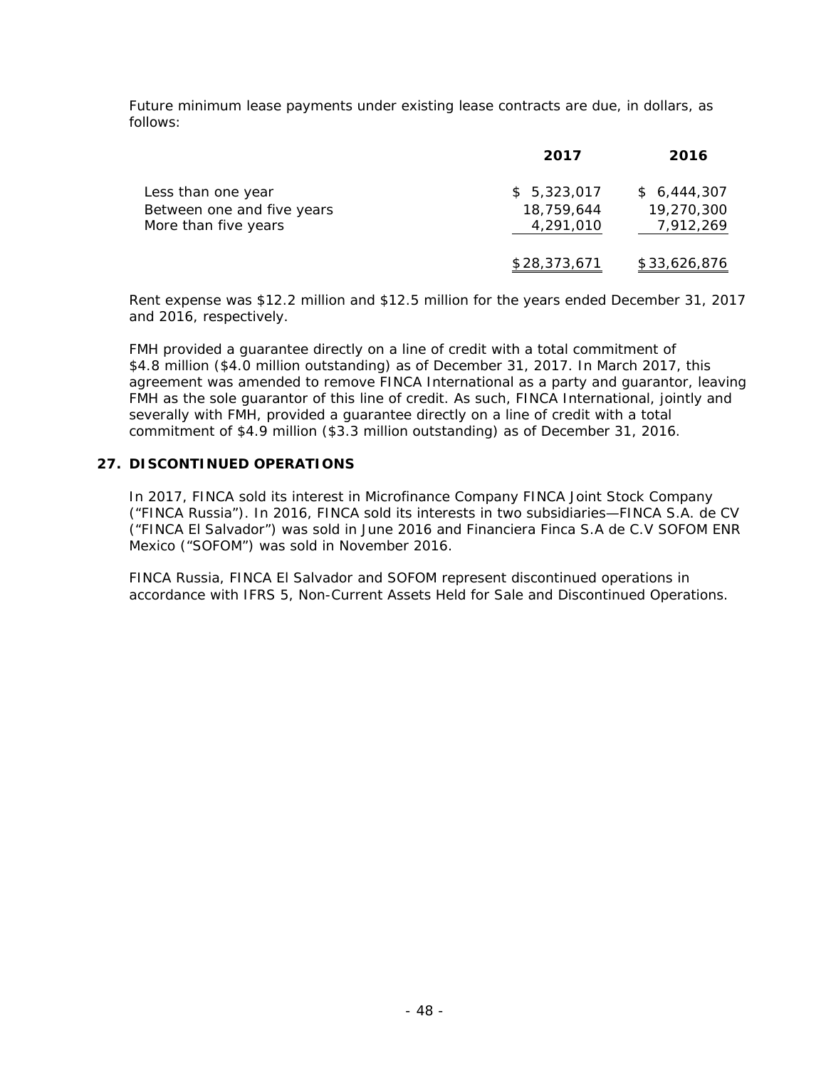Future minimum lease payments under existing lease contracts are due, in dollars, as follows:

| | 2017 | 2016 |
|---|---|---|
| Less than one year | $ 5,323,017 | $ 6,444,307 |
| Between one and five years | 18,759,644 | 19,270,300 |
| More than five years | 4,291,010 | 7,912,269 |
| | $28,373,671 | $33,626,876 |

Rent expense was $12.2 million and $12.5 million for the years ended December 31, 2017 and 2016, respectively.

FMH provided a guarantee directly on a line of credit with a total commitment of $4.8 million ($4.0 million outstanding) as of December 31, 2017. In March 2017, this agreement was amended to remove FINCA International as a party and guarantor, leaving FMH as the sole guarantor of this line of credit. As such, FINCA International, jointly and severally with FMH, provided a guarantee directly on a line of credit with a total commitment of $4.9 million ($3.3 million outstanding) as of December 31, 2016.

## 27. DISCONTINUED OPERATIONS

In 2017, FINCA sold its interest in Microfinance Company FINCA Joint Stock Company ("FINCA Russia"). In 2016, FINCA sold its interests in two subsidiaries—FINCA S.A. de CV ("FINCA El Salvador") was sold in June 2016 and Financiera Finca S.A de C.V SOFOM ENR Mexico ("SOFOM") was sold in November 2016.

FINCA Russia, FINCA El Salvador and SOFOM represent discontinued operations in accordance with IFRS 5, Non-Current Assets Held for Sale and Discontinued Operations.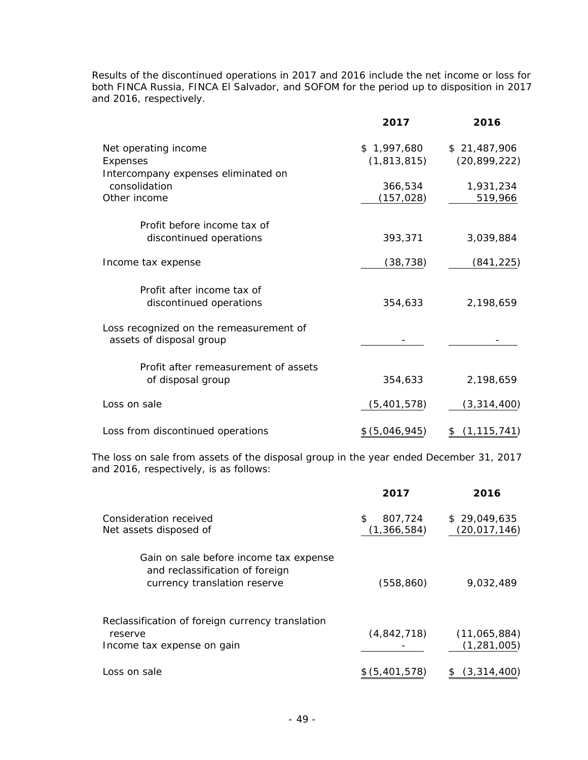Results of the discontinued operations in 2017 and 2016 include the net income or loss for both FINCA Russia, FINCA El Salvador, and SOFOM for the period up to disposition in 2017 and 2016, respectively.

| | 2017 | 2016 |
|---|---|---|
| Net operating income | $ 1,997,680 | $ 21,487,906 |
| Expenses | (1,813,815) | (20,899,222) |
| Intercompany expenses eliminated on consolidation | 366,534 | 1,931,234 |
| Other income | (157,028) | 519,966 |
| Profit before income tax of discontinued operations | 393,371 | 3,039,884 |
| Income tax expense | (38,738) | (841,225) |
| Profit after income tax of discontinued operations | 354,633 | 2,198,659 |
| Loss recognized on the remeasurement of assets of disposal group | - | - |
| Profit after remeasurement of assets of disposal group | 354,633 | 2,198,659 |
| Loss on sale | (5,401,578) | (3,314,400) |
| Loss from discontinued operations | $ (5,046,945) | $ (1,115,741) |

The loss on sale from assets of the disposal group in the year ended December 31, 2017 and 2016, respectively, is as follows:

| | 2017 | 2016 |
|---|---|---|
| Consideration received | $ 807,724 | $ 29,049,635 |
| Net assets disposed of | (1,366,584) | (20,017,146) |
| Gain on sale before income tax expense and reclassification of foreign currency translation reserve | (558,860) | 9,032,489 |
| Reclassification of foreign currency translation reserve | (4,842,718) | (11,065,884) |
| Income tax expense on gain | - | (1,281,005) |
| Loss on sale | $ (5,401,578) | $ (3,314,400) |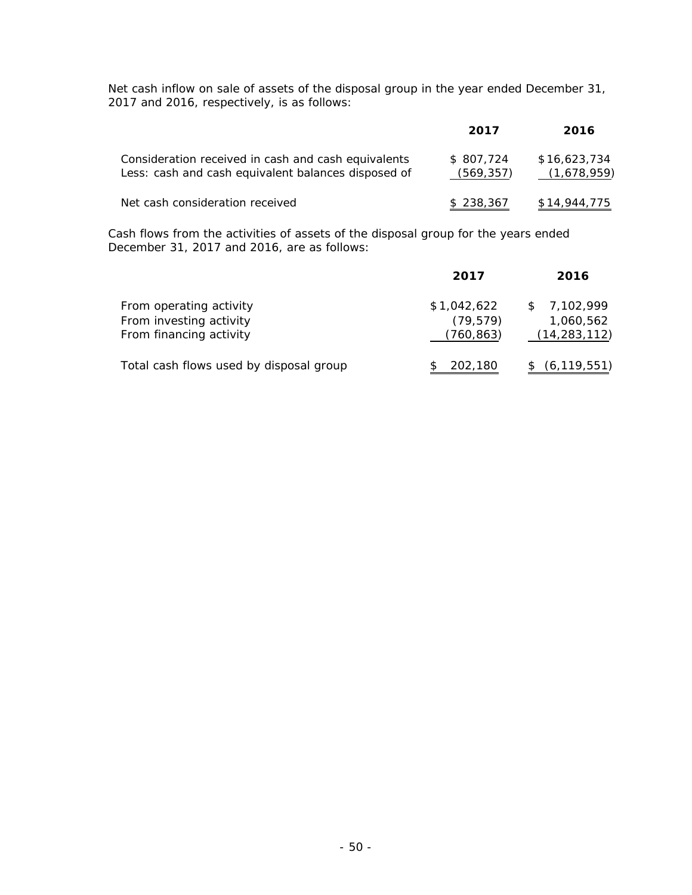Net cash inflow on sale of assets of the disposal group in the year ended December 31, 2017 and 2016, respectively, is as follows:

| | 2017 | 2016 |
|---|---|---|
| Consideration received in cash and cash equivalents | $ 807,724 | $16,623,734 |
| Less: cash and cash equivalent balances disposed of | (569,357) | (1,678,959) |
| Net cash consideration received | $ 238,367 | $14,944,775 |

Cash flows from the activities of assets of the disposal group for the years ended December 31, 2017 and 2016, are as follows:

| | 2017 | 2016 |
|---|---|---|
| From operating activity | $1,042,622 | $ 7,102,999 |
| From investing activity | (79,579) | 1,060,562 |
| From financing activity | (760,863) | (14,283,112) |
| Total cash flows used by disposal group | $ 202,180 | $ (6,119,551) |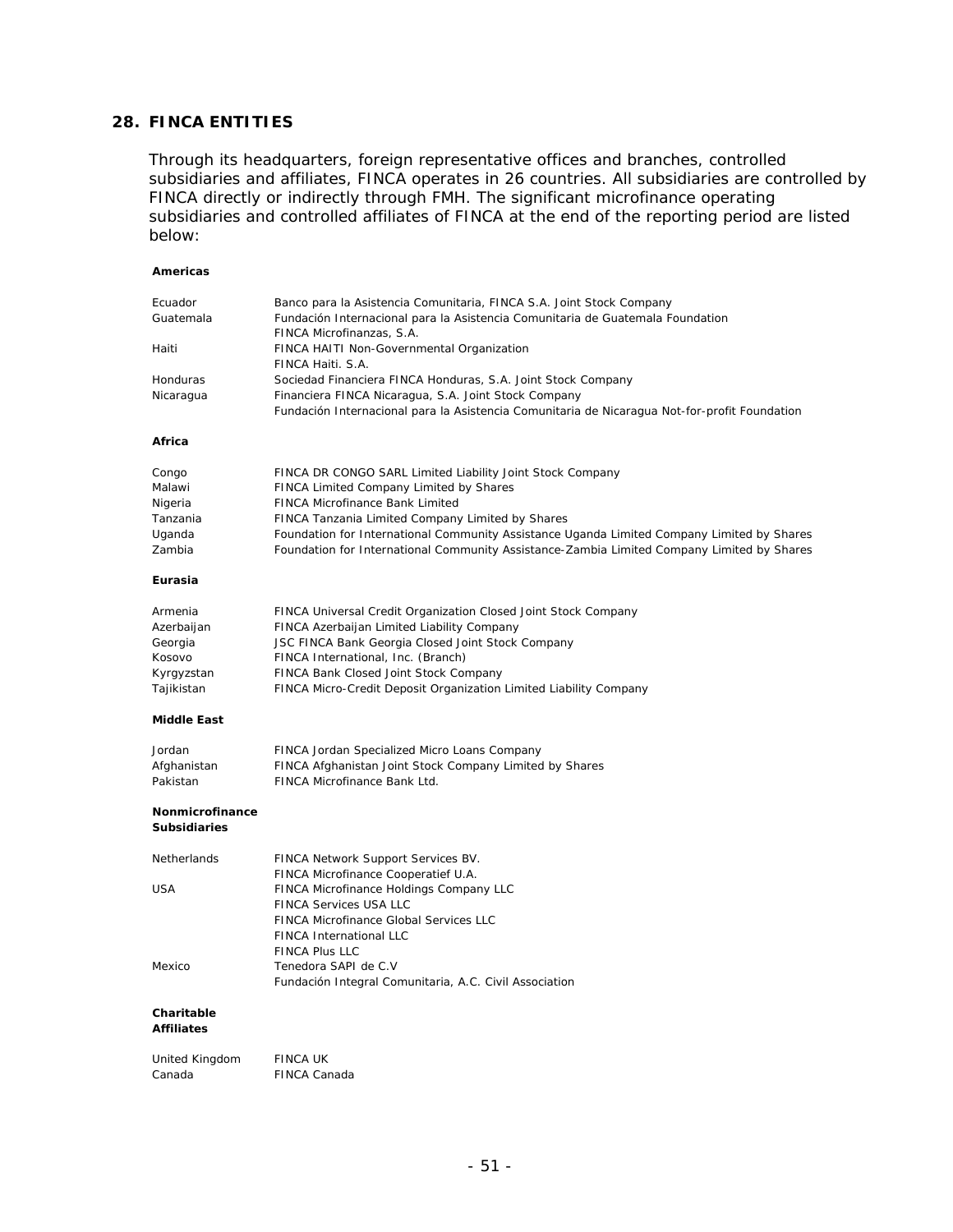## 28. FINCA ENTITIES

Through its headquarters, foreign representative offices and branches, controlled subsidiaries and affiliates, FINCA operates in 26 countries. All subsidiaries are controlled by FINCA directly or indirectly through FMH. The significant microfinance operating subsidiaries and controlled affiliates of FINCA at the end of the reporting period are listed below:

**Americas**

| | |
|---|---|
| Ecuador | Banco para la Asistencia Comunitaria, FINCA S.A. Joint Stock Company |
| Guatemala | Fundación Internacional para la Asistencia Comunitaria de Guatemala Foundation |
| | FINCA Microfinanzas, S.A. |
| Haiti | FINCA HAITI Non-Governmental Organization |
| | FINCA Haiti. S.A. |
| Honduras | Sociedad Financiera FINCA Honduras, S.A. Joint Stock Company |
| Nicaragua | Financiera FINCA Nicaragua, S.A. Joint Stock Company |
| | Fundación Internacional para la Asistencia Comunitaria de Nicaragua Not-for-profit Foundation |

**Africa**

| | |
|---|---|
| Congo | FINCA DR CONGO SARL Limited Liability Joint Stock Company |
| Malawi | FINCA Limited Company Limited by Shares |
| Nigeria | FINCA Microfinance Bank Limited |
| Tanzania | FINCA Tanzania Limited Company Limited by Shares |
| Uganda | Foundation for International Community Assistance Uganda Limited Company Limited by Shares |
| Zambia | Foundation for International Community Assistance-Zambia Limited Company Limited by Shares |

**Eurasia**

| | |
|---|---|
| Armenia | FINCA Universal Credit Organization Closed Joint Stock Company |
| Azerbaijan | FINCA Azerbaijan Limited Liability Company |
| Georgia | JSC FINCA Bank Georgia Closed Joint Stock Company |
| Kosovo | FINCA International, Inc. (Branch) |
| Kyrgyzstan | FINCA Bank Closed Joint Stock Company |
| Tajikistan | FINCA Micro-Credit Deposit Organization Limited Liability Company |

**Middle East**

| | |
|---|---|
| Jordan | FINCA Jordan Specialized Micro Loans Company |
| Afghanistan | FINCA Afghanistan Joint Stock Company Limited by Shares |
| Pakistan | FINCA Microfinance Bank Ltd. |

**Nonmicrofinance Subsidiaries**

| | |
|---|---|
| Netherlands | FINCA Network Support Services BV. |
| | FINCA Microfinance Cooperatief U.A. |
| USA | FINCA Microfinance Holdings Company LLC |
| | FINCA Services USA LLC |
| | FINCA Microfinance Global Services LLC |
| | FINCA International LLC |
| | FINCA Plus LLC |
| Mexico | Tenedora SAPI de C.V |
| | Fundación Integral Comunitaria, A.C. Civil Association |

**Charitable Affiliates**

| | |
|---|---|
| United Kingdom | FINCA UK |
| Canada | FINCA Canada |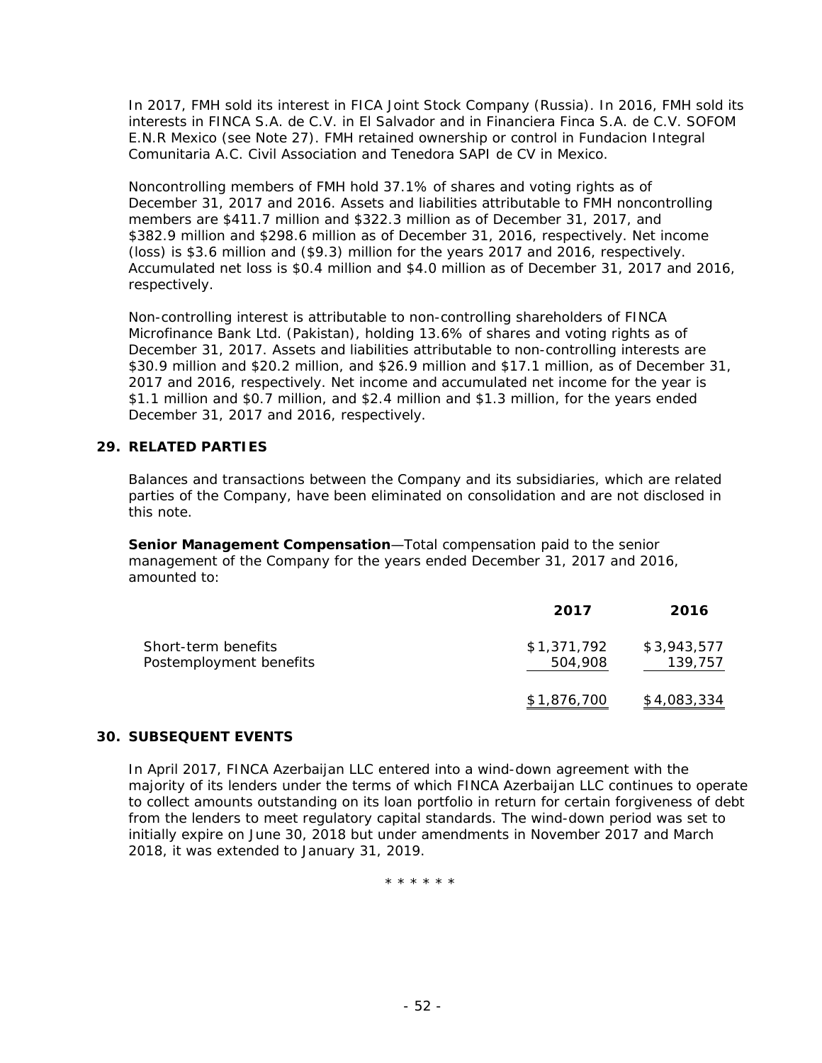In 2017, FMH sold its interest in FICA Joint Stock Company (Russia). In 2016, FMH sold its interests in FINCA S.A. de C.V. in El Salvador and in Financiera Finca S.A. de C.V. SOFOM E.N.R Mexico (see Note 27). FMH retained ownership or control in Fundacion Integral Comunitaria A.C. Civil Association and Tenedora SAPI de CV in Mexico.

Noncontrolling members of FMH hold 37.1% of shares and voting rights as of December 31, 2017 and 2016. Assets and liabilities attributable to FMH noncontrolling members are $411.7 million and $322.3 million as of December 31, 2017, and $382.9 million and $298.6 million as of December 31, 2016, respectively. Net income (loss) is $3.6 million and ($9.3) million for the years 2017 and 2016, respectively. Accumulated net loss is $0.4 million and $4.0 million as of December 31, 2017 and 2016, respectively.

Non-controlling interest is attributable to non-controlling shareholders of FINCA Microfinance Bank Ltd. (Pakistan), holding 13.6% of shares and voting rights as of December 31, 2017. Assets and liabilities attributable to non-controlling interests are $30.9 million and $20.2 million, and $26.9 million and $17.1 million, as of December 31, 2017 and 2016, respectively. Net income and accumulated net income for the year is $1.1 million and $0.7 million, and $2.4 million and $1.3 million, for the years ended December 31, 2017 and 2016, respectively.

## 29. RELATED PARTIES

Balances and transactions between the Company and its subsidiaries, which are related parties of the Company, have been eliminated on consolidation and are not disclosed in this note.

**Senior Management Compensation**—Total compensation paid to the senior management of the Company for the years ended December 31, 2017 and 2016, amounted to:

| | 2017 | 2016 |
|---|---|---|
| Short-term benefits | $1,371,792 | $3,943,577 |
| Postemployment benefits | 504,908 | 139,757 |
| | $1,876,700 | $4,083,334 |

## 30. SUBSEQUENT EVENTS

In April 2017, FINCA Azerbaijan LLC entered into a wind-down agreement with the majority of its lenders under the terms of which FINCA Azerbaijan LLC continues to operate to collect amounts outstanding on its loan portfolio in return for certain forgiveness of debt from the lenders to meet regulatory capital standards. The wind-down period was set to initially expire on June 30, 2018 but under amendments in November 2017 and March 2018, it was extended to January 31, 2019.

\* \* \* \* \* \*